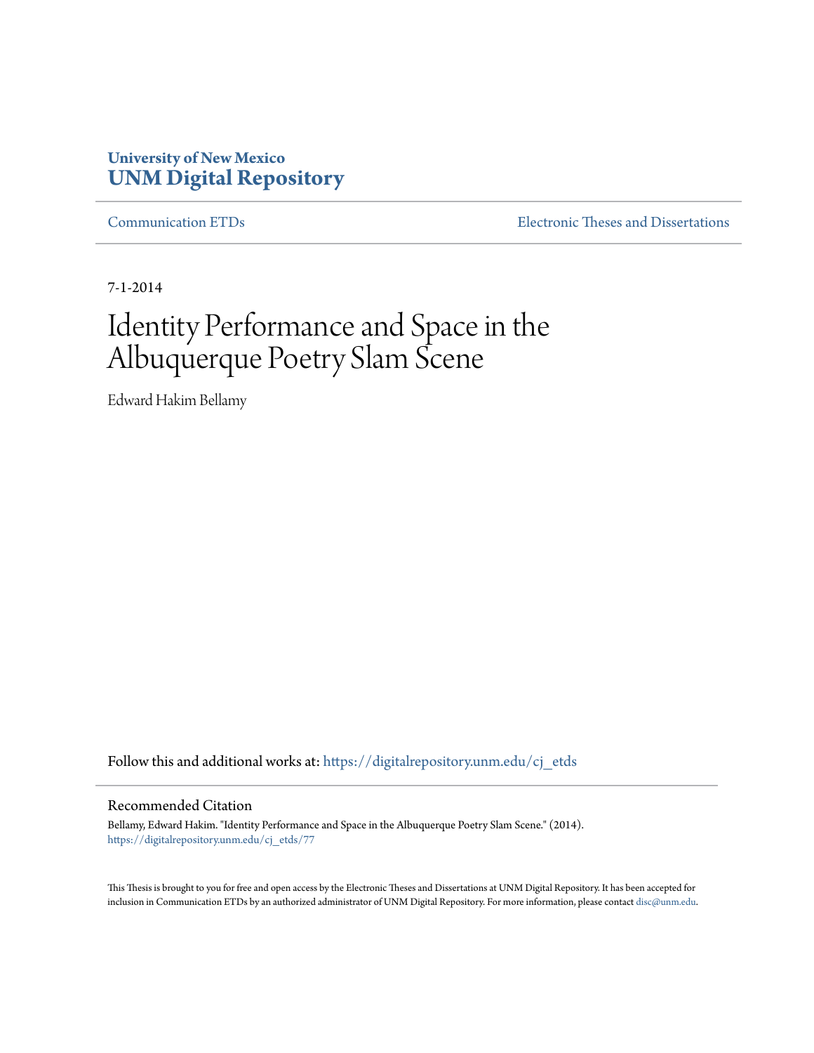University of New Mexico
**UNM Digital Repository**

Communication ETDs | Electronic Theses and Dissertations

7-1-2014

# Identity Performance and Space in the Albuquerque Poetry Slam Scene

Edward Hakim Bellamy

Follow this and additional works at: https://digitalrepository.unm.edu/cj_etds

## Recommended Citation

Bellamy, Edward Hakim. "Identity Performance and Space in the Albuquerque Poetry Slam Scene." (2014). https://digitalrepository.unm.edu/cj_etds/77

This Thesis is brought to you for free and open access by the Electronic Theses and Dissertations at UNM Digital Repository. It has been accepted for inclusion in Communication ETDs by an authorized administrator of UNM Digital Repository. For more information, please contact disc@unm.edu.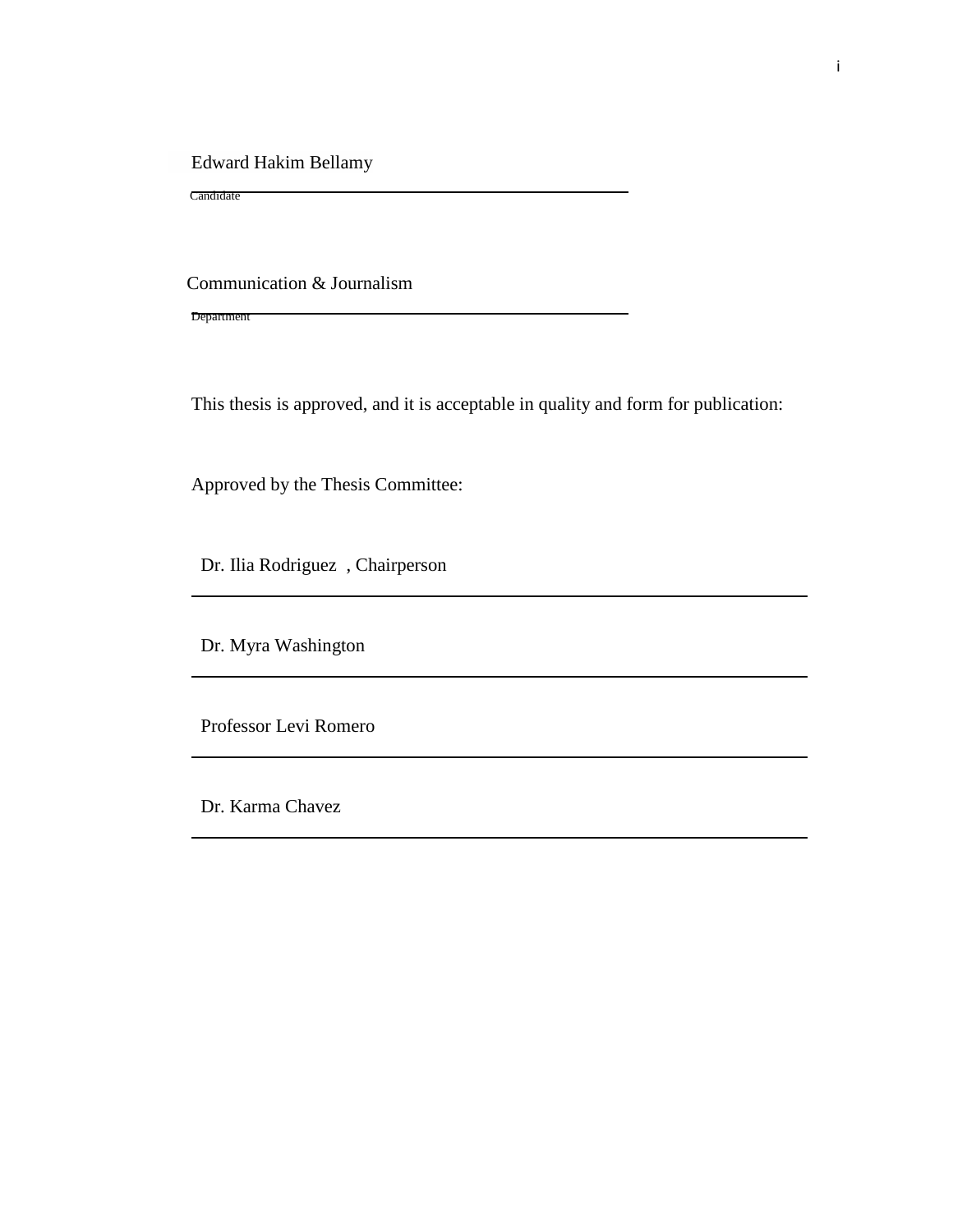Edward Hakim Bellamy

Candidate

Communication & Journalism

Department

This thesis is approved, and it is acceptable in quality and form for publication:

Approved by the Thesis Committee:

Dr. Ilia Rodriguez , Chairperson

Dr. Myra Washington

Professor Levi Romero

Dr. Karma Chavez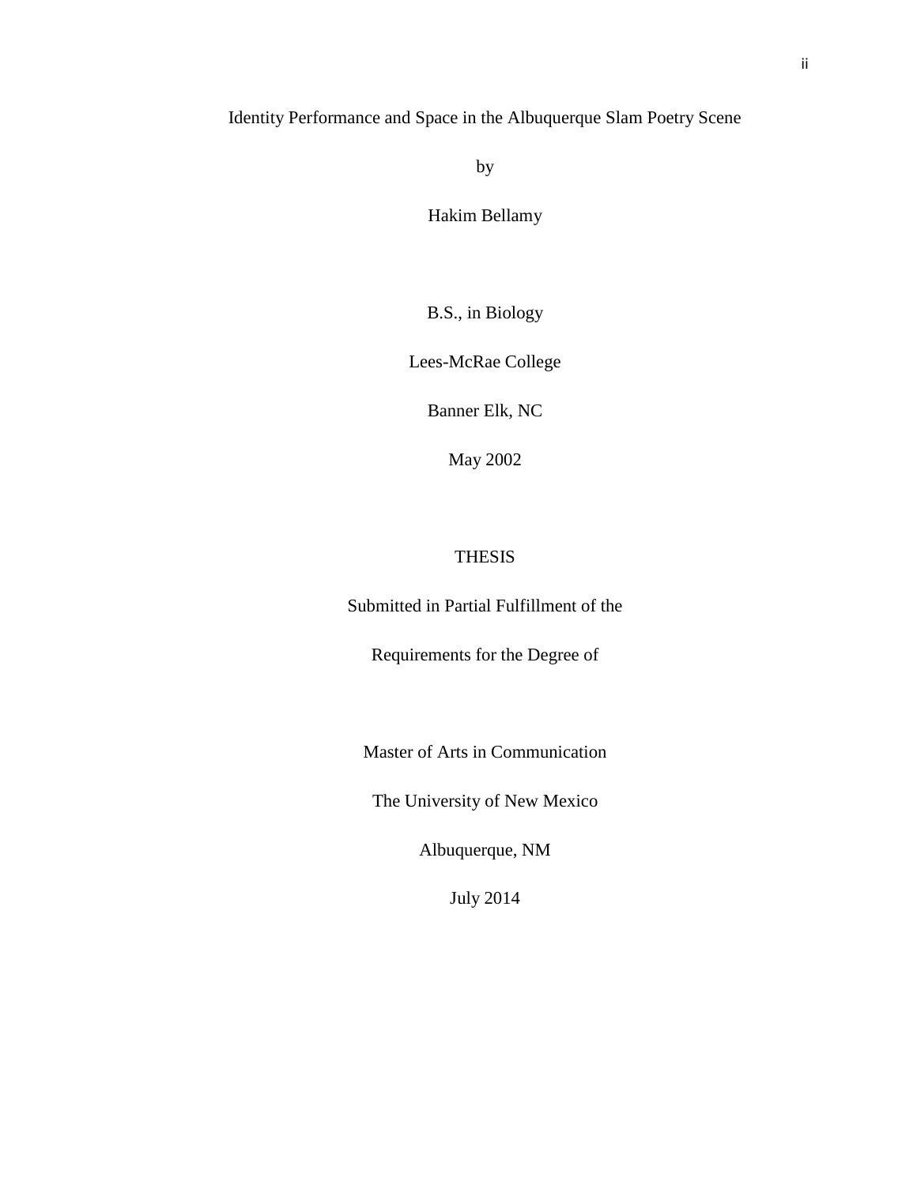Identity Performance and Space in the Albuquerque Slam Poetry Scene

by

Hakim Bellamy

B.S., in Biology

Lees-McRae College

Banner Elk, NC

May 2002

THESIS

Submitted in Partial Fulfillment of the

Requirements for the Degree of

Master of Arts in Communication

The University of New Mexico

Albuquerque, NM

July 2014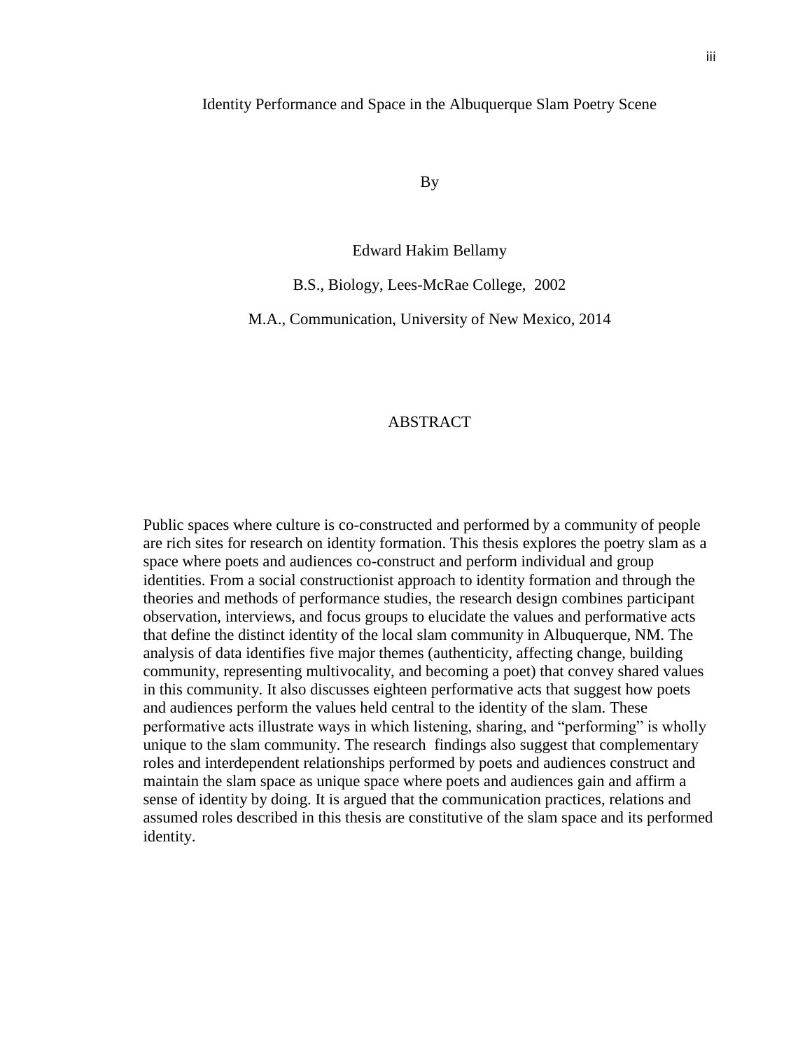Identity Performance and Space in the Albuquerque Slam Poetry Scene

By

Edward Hakim Bellamy

B.S., Biology, Lees-McRae College, 2002

M.A., Communication, University of New Mexico, 2014

## ABSTRACT

Public spaces where culture is co-constructed and performed by a community of people are rich sites for research on identity formation. This thesis explores the poetry slam as a space where poets and audiences co-construct and perform individual and group identities. From a social constructionist approach to identity formation and through the theories and methods of performance studies, the research design combines participant observation, interviews, and focus groups to elucidate the values and performative acts that define the distinct identity of the local slam community in Albuquerque, NM. The analysis of data identifies five major themes (authenticity, affecting change, building community, representing multivocality, and becoming a poet) that convey shared values in this community. It also discusses eighteen performative acts that suggest how poets and audiences perform the values held central to the identity of the slam. These performative acts illustrate ways in which listening, sharing, and "performing" is wholly unique to the slam community. The research findings also suggest that complementary roles and interdependent relationships performed by poets and audiences construct and maintain the slam space as unique space where poets and audiences gain and affirm a sense of identity by doing. It is argued that the communication practices, relations and assumed roles described in this thesis are constitutive of the slam space and its performed identity.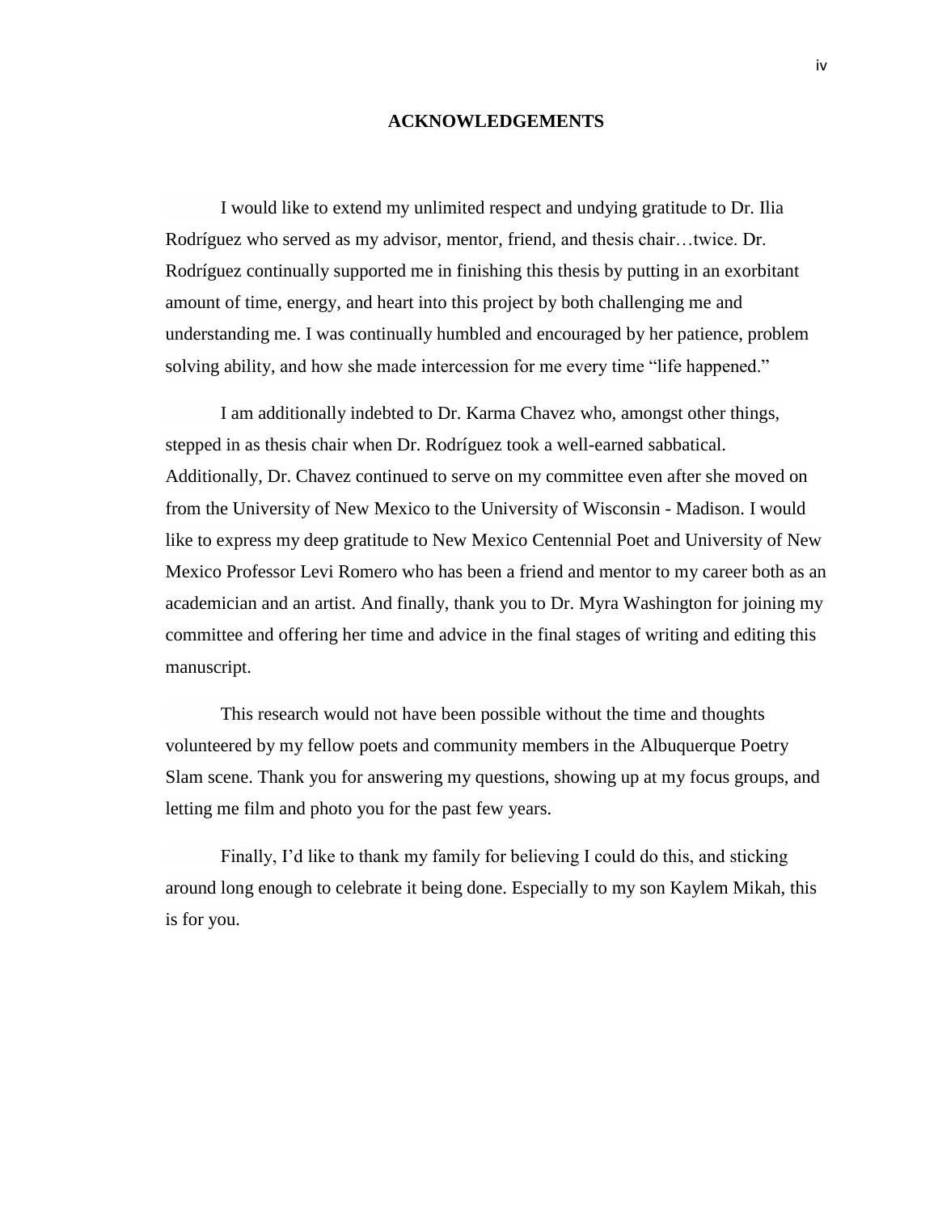# ACKNOWLEDGEMENTS

I would like to extend my unlimited respect and undying gratitude to Dr. Ilia Rodríguez who served as my advisor, mentor, friend, and thesis chair…twice. Dr. Rodríguez continually supported me in finishing this thesis by putting in an exorbitant amount of time, energy, and heart into this project by both challenging me and understanding me. I was continually humbled and encouraged by her patience, problem solving ability, and how she made intercession for me every time "life happened."

I am additionally indebted to Dr. Karma Chavez who, amongst other things, stepped in as thesis chair when Dr. Rodríguez took a well-earned sabbatical. Additionally, Dr. Chavez continued to serve on my committee even after she moved on from the University of New Mexico to the University of Wisconsin - Madison. I would like to express my deep gratitude to New Mexico Centennial Poet and University of New Mexico Professor Levi Romero who has been a friend and mentor to my career both as an academician and an artist. And finally, thank you to Dr. Myra Washington for joining my committee and offering her time and advice in the final stages of writing and editing this manuscript.

This research would not have been possible without the time and thoughts volunteered by my fellow poets and community members in the Albuquerque Poetry Slam scene. Thank you for answering my questions, showing up at my focus groups, and letting me film and photo you for the past few years.

Finally, I'd like to thank my family for believing I could do this, and sticking around long enough to celebrate it being done. Especially to my son Kaylem Mikah, this is for you.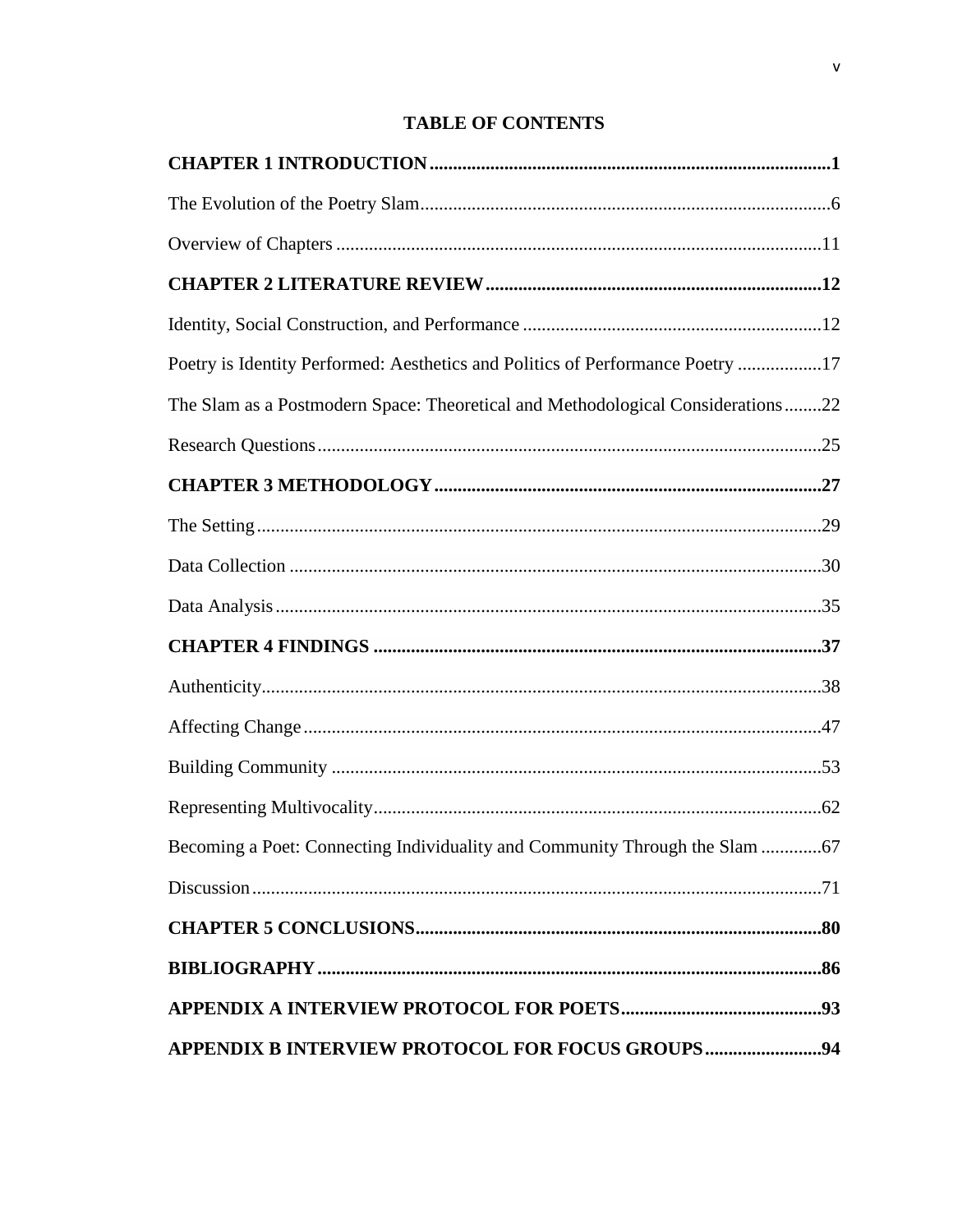# TABLE OF CONTENTS

**CHAPTER 1 INTRODUCTION** ..... **1**

The Evolution of the Poetry Slam ..... 6

Overview of Chapters ..... 11

**CHAPTER 2 LITERATURE REVIEW** ..... **12**

Identity, Social Construction, and Performance ..... 12

Poetry is Identity Performed: Aesthetics and Politics of Performance Poetry ..... 17

The Slam as a Postmodern Space: Theoretical and Methodological Considerations ..... 22

Research Questions ..... 25

**CHAPTER 3 METHODOLOGY** ..... **27**

The Setting ..... 29

Data Collection ..... 30

Data Analysis ..... 35

**CHAPTER 4 FINDINGS** ..... **37**

Authenticity ..... 38

Affecting Change ..... 47

Building Community ..... 53

Representing Multivocality ..... 62

Becoming a Poet: Connecting Individuality and Community Through the Slam ..... 67

Discussion ..... 71

**CHAPTER 5 CONCLUSIONS** ..... **80**

**BIBLIOGRAPHY** ..... **86**

**APPENDIX A INTERVIEW PROTOCOL FOR POETS** ..... **93**

**APPENDIX B INTERVIEW PROTOCOL FOR FOCUS GROUPS** ..... **94**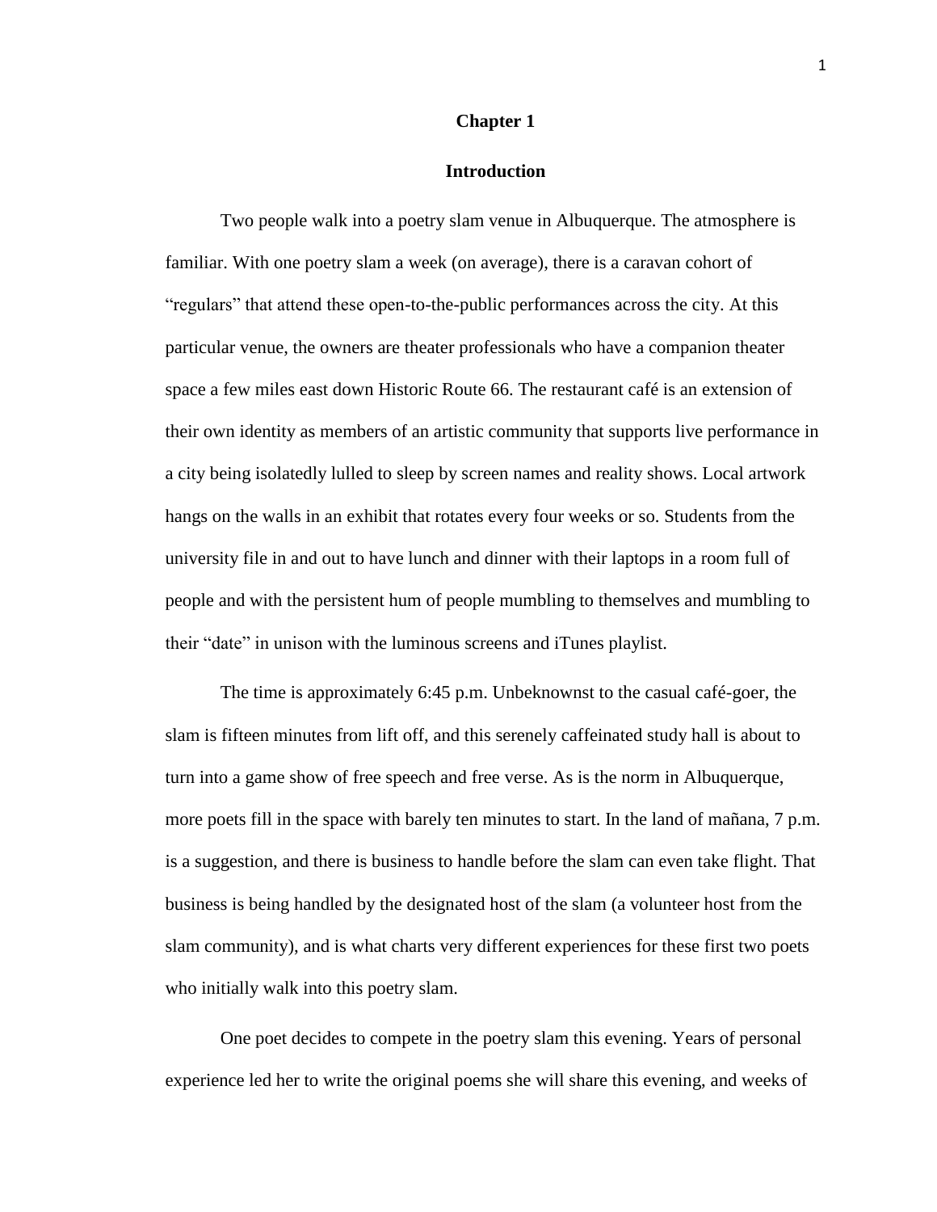# Chapter 1

## Introduction

Two people walk into a poetry slam venue in Albuquerque. The atmosphere is familiar. With one poetry slam a week (on average), there is a caravan cohort of "regulars" that attend these open-to-the-public performances across the city. At this particular venue, the owners are theater professionals who have a companion theater space a few miles east down Historic Route 66. The restaurant café is an extension of their own identity as members of an artistic community that supports live performance in a city being isolatedly lulled to sleep by screen names and reality shows. Local artwork hangs on the walls in an exhibit that rotates every four weeks or so. Students from the university file in and out to have lunch and dinner with their laptops in a room full of people and with the persistent hum of people mumbling to themselves and mumbling to their "date" in unison with the luminous screens and iTunes playlist.

The time is approximately 6:45 p.m. Unbeknownst to the casual café-goer, the slam is fifteen minutes from lift off, and this serenely caffeinated study hall is about to turn into a game show of free speech and free verse. As is the norm in Albuquerque, more poets fill in the space with barely ten minutes to start. In the land of mañana, 7 p.m. is a suggestion, and there is business to handle before the slam can even take flight. That business is being handled by the designated host of the slam (a volunteer host from the slam community), and is what charts very different experiences for these first two poets who initially walk into this poetry slam.

One poet decides to compete in the poetry slam this evening. Years of personal experience led her to write the original poems she will share this evening, and weeks of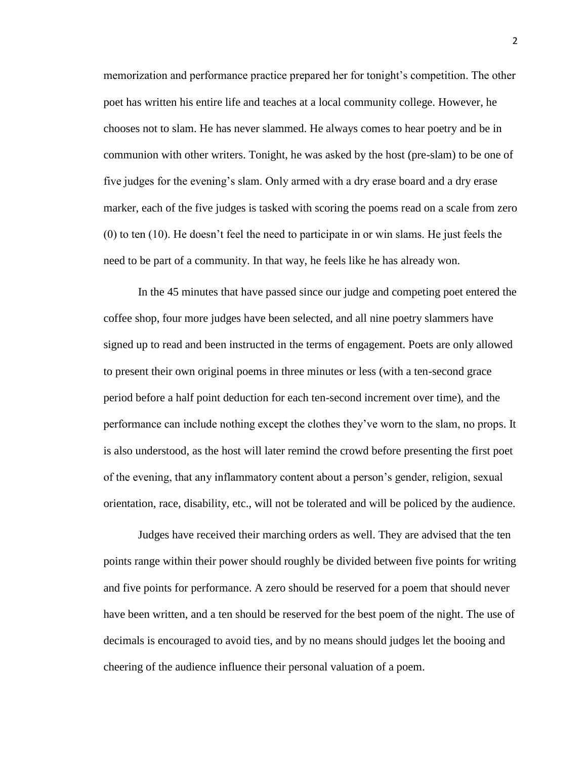memorization and performance practice prepared her for tonight's competition. The other poet has written his entire life and teaches at a local community college. However, he chooses not to slam. He has never slammed. He always comes to hear poetry and be in communion with other writers. Tonight, he was asked by the host (pre-slam) to be one of five judges for the evening's slam. Only armed with a dry erase board and a dry erase marker, each of the five judges is tasked with scoring the poems read on a scale from zero (0) to ten (10). He doesn't feel the need to participate in or win slams. He just feels the need to be part of a community. In that way, he feels like he has already won.

In the 45 minutes that have passed since our judge and competing poet entered the coffee shop, four more judges have been selected, and all nine poetry slammers have signed up to read and been instructed in the terms of engagement. Poets are only allowed to present their own original poems in three minutes or less (with a ten-second grace period before a half point deduction for each ten-second increment over time), and the performance can include nothing except the clothes they've worn to the slam, no props. It is also understood, as the host will later remind the crowd before presenting the first poet of the evening, that any inflammatory content about a person's gender, religion, sexual orientation, race, disability, etc., will not be tolerated and will be policed by the audience.

Judges have received their marching orders as well. They are advised that the ten points range within their power should roughly be divided between five points for writing and five points for performance. A zero should be reserved for a poem that should never have been written, and a ten should be reserved for the best poem of the night. The use of decimals is encouraged to avoid ties, and by no means should judges let the booing and cheering of the audience influence their personal valuation of a poem.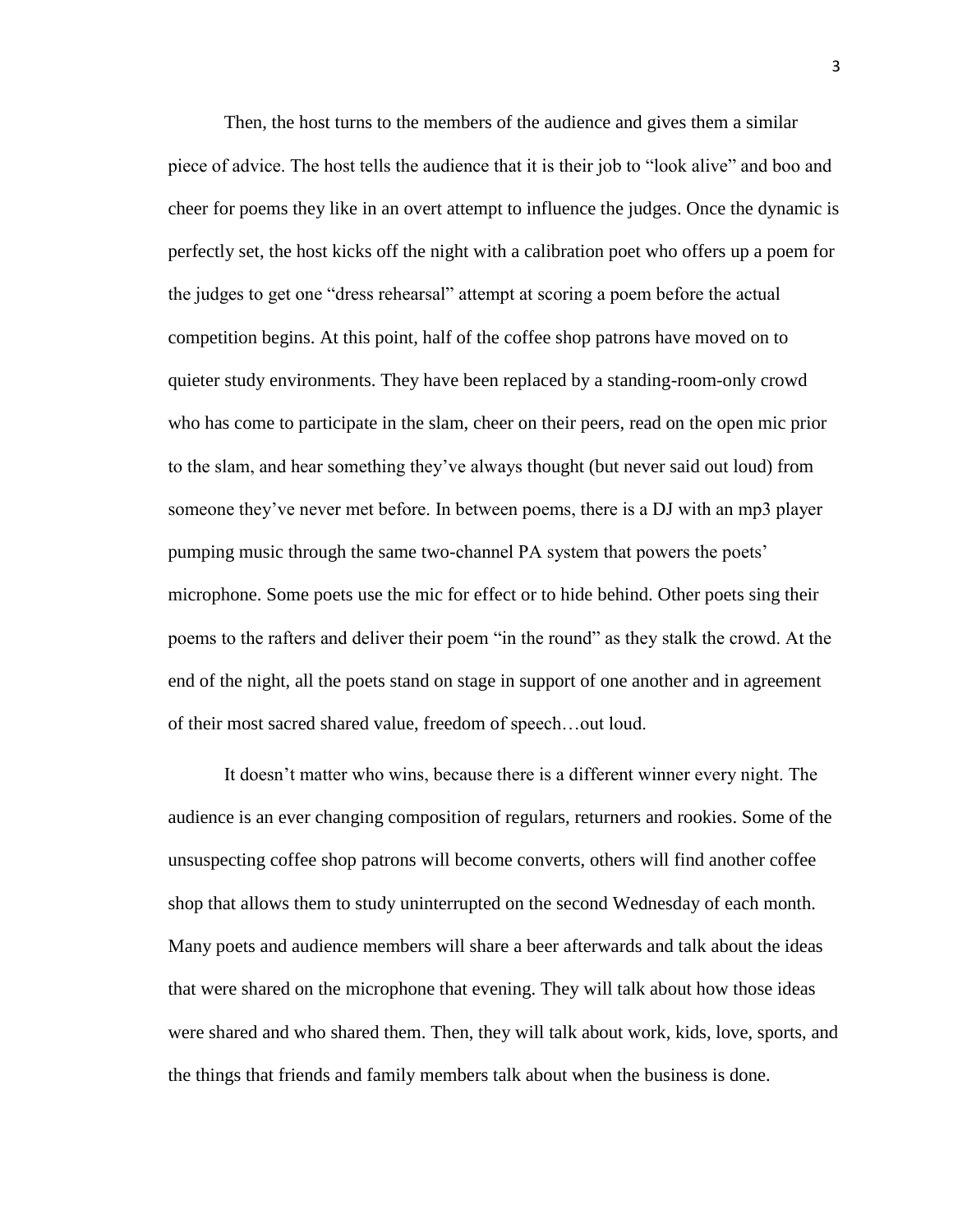Then, the host turns to the members of the audience and gives them a similar piece of advice. The host tells the audience that it is their job to “look alive” and boo and cheer for poems they like in an overt attempt to influence the judges. Once the dynamic is perfectly set, the host kicks off the night with a calibration poet who offers up a poem for the judges to get one “dress rehearsal” attempt at scoring a poem before the actual competition begins. At this point, half of the coffee shop patrons have moved on to quieter study environments. They have been replaced by a standing-room-only crowd who has come to participate in the slam, cheer on their peers, read on the open mic prior to the slam, and hear something they’ve always thought (but never said out loud) from someone they’ve never met before. In between poems, there is a DJ with an mp3 player pumping music through the same two-channel PA system that powers the poets’ microphone. Some poets use the mic for effect or to hide behind. Other poets sing their poems to the rafters and deliver their poem “in the round” as they stalk the crowd. At the end of the night, all the poets stand on stage in support of one another and in agreement of their most sacred shared value, freedom of speech…out loud.

It doesn’t matter who wins, because there is a different winner every night. The audience is an ever changing composition of regulars, returners and rookies. Some of the unsuspecting coffee shop patrons will become converts, others will find another coffee shop that allows them to study uninterrupted on the second Wednesday of each month. Many poets and audience members will share a beer afterwards and talk about the ideas that were shared on the microphone that evening. They will talk about how those ideas were shared and who shared them. Then, they will talk about work, kids, love, sports, and the things that friends and family members talk about when the business is done.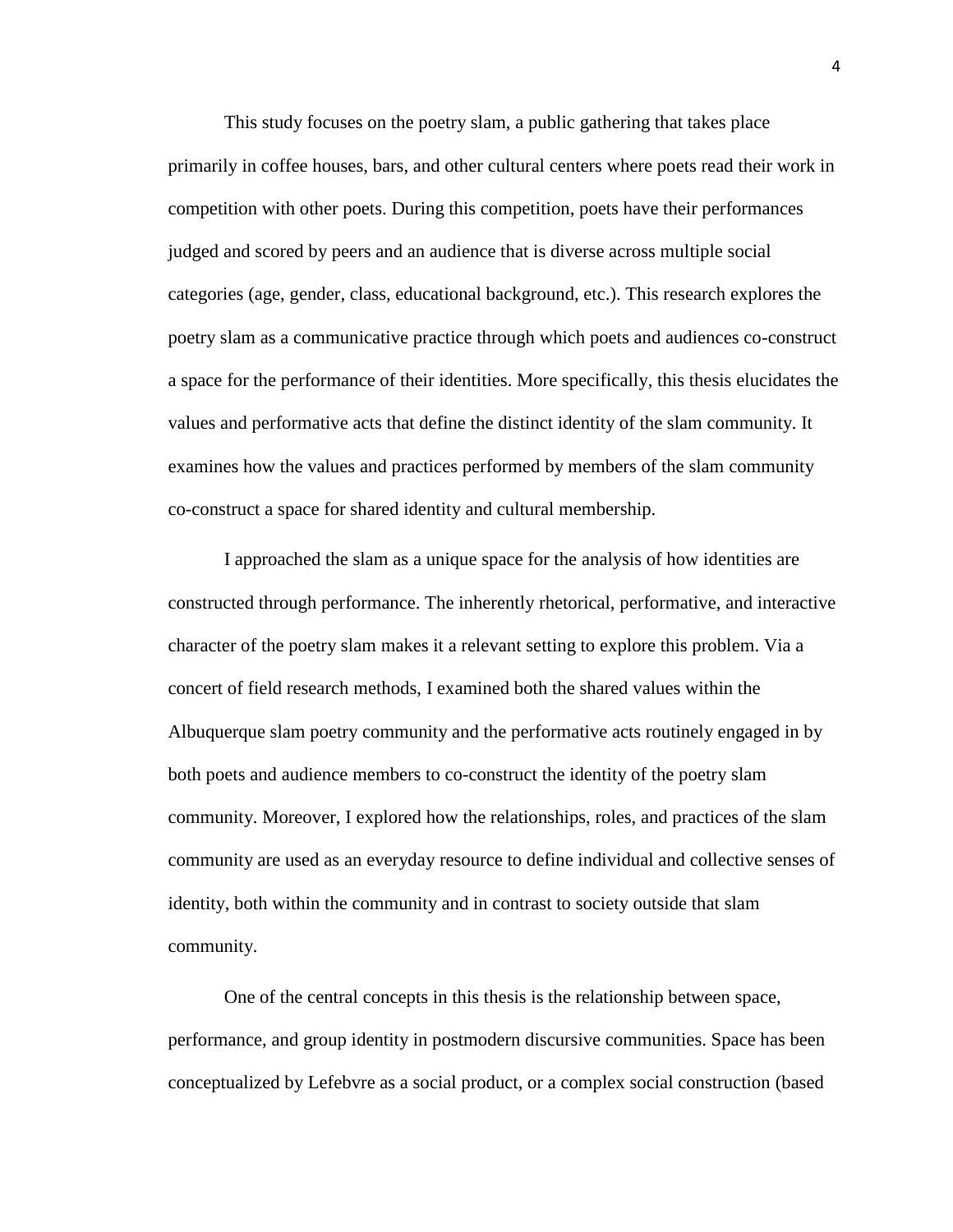This study focuses on the poetry slam, a public gathering that takes place primarily in coffee houses, bars, and other cultural centers where poets read their work in competition with other poets. During this competition, poets have their performances judged and scored by peers and an audience that is diverse across multiple social categories (age, gender, class, educational background, etc.). This research explores the poetry slam as a communicative practice through which poets and audiences co-construct a space for the performance of their identities. More specifically, this thesis elucidates the values and performative acts that define the distinct identity of the slam community. It examines how the values and practices performed by members of the slam community co-construct a space for shared identity and cultural membership.

I approached the slam as a unique space for the analysis of how identities are constructed through performance. The inherently rhetorical, performative, and interactive character of the poetry slam makes it a relevant setting to explore this problem. Via a concert of field research methods, I examined both the shared values within the Albuquerque slam poetry community and the performative acts routinely engaged in by both poets and audience members to co-construct the identity of the poetry slam community. Moreover, I explored how the relationships, roles, and practices of the slam community are used as an everyday resource to define individual and collective senses of identity, both within the community and in contrast to society outside that slam community.

One of the central concepts in this thesis is the relationship between space, performance, and group identity in postmodern discursive communities. Space has been conceptualized by Lefebvre as a social product, or a complex social construction (based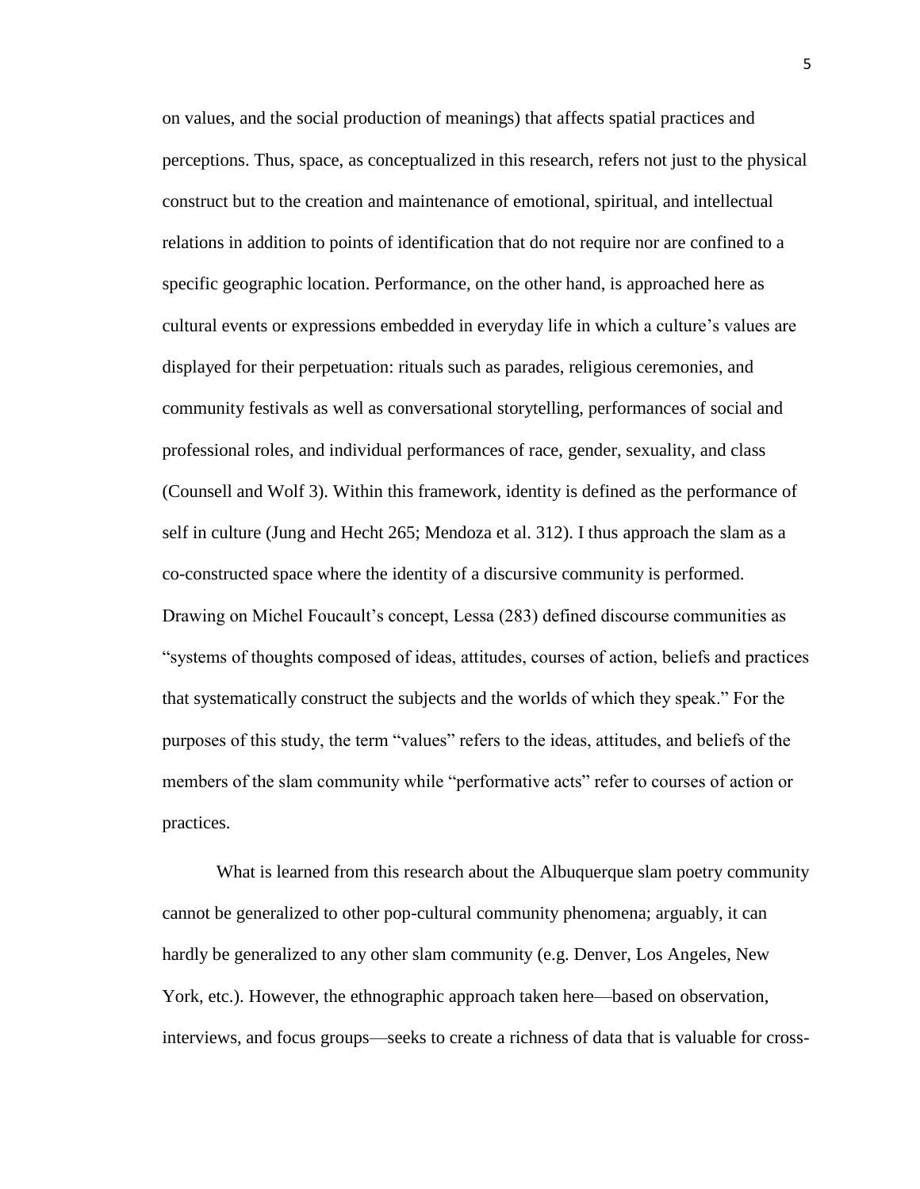on values, and the social production of meanings) that affects spatial practices and perceptions. Thus, space, as conceptualized in this research, refers not just to the physical construct but to the creation and maintenance of emotional, spiritual, and intellectual relations in addition to points of identification that do not require nor are confined to a specific geographic location. Performance, on the other hand, is approached here as cultural events or expressions embedded in everyday life in which a culture's values are displayed for their perpetuation: rituals such as parades, religious ceremonies, and community festivals as well as conversational storytelling, performances of social and professional roles, and individual performances of race, gender, sexuality, and class (Counsell and Wolf 3). Within this framework, identity is defined as the performance of self in culture (Jung and Hecht 265; Mendoza et al. 312). I thus approach the slam as a co-constructed space where the identity of a discursive community is performed. Drawing on Michel Foucault's concept, Lessa (283) defined discourse communities as "systems of thoughts composed of ideas, attitudes, courses of action, beliefs and practices that systematically construct the subjects and the worlds of which they speak." For the purposes of this study, the term "values" refers to the ideas, attitudes, and beliefs of the members of the slam community while "performative acts" refer to courses of action or practices.

What is learned from this research about the Albuquerque slam poetry community cannot be generalized to other pop-cultural community phenomena; arguably, it can hardly be generalized to any other slam community (e.g. Denver, Los Angeles, New York, etc.). However, the ethnographic approach taken here—based on observation, interviews, and focus groups—seeks to create a richness of data that is valuable for cross-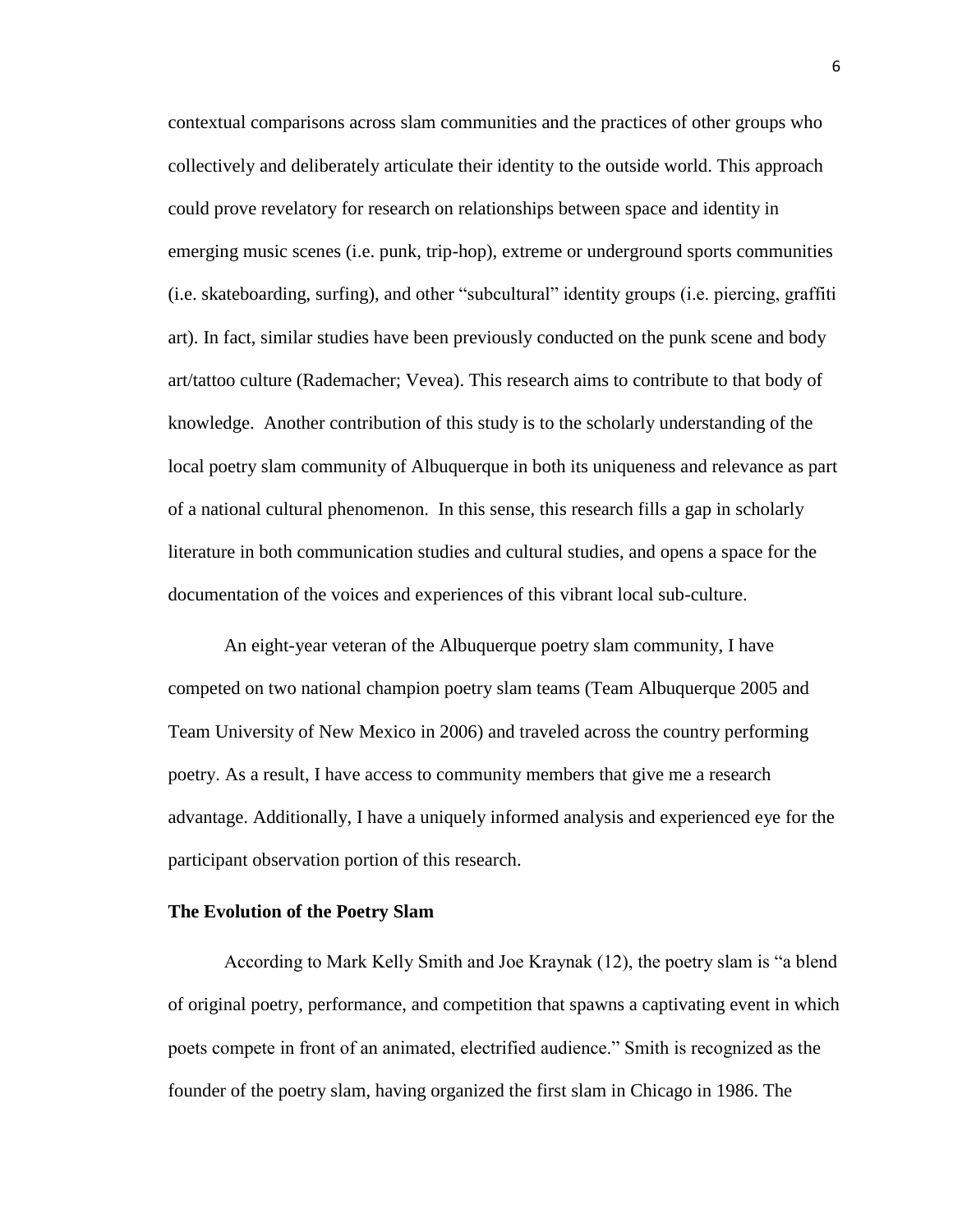contextual comparisons across slam communities and the practices of other groups who collectively and deliberately articulate their identity to the outside world. This approach could prove revelatory for research on relationships between space and identity in emerging music scenes (i.e. punk, trip-hop), extreme or underground sports communities (i.e. skateboarding, surfing), and other "subcultural" identity groups (i.e. piercing, graffiti art). In fact, similar studies have been previously conducted on the punk scene and body art/tattoo culture (Rademacher; Vevea). This research aims to contribute to that body of knowledge. Another contribution of this study is to the scholarly understanding of the local poetry slam community of Albuquerque in both its uniqueness and relevance as part of a national cultural phenomenon. In this sense, this research fills a gap in scholarly literature in both communication studies and cultural studies, and opens a space for the documentation of the voices and experiences of this vibrant local sub-culture.

An eight-year veteran of the Albuquerque poetry slam community, I have competed on two national champion poetry slam teams (Team Albuquerque 2005 and Team University of New Mexico in 2006) and traveled across the country performing poetry. As a result, I have access to community members that give me a research advantage. Additionally, I have a uniquely informed analysis and experienced eye for the participant observation portion of this research.

**The Evolution of the Poetry Slam**

According to Mark Kelly Smith and Joe Kraynak (12), the poetry slam is "a blend of original poetry, performance, and competition that spawns a captivating event in which poets compete in front of an animated, electrified audience." Smith is recognized as the founder of the poetry slam, having organized the first slam in Chicago in 1986. The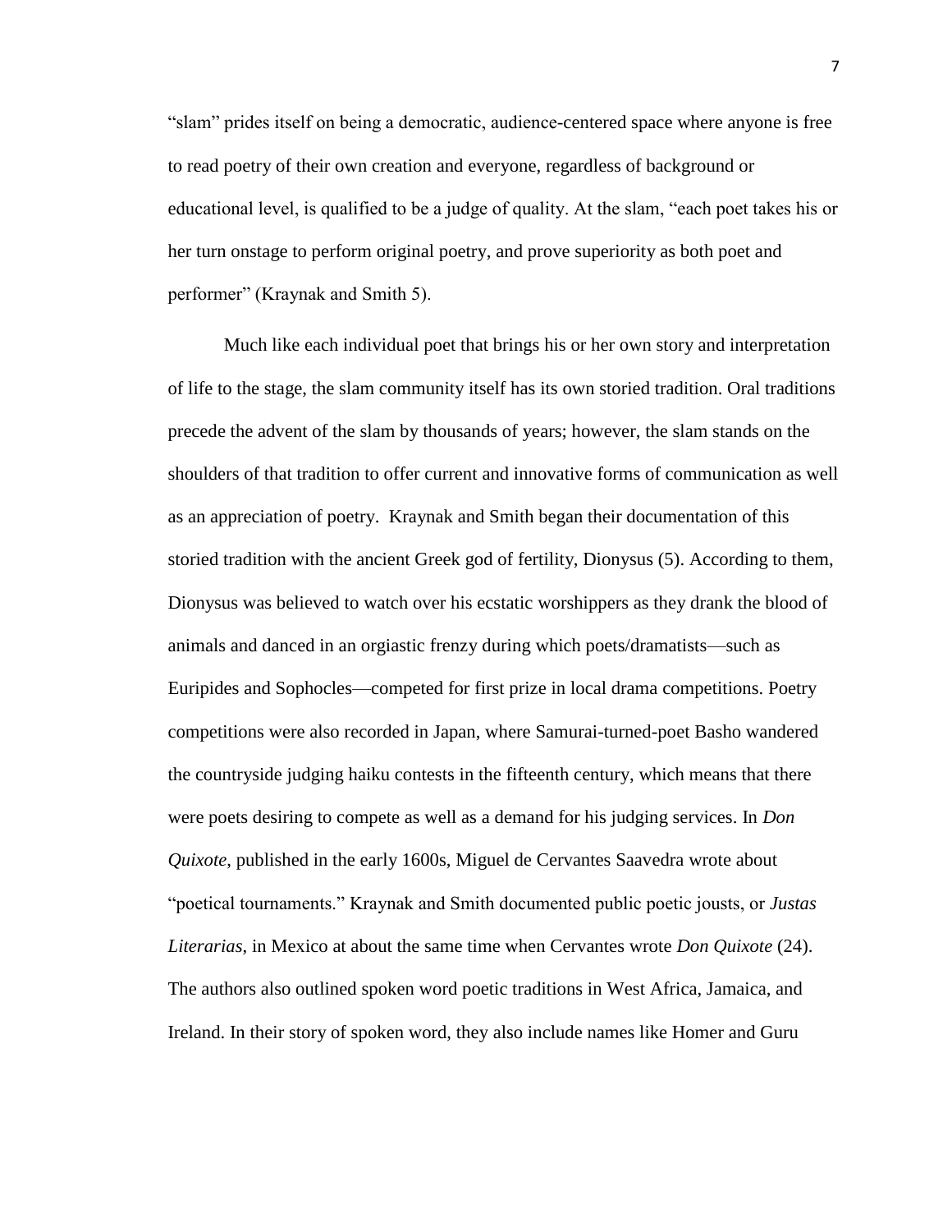"slam" prides itself on being a democratic, audience-centered space where anyone is free to read poetry of their own creation and everyone, regardless of background or educational level, is qualified to be a judge of quality. At the slam, "each poet takes his or her turn onstage to perform original poetry, and prove superiority as both poet and performer" (Kraynak and Smith 5).

Much like each individual poet that brings his or her own story and interpretation of life to the stage, the slam community itself has its own storied tradition. Oral traditions precede the advent of the slam by thousands of years; however, the slam stands on the shoulders of that tradition to offer current and innovative forms of communication as well as an appreciation of poetry. Kraynak and Smith began their documentation of this storied tradition with the ancient Greek god of fertility, Dionysus (5). According to them, Dionysus was believed to watch over his ecstatic worshippers as they drank the blood of animals and danced in an orgiastic frenzy during which poets/dramatists—such as Euripides and Sophocles—competed for first prize in local drama competitions. Poetry competitions were also recorded in Japan, where Samurai-turned-poet Basho wandered the countryside judging haiku contests in the fifteenth century, which means that there were poets desiring to compete as well as a demand for his judging services. In *Don Quixote*, published in the early 1600s, Miguel de Cervantes Saavedra wrote about "poetical tournaments." Kraynak and Smith documented public poetic jousts, or *Justas Literarias*, in Mexico at about the same time when Cervantes wrote *Don Quixote* (24). The authors also outlined spoken word poetic traditions in West Africa, Jamaica, and Ireland. In their story of spoken word, they also include names like Homer and Guru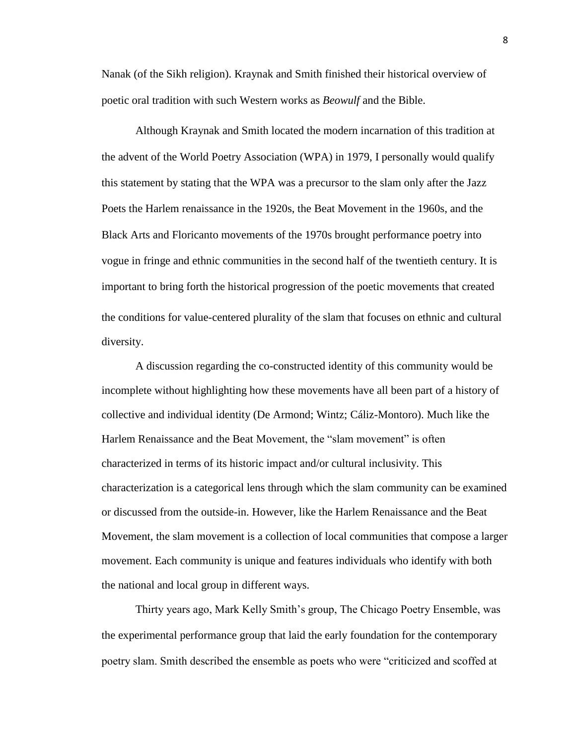Nanak (of the Sikh religion). Kraynak and Smith finished their historical overview of poetic oral tradition with such Western works as *Beowulf* and the Bible.

Although Kraynak and Smith located the modern incarnation of this tradition at the advent of the World Poetry Association (WPA) in 1979, I personally would qualify this statement by stating that the WPA was a precursor to the slam only after the Jazz Poets the Harlem renaissance in the 1920s, the Beat Movement in the 1960s, and the Black Arts and Floricanto movements of the 1970s brought performance poetry into vogue in fringe and ethnic communities in the second half of the twentieth century. It is important to bring forth the historical progression of the poetic movements that created the conditions for value-centered plurality of the slam that focuses on ethnic and cultural diversity.

A discussion regarding the co-constructed identity of this community would be incomplete without highlighting how these movements have all been part of a history of collective and individual identity (De Armond; Wintz; Cáliz-Montoro). Much like the Harlem Renaissance and the Beat Movement, the "slam movement" is often characterized in terms of its historic impact and/or cultural inclusivity. This characterization is a categorical lens through which the slam community can be examined or discussed from the outside-in. However, like the Harlem Renaissance and the Beat Movement, the slam movement is a collection of local communities that compose a larger movement. Each community is unique and features individuals who identify with both the national and local group in different ways.

Thirty years ago, Mark Kelly Smith's group, The Chicago Poetry Ensemble, was the experimental performance group that laid the early foundation for the contemporary poetry slam. Smith described the ensemble as poets who were "criticized and scoffed at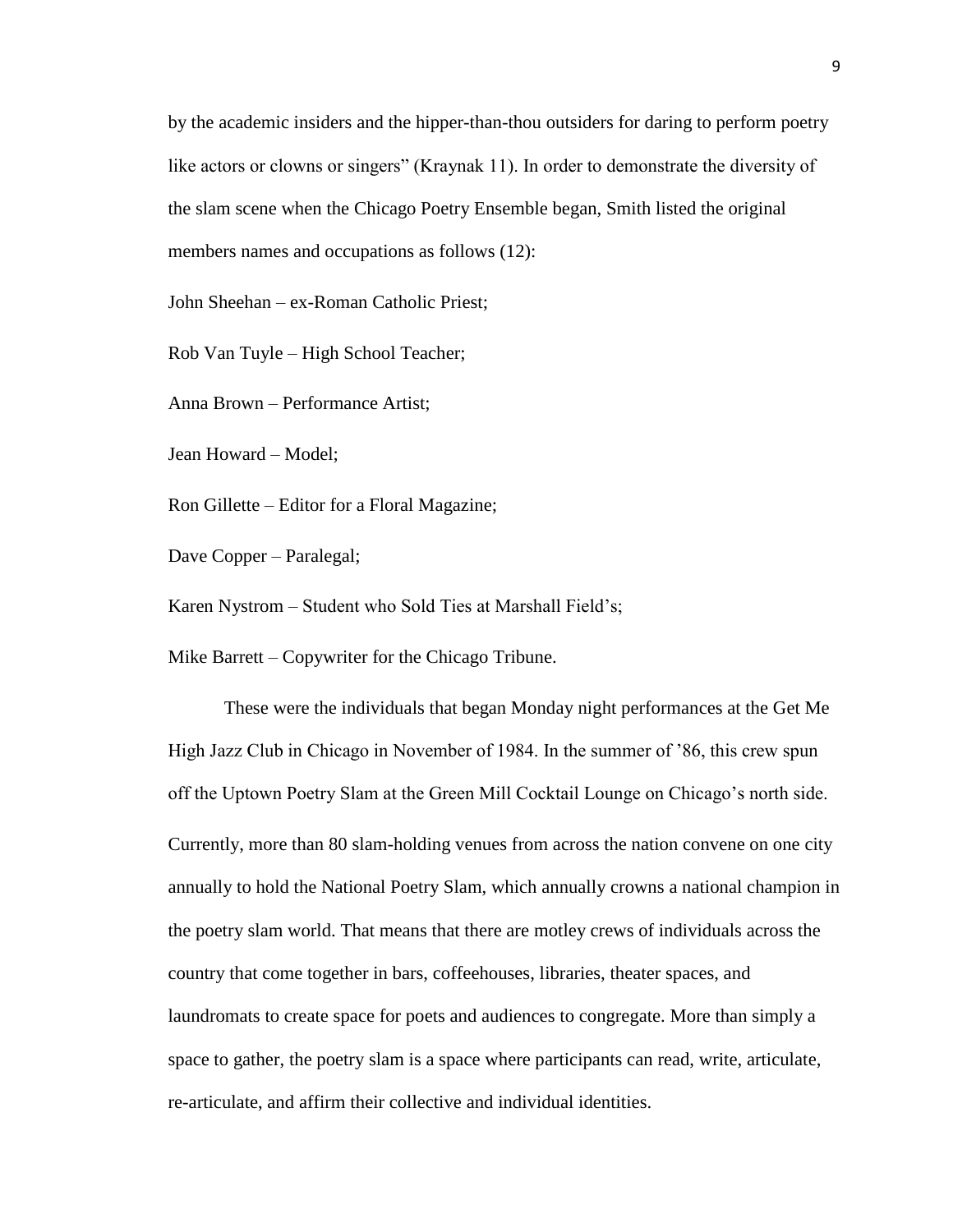by the academic insiders and the hipper-than-thou outsiders for daring to perform poetry like actors or clowns or singers" (Kraynak 11). In order to demonstrate the diversity of the slam scene when the Chicago Poetry Ensemble began, Smith listed the original members names and occupations as follows (12):

John Sheehan – ex-Roman Catholic Priest;

Rob Van Tuyle – High School Teacher;

Anna Brown – Performance Artist;

Jean Howard – Model;

Ron Gillette – Editor for a Floral Magazine;

Dave Copper – Paralegal;

Karen Nystrom – Student who Sold Ties at Marshall Field's;

Mike Barrett – Copywriter for the Chicago Tribune.

These were the individuals that began Monday night performances at the Get Me High Jazz Club in Chicago in November of 1984. In the summer of '86, this crew spun off the Uptown Poetry Slam at the Green Mill Cocktail Lounge on Chicago's north side. Currently, more than 80 slam-holding venues from across the nation convene on one city annually to hold the National Poetry Slam, which annually crowns a national champion in the poetry slam world. That means that there are motley crews of individuals across the country that come together in bars, coffeehouses, libraries, theater spaces, and laundromats to create space for poets and audiences to congregate. More than simply a space to gather, the poetry slam is a space where participants can read, write, articulate, re-articulate, and affirm their collective and individual identities.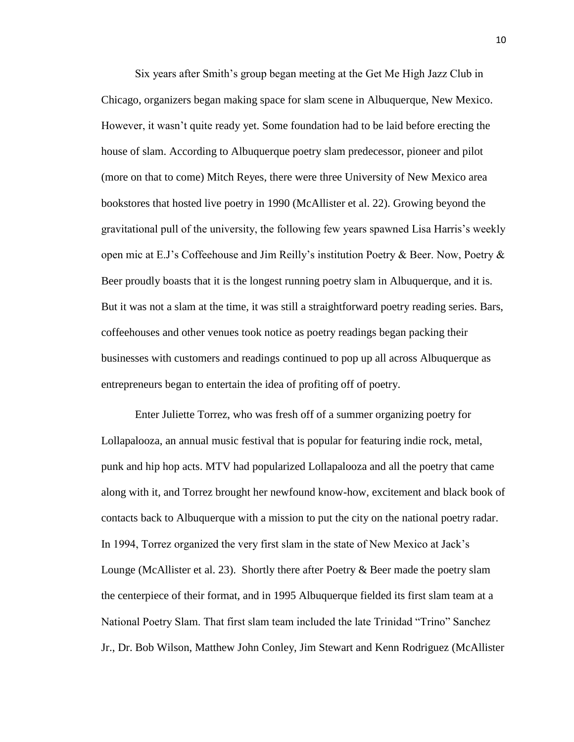Six years after Smith's group began meeting at the Get Me High Jazz Club in Chicago, organizers began making space for slam scene in Albuquerque, New Mexico. However, it wasn't quite ready yet. Some foundation had to be laid before erecting the house of slam. According to Albuquerque poetry slam predecessor, pioneer and pilot (more on that to come) Mitch Reyes, there were three University of New Mexico area bookstores that hosted live poetry in 1990 (McAllister et al. 22). Growing beyond the gravitational pull of the university, the following few years spawned Lisa Harris's weekly open mic at E.J's Coffeehouse and Jim Reilly's institution Poetry & Beer. Now, Poetry & Beer proudly boasts that it is the longest running poetry slam in Albuquerque, and it is. But it was not a slam at the time, it was still a straightforward poetry reading series. Bars, coffeehouses and other venues took notice as poetry readings began packing their businesses with customers and readings continued to pop up all across Albuquerque as entrepreneurs began to entertain the idea of profiting off of poetry.

Enter Juliette Torrez, who was fresh off of a summer organizing poetry for Lollapalooza, an annual music festival that is popular for featuring indie rock, metal, punk and hip hop acts. MTV had popularized Lollapalooza and all the poetry that came along with it, and Torrez brought her newfound know-how, excitement and black book of contacts back to Albuquerque with a mission to put the city on the national poetry radar. In 1994, Torrez organized the very first slam in the state of New Mexico at Jack's Lounge (McAllister et al. 23). Shortly there after Poetry & Beer made the poetry slam the centerpiece of their format, and in 1995 Albuquerque fielded its first slam team at a National Poetry Slam. That first slam team included the late Trinidad "Trino" Sanchez Jr., Dr. Bob Wilson, Matthew John Conley, Jim Stewart and Kenn Rodriguez (McAllister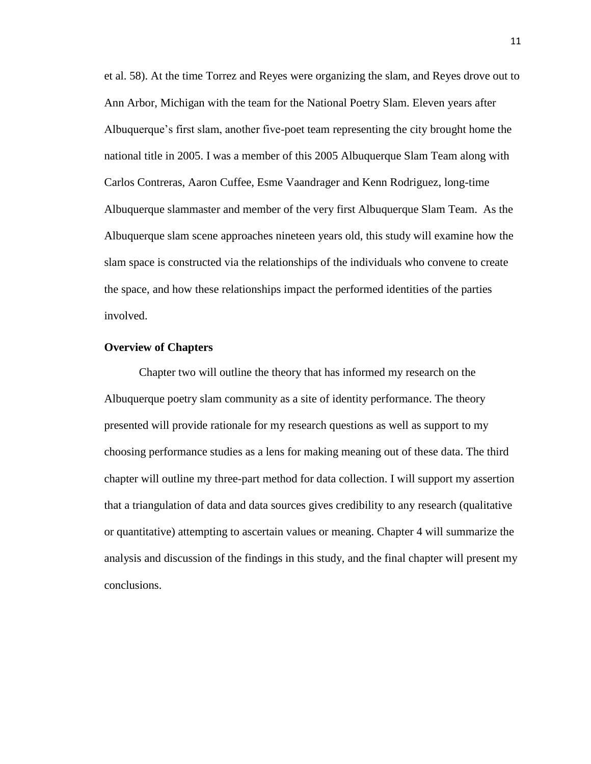et al. 58). At the time Torrez and Reyes were organizing the slam, and Reyes drove out to Ann Arbor, Michigan with the team for the National Poetry Slam. Eleven years after Albuquerque's first slam, another five-poet team representing the city brought home the national title in 2005. I was a member of this 2005 Albuquerque Slam Team along with Carlos Contreras, Aaron Cuffee, Esme Vaandrager and Kenn Rodriguez, long-time Albuquerque slammaster and member of the very first Albuquerque Slam Team. As the Albuquerque slam scene approaches nineteen years old, this study will examine how the slam space is constructed via the relationships of the individuals who convene to create the space, and how these relationships impact the performed identities of the parties involved.

**Overview of Chapters**

Chapter two will outline the theory that has informed my research on the Albuquerque poetry slam community as a site of identity performance. The theory presented will provide rationale for my research questions as well as support to my choosing performance studies as a lens for making meaning out of these data. The third chapter will outline my three-part method for data collection. I will support my assertion that a triangulation of data and data sources gives credibility to any research (qualitative or quantitative) attempting to ascertain values or meaning. Chapter 4 will summarize the analysis and discussion of the findings in this study, and the final chapter will present my conclusions.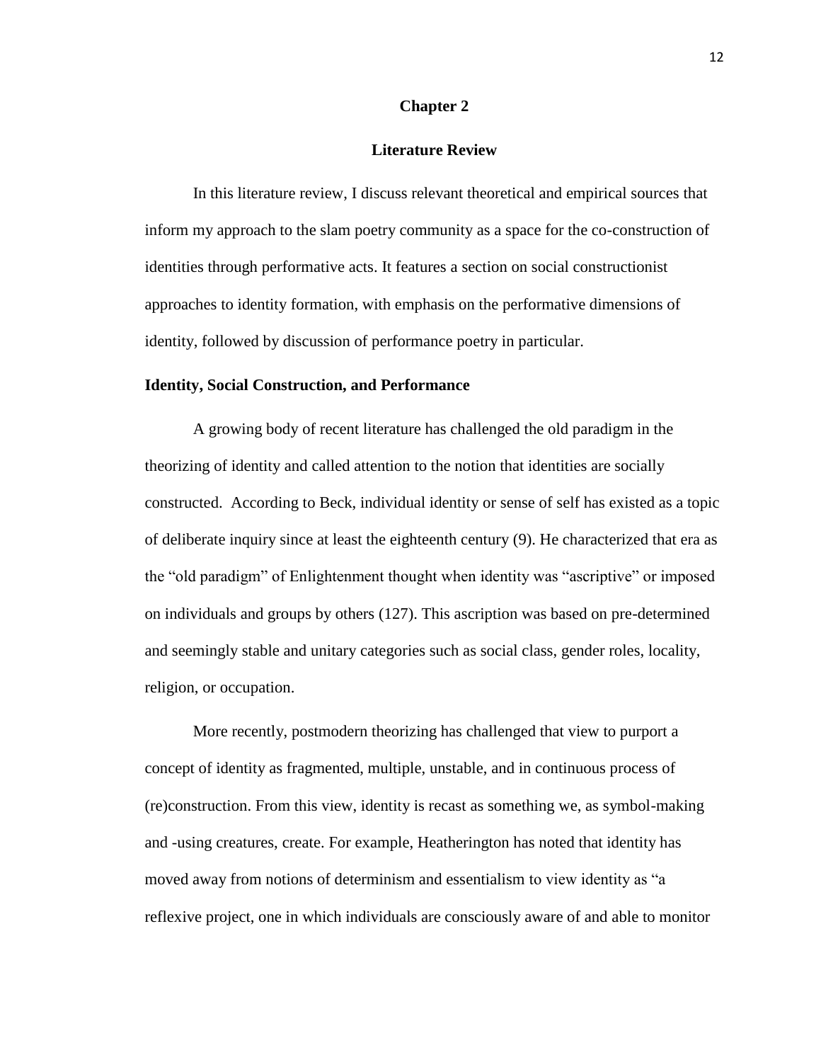# Chapter 2

## Literature Review

In this literature review, I discuss relevant theoretical and empirical sources that inform my approach to the slam poetry community as a space for the co-construction of identities through performative acts. It features a section on social constructionist approaches to identity formation, with emphasis on the performative dimensions of identity, followed by discussion of performance poetry in particular.

### Identity, Social Construction, and Performance

A growing body of recent literature has challenged the old paradigm in the theorizing of identity and called attention to the notion that identities are socially constructed. According to Beck, individual identity or sense of self has existed as a topic of deliberate inquiry since at least the eighteenth century (9). He characterized that era as the "old paradigm" of Enlightenment thought when identity was "ascriptive" or imposed on individuals and groups by others (127). This ascription was based on pre-determined and seemingly stable and unitary categories such as social class, gender roles, locality, religion, or occupation.

More recently, postmodern theorizing has challenged that view to purport a concept of identity as fragmented, multiple, unstable, and in continuous process of (re)construction. From this view, identity is recast as something we, as symbol-making and -using creatures, create. For example, Heatherington has noted that identity has moved away from notions of determinism and essentialism to view identity as "a reflexive project, one in which individuals are consciously aware of and able to monitor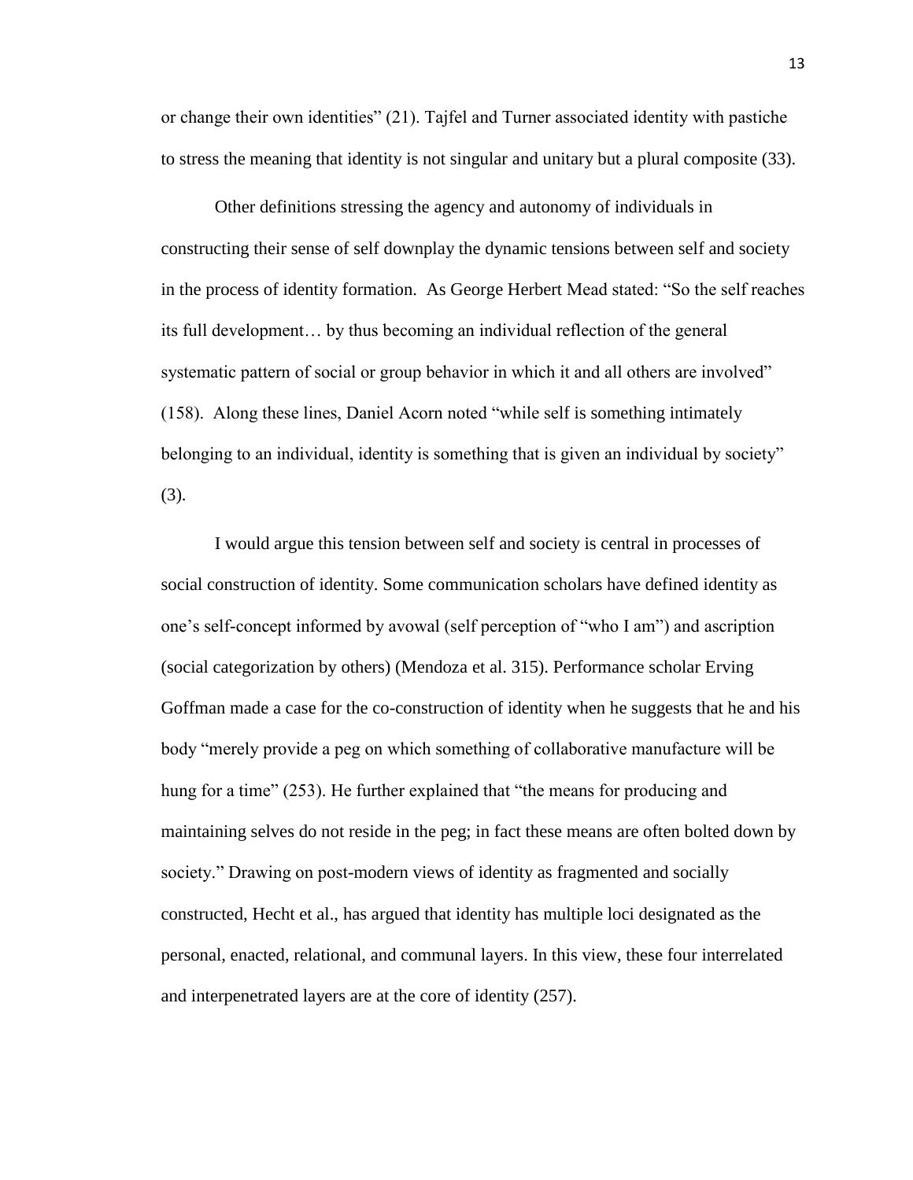or change their own identities" (21). Tajfel and Turner associated identity with pastiche to stress the meaning that identity is not singular and unitary but a plural composite (33).

Other definitions stressing the agency and autonomy of individuals in constructing their sense of self downplay the dynamic tensions between self and society in the process of identity formation. As George Herbert Mead stated: "So the self reaches its full development… by thus becoming an individual reflection of the general systematic pattern of social or group behavior in which it and all others are involved" (158). Along these lines, Daniel Acorn noted "while self is something intimately belonging to an individual, identity is something that is given an individual by society" (3).

I would argue this tension between self and society is central in processes of social construction of identity. Some communication scholars have defined identity as one's self-concept informed by avowal (self perception of "who I am") and ascription (social categorization by others) (Mendoza et al. 315). Performance scholar Erving Goffman made a case for the co-construction of identity when he suggests that he and his body "merely provide a peg on which something of collaborative manufacture will be hung for a time" (253). He further explained that "the means for producing and maintaining selves do not reside in the peg; in fact these means are often bolted down by society." Drawing on post-modern views of identity as fragmented and socially constructed, Hecht et al., has argued that identity has multiple loci designated as the personal, enacted, relational, and communal layers. In this view, these four interrelated and interpenetrated layers are at the core of identity (257).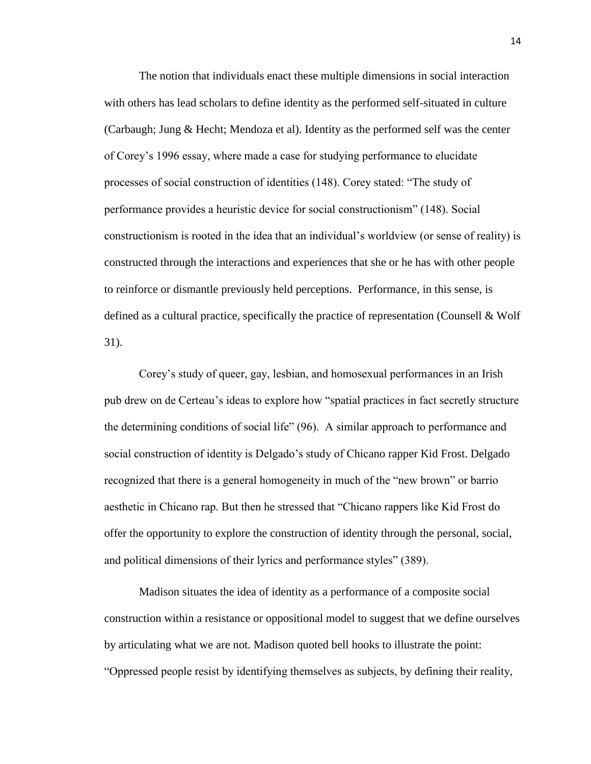The notion that individuals enact these multiple dimensions in social interaction with others has lead scholars to define identity as the performed self-situated in culture (Carbaugh; Jung & Hecht; Mendoza et al). Identity as the performed self was the center of Corey's 1996 essay, where made a case for studying performance to elucidate processes of social construction of identities (148). Corey stated: "The study of performance provides a heuristic device for social constructionism" (148). Social constructionism is rooted in the idea that an individual's worldview (or sense of reality) is constructed through the interactions and experiences that she or he has with other people to reinforce or dismantle previously held perceptions. Performance, in this sense, is defined as a cultural practice, specifically the practice of representation (Counsell & Wolf 31).

Corey's study of queer, gay, lesbian, and homosexual performances in an Irish pub drew on de Certeau's ideas to explore how "spatial practices in fact secretly structure the determining conditions of social life" (96). A similar approach to performance and social construction of identity is Delgado's study of Chicano rapper Kid Frost. Delgado recognized that there is a general homogeneity in much of the "new brown" or barrio aesthetic in Chicano rap. But then he stressed that "Chicano rappers like Kid Frost do offer the opportunity to explore the construction of identity through the personal, social, and political dimensions of their lyrics and performance styles" (389).

Madison situates the idea of identity as a performance of a composite social construction within a resistance or oppositional model to suggest that we define ourselves by articulating what we are not. Madison quoted bell hooks to illustrate the point: "Oppressed people resist by identifying themselves as subjects, by defining their reality,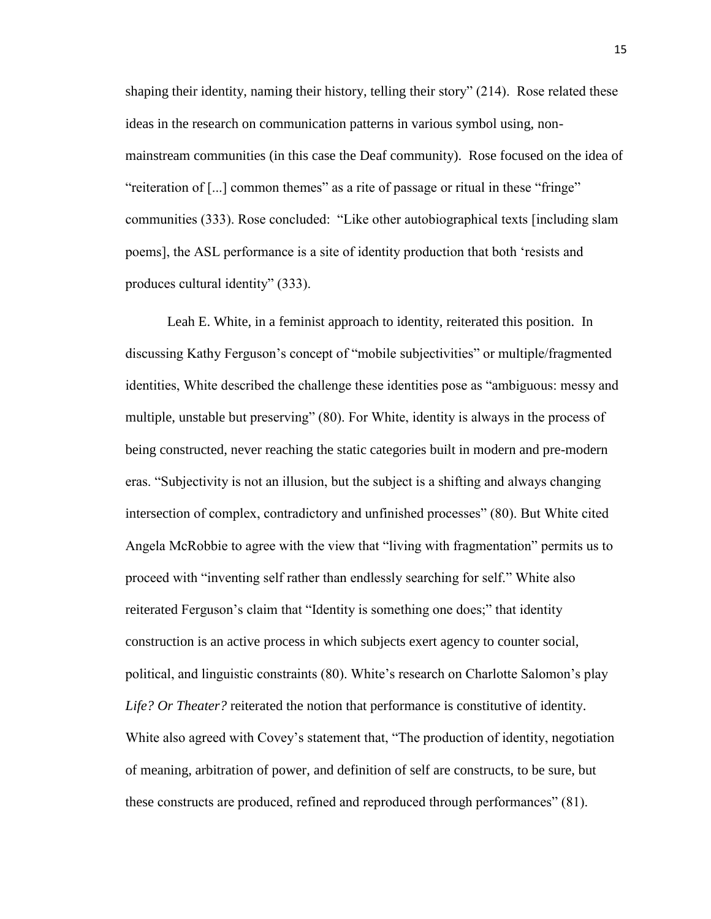shaping their identity, naming their history, telling their story" (214). Rose related these ideas in the research on communication patterns in various symbol using, non-mainstream communities (in this case the Deaf community). Rose focused on the idea of "reiteration of [...] common themes" as a rite of passage or ritual in these "fringe" communities (333). Rose concluded: "Like other autobiographical texts [including slam poems], the ASL performance is a site of identity production that both 'resists and produces cultural identity" (333).

Leah E. White, in a feminist approach to identity, reiterated this position. In discussing Kathy Ferguson's concept of "mobile subjectivities" or multiple/fragmented identities, White described the challenge these identities pose as "ambiguous: messy and multiple, unstable but preserving" (80). For White, identity is always in the process of being constructed, never reaching the static categories built in modern and pre-modern eras. "Subjectivity is not an illusion, but the subject is a shifting and always changing intersection of complex, contradictory and unfinished processes" (80). But White cited Angela McRobbie to agree with the view that "living with fragmentation" permits us to proceed with "inventing self rather than endlessly searching for self." White also reiterated Ferguson's claim that "Identity is something one does;" that identity construction is an active process in which subjects exert agency to counter social, political, and linguistic constraints (80). White's research on Charlotte Salomon's play *Life? Or Theater?* reiterated the notion that performance is constitutive of identity. White also agreed with Covey's statement that, "The production of identity, negotiation of meaning, arbitration of power, and definition of self are constructs, to be sure, but these constructs are produced, refined and reproduced through performances" (81).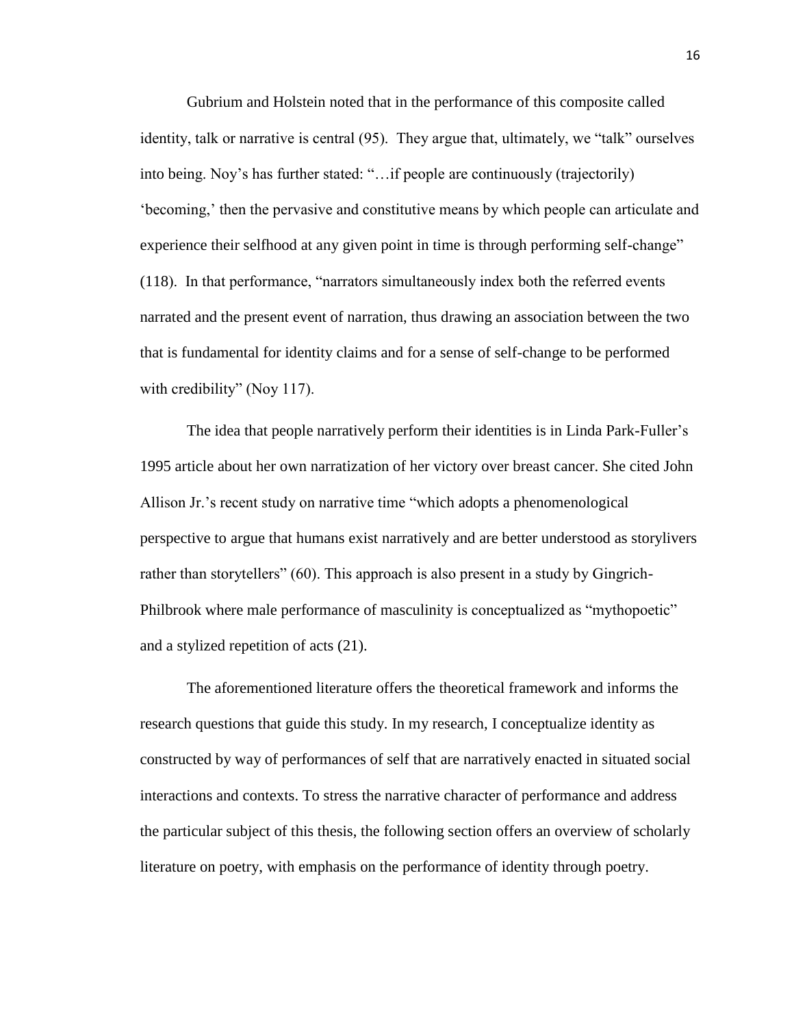Gubrium and Holstein noted that in the performance of this composite called identity, talk or narrative is central (95). They argue that, ultimately, we "talk" ourselves into being. Noy's has further stated: "…if people are continuously (trajectorily) 'becoming,' then the pervasive and constitutive means by which people can articulate and experience their selfhood at any given point in time is through performing self-change" (118). In that performance, "narrators simultaneously index both the referred events narrated and the present event of narration, thus drawing an association between the two that is fundamental for identity claims and for a sense of self-change to be performed with credibility" (Noy 117).

The idea that people narratively perform their identities is in Linda Park-Fuller's 1995 article about her own narratization of her victory over breast cancer. She cited John Allison Jr.'s recent study on narrative time "which adopts a phenomenological perspective to argue that humans exist narratively and are better understood as storylivers rather than storytellers" (60). This approach is also present in a study by Gingrich-Philbrook where male performance of masculinity is conceptualized as "mythopoetic" and a stylized repetition of acts (21).

The aforementioned literature offers the theoretical framework and informs the research questions that guide this study. In my research, I conceptualize identity as constructed by way of performances of self that are narratively enacted in situated social interactions and contexts. To stress the narrative character of performance and address the particular subject of this thesis, the following section offers an overview of scholarly literature on poetry, with emphasis on the performance of identity through poetry.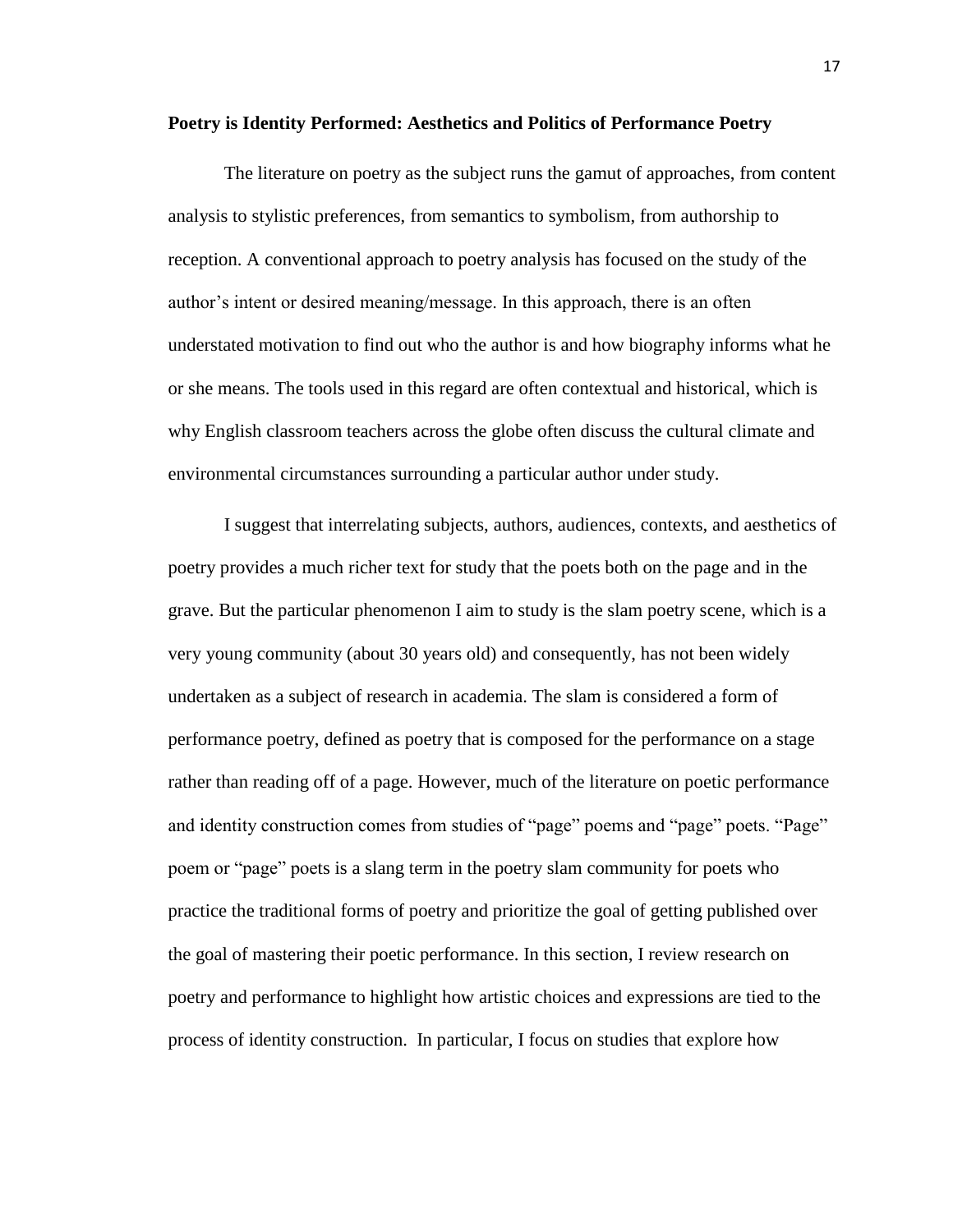**Poetry is Identity Performed: Aesthetics and Politics of Performance Poetry**

The literature on poetry as the subject runs the gamut of approaches, from content analysis to stylistic preferences, from semantics to symbolism, from authorship to reception. A conventional approach to poetry analysis has focused on the study of the author's intent or desired meaning/message. In this approach, there is an often understated motivation to find out who the author is and how biography informs what he or she means. The tools used in this regard are often contextual and historical, which is why English classroom teachers across the globe often discuss the cultural climate and environmental circumstances surrounding a particular author under study.

I suggest that interrelating subjects, authors, audiences, contexts, and aesthetics of poetry provides a much richer text for study that the poets both on the page and in the grave. But the particular phenomenon I aim to study is the slam poetry scene, which is a very young community (about 30 years old) and consequently, has not been widely undertaken as a subject of research in academia. The slam is considered a form of performance poetry, defined as poetry that is composed for the performance on a stage rather than reading off of a page. However, much of the literature on poetic performance and identity construction comes from studies of "page" poems and "page" poets. "Page" poem or "page" poets is a slang term in the poetry slam community for poets who practice the traditional forms of poetry and prioritize the goal of getting published over the goal of mastering their poetic performance. In this section, I review research on poetry and performance to highlight how artistic choices and expressions are tied to the process of identity construction. In particular, I focus on studies that explore how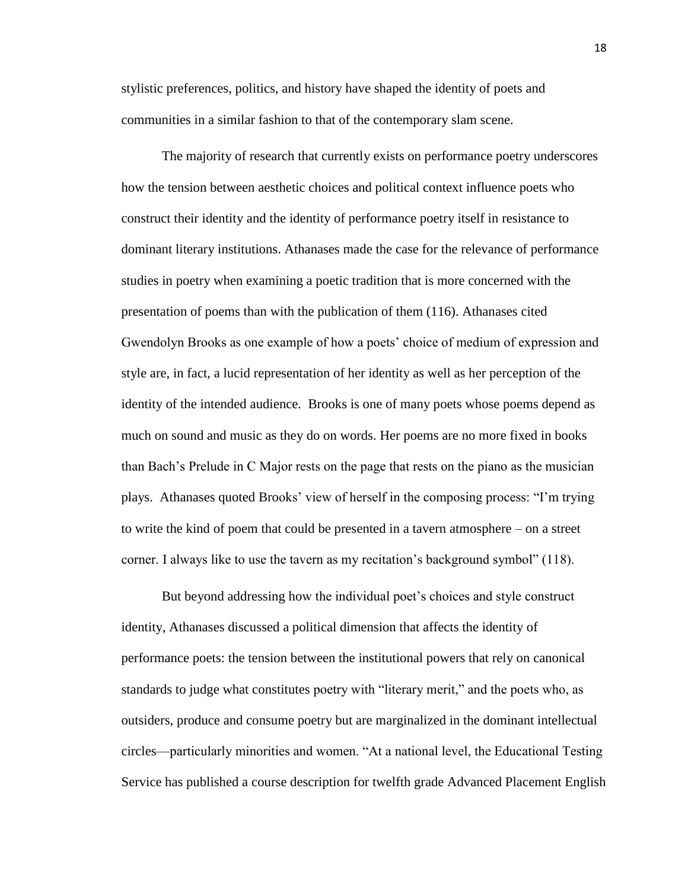stylistic preferences, politics, and history have shaped the identity of poets and communities in a similar fashion to that of the contemporary slam scene.

The majority of research that currently exists on performance poetry underscores how the tension between aesthetic choices and political context influence poets who construct their identity and the identity of performance poetry itself in resistance to dominant literary institutions. Athanases made the case for the relevance of performance studies in poetry when examining a poetic tradition that is more concerned with the presentation of poems than with the publication of them (116). Athanases cited Gwendolyn Brooks as one example of how a poets' choice of medium of expression and style are, in fact, a lucid representation of her identity as well as her perception of the identity of the intended audience. Brooks is one of many poets whose poems depend as much on sound and music as they do on words. Her poems are no more fixed in books than Bach's Prelude in C Major rests on the page that rests on the piano as the musician plays. Athanases quoted Brooks' view of herself in the composing process: "I'm trying to write the kind of poem that could be presented in a tavern atmosphere – on a street corner. I always like to use the tavern as my recitation's background symbol" (118).

But beyond addressing how the individual poet's choices and style construct identity, Athanases discussed a political dimension that affects the identity of performance poets: the tension between the institutional powers that rely on canonical standards to judge what constitutes poetry with "literary merit," and the poets who, as outsiders, produce and consume poetry but are marginalized in the dominant intellectual circles—particularly minorities and women. "At a national level, the Educational Testing Service has published a course description for twelfth grade Advanced Placement English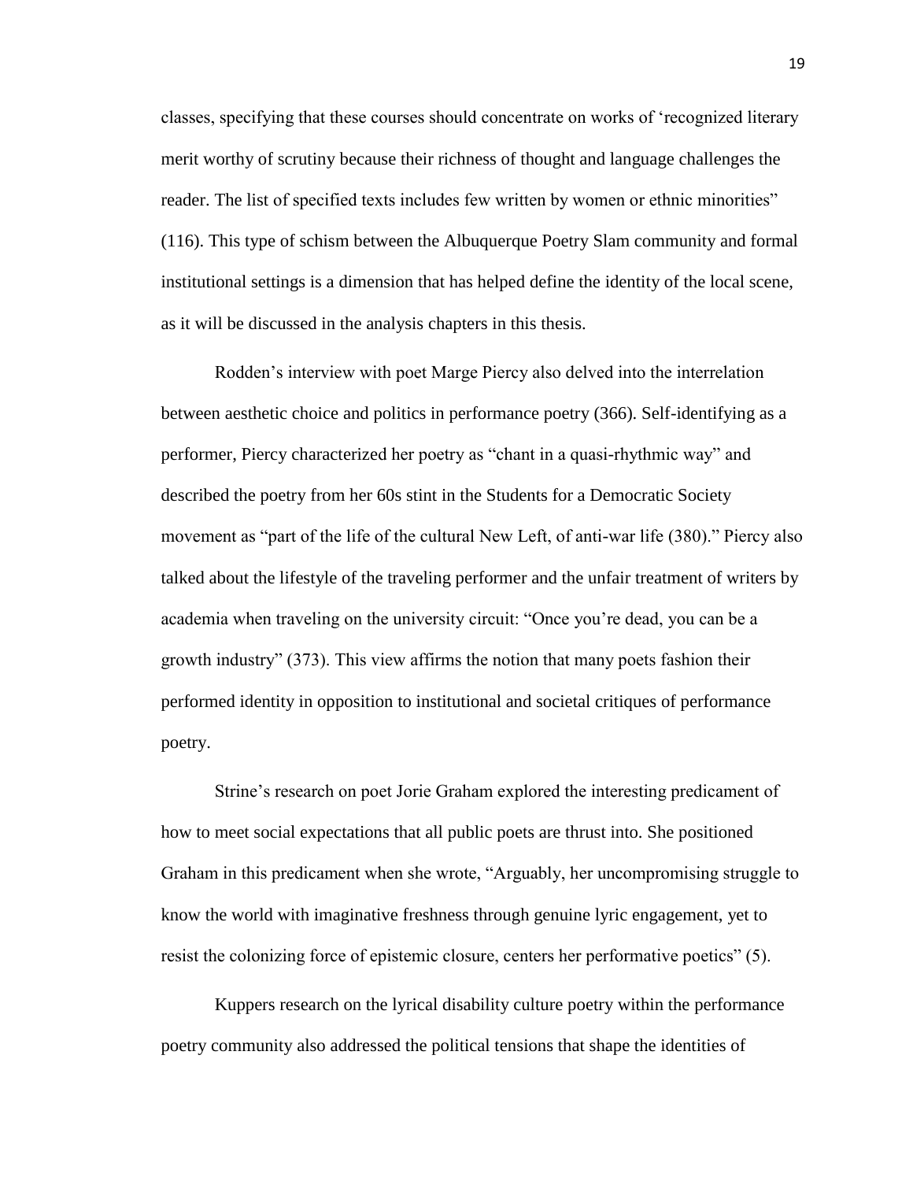classes, specifying that these courses should concentrate on works of 'recognized literary merit worthy of scrutiny because their richness of thought and language challenges the reader. The list of specified texts includes few written by women or ethnic minorities" (116). This type of schism between the Albuquerque Poetry Slam community and formal institutional settings is a dimension that has helped define the identity of the local scene, as it will be discussed in the analysis chapters in this thesis.

Rodden's interview with poet Marge Piercy also delved into the interrelation between aesthetic choice and politics in performance poetry (366). Self-identifying as a performer, Piercy characterized her poetry as "chant in a quasi-rhythmic way" and described the poetry from her 60s stint in the Students for a Democratic Society movement as "part of the life of the cultural New Left, of anti-war life (380)." Piercy also talked about the lifestyle of the traveling performer and the unfair treatment of writers by academia when traveling on the university circuit: "Once you're dead, you can be a growth industry" (373). This view affirms the notion that many poets fashion their performed identity in opposition to institutional and societal critiques of performance poetry.

Strine's research on poet Jorie Graham explored the interesting predicament of how to meet social expectations that all public poets are thrust into. She positioned Graham in this predicament when she wrote, "Arguably, her uncompromising struggle to know the world with imaginative freshness through genuine lyric engagement, yet to resist the colonizing force of epistemic closure, centers her performative poetics" (5).

Kuppers research on the lyrical disability culture poetry within the performance poetry community also addressed the political tensions that shape the identities of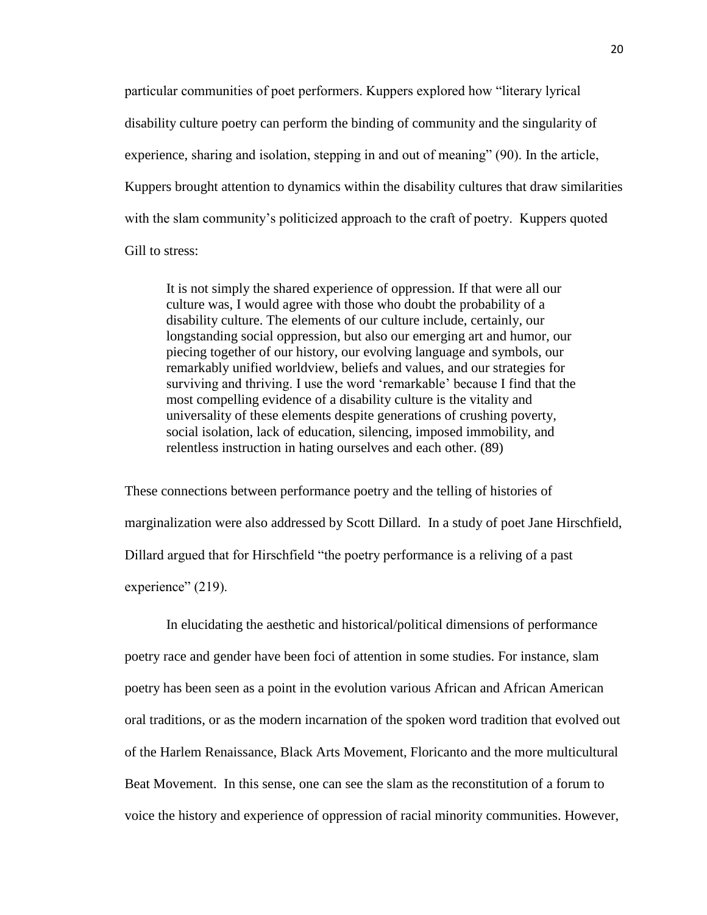particular communities of poet performers. Kuppers explored how "literary lyrical disability culture poetry can perform the binding of community and the singularity of experience, sharing and isolation, stepping in and out of meaning" (90). In the article, Kuppers brought attention to dynamics within the disability cultures that draw similarities with the slam community's politicized approach to the craft of poetry. Kuppers quoted Gill to stress:

> It is not simply the shared experience of oppression. If that were all our culture was, I would agree with those who doubt the probability of a disability culture. The elements of our culture include, certainly, our longstanding social oppression, but also our emerging art and humor, our piecing together of our history, our evolving language and symbols, our remarkably unified worldview, beliefs and values, and our strategies for surviving and thriving. I use the word 'remarkable' because I find that the most compelling evidence of a disability culture is the vitality and universality of these elements despite generations of crushing poverty, social isolation, lack of education, silencing, imposed immobility, and relentless instruction in hating ourselves and each other. (89)

These connections between performance poetry and the telling of histories of marginalization were also addressed by Scott Dillard. In a study of poet Jane Hirschfield, Dillard argued that for Hirschfield "the poetry performance is a reliving of a past experience" (219).

In elucidating the aesthetic and historical/political dimensions of performance poetry race and gender have been foci of attention in some studies. For instance, slam poetry has been seen as a point in the evolution various African and African American oral traditions, or as the modern incarnation of the spoken word tradition that evolved out of the Harlem Renaissance, Black Arts Movement, Floricanto and the more multicultural Beat Movement. In this sense, one can see the slam as the reconstitution of a forum to voice the history and experience of oppression of racial minority communities. However,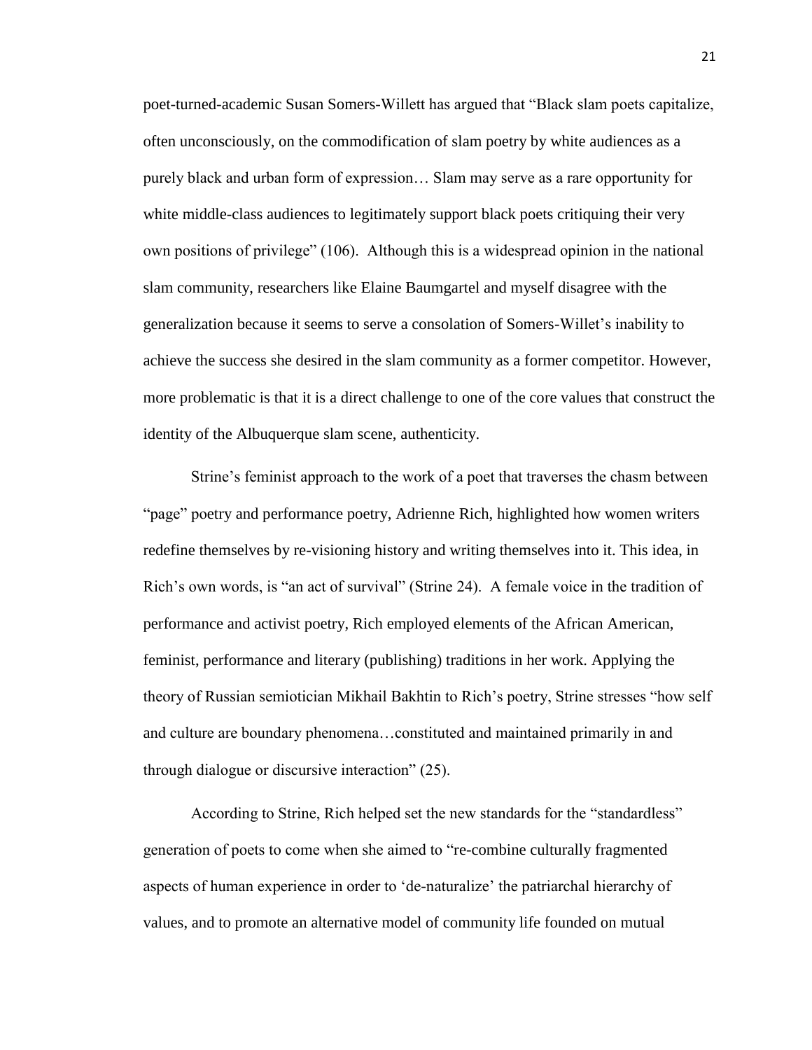poet-turned-academic Susan Somers-Willett has argued that "Black slam poets capitalize, often unconsciously, on the commodification of slam poetry by white audiences as a purely black and urban form of expression… Slam may serve as a rare opportunity for white middle-class audiences to legitimately support black poets critiquing their very own positions of privilege" (106). Although this is a widespread opinion in the national slam community, researchers like Elaine Baumgartel and myself disagree with the generalization because it seems to serve a consolation of Somers-Willet's inability to achieve the success she desired in the slam community as a former competitor. However, more problematic is that it is a direct challenge to one of the core values that construct the identity of the Albuquerque slam scene, authenticity.

Strine's feminist approach to the work of a poet that traverses the chasm between "page" poetry and performance poetry, Adrienne Rich, highlighted how women writers redefine themselves by re-visioning history and writing themselves into it. This idea, in Rich's own words, is "an act of survival" (Strine 24). A female voice in the tradition of performance and activist poetry, Rich employed elements of the African American, feminist, performance and literary (publishing) traditions in her work. Applying the theory of Russian semiotician Mikhail Bakhtin to Rich's poetry, Strine stresses "how self and culture are boundary phenomena…constituted and maintained primarily in and through dialogue or discursive interaction" (25).

According to Strine, Rich helped set the new standards for the "standardless" generation of poets to come when she aimed to "re-combine culturally fragmented aspects of human experience in order to 'de-naturalize' the patriarchal hierarchy of values, and to promote an alternative model of community life founded on mutual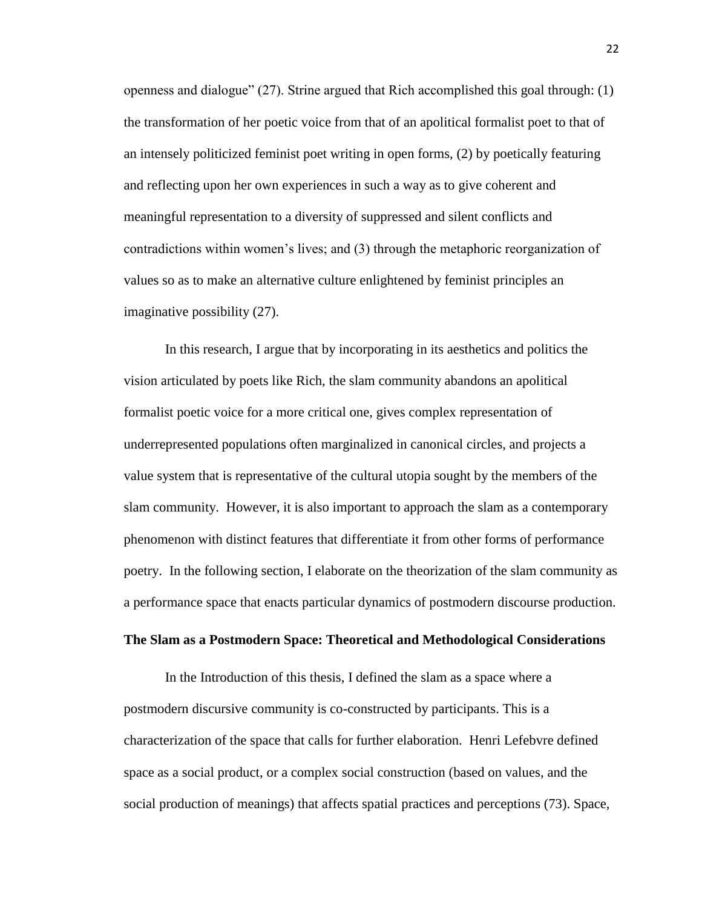openness and dialogue" (27). Strine argued that Rich accomplished this goal through: (1) the transformation of her poetic voice from that of an apolitical formalist poet to that of an intensely politicized feminist poet writing in open forms, (2) by poetically featuring and reflecting upon her own experiences in such a way as to give coherent and meaningful representation to a diversity of suppressed and silent conflicts and contradictions within women's lives; and (3) through the metaphoric reorganization of values so as to make an alternative culture enlightened by feminist principles an imaginative possibility (27).

In this research, I argue that by incorporating in its aesthetics and politics the vision articulated by poets like Rich, the slam community abandons an apolitical formalist poetic voice for a more critical one, gives complex representation of underrepresented populations often marginalized in canonical circles, and projects a value system that is representative of the cultural utopia sought by the members of the slam community. However, it is also important to approach the slam as a contemporary phenomenon with distinct features that differentiate it from other forms of performance poetry. In the following section, I elaborate on the theorization of the slam community as a performance space that enacts particular dynamics of postmodern discourse production.

**The Slam as a Postmodern Space: Theoretical and Methodological Considerations**

In the Introduction of this thesis, I defined the slam as a space where a postmodern discursive community is co-constructed by participants. This is a characterization of the space that calls for further elaboration. Henri Lefebvre defined space as a social product, or a complex social construction (based on values, and the social production of meanings) that affects spatial practices and perceptions (73). Space,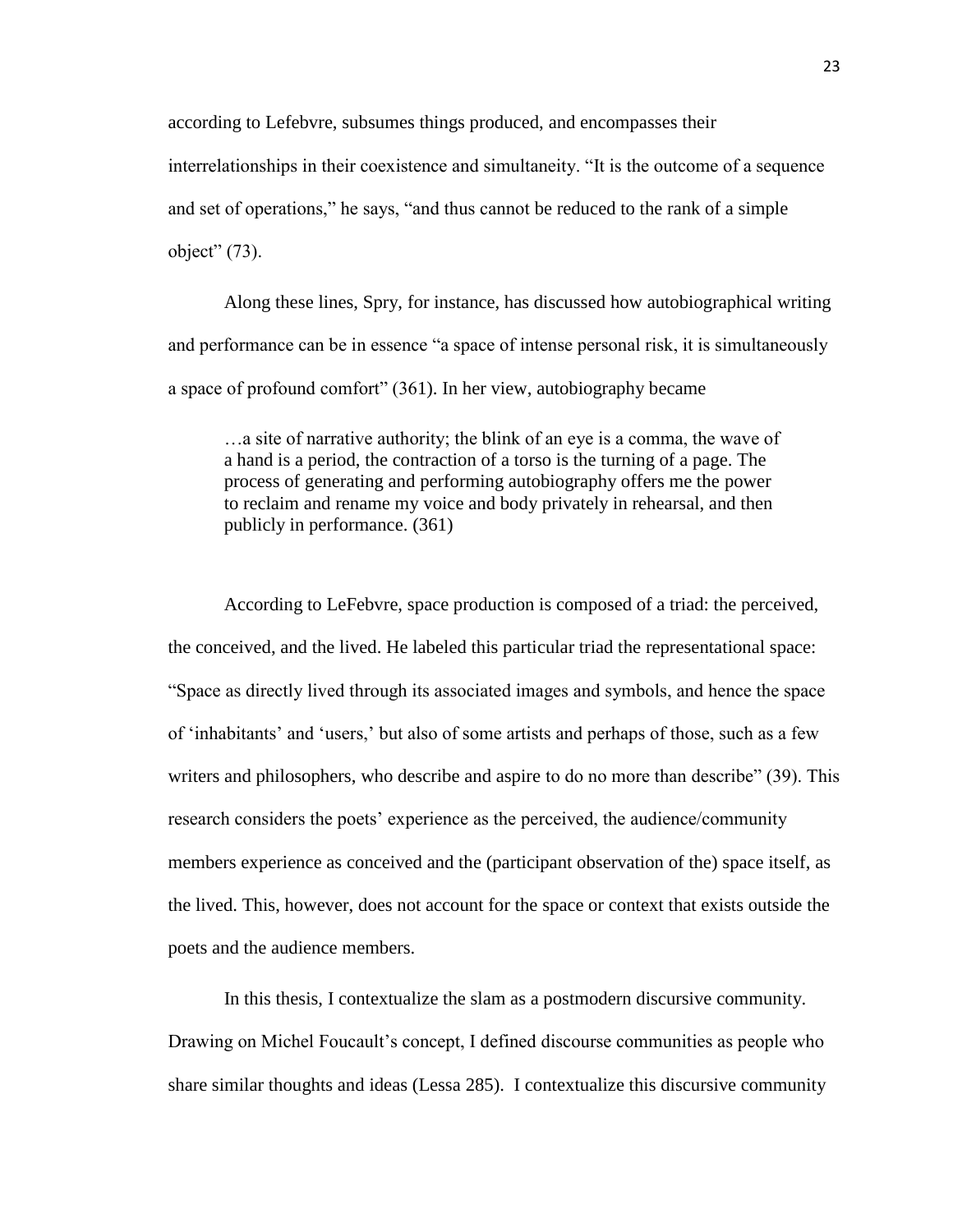according to Lefebvre, subsumes things produced, and encompasses their interrelationships in their coexistence and simultaneity. "It is the outcome of a sequence and set of operations," he says, "and thus cannot be reduced to the rank of a simple object" (73).

Along these lines, Spry, for instance, has discussed how autobiographical writing and performance can be in essence "a space of intense personal risk, it is simultaneously a space of profound comfort" (361). In her view, autobiography became

> …a site of narrative authority; the blink of an eye is a comma, the wave of a hand is a period, the contraction of a torso is the turning of a page. The process of generating and performing autobiography offers me the power to reclaim and rename my voice and body privately in rehearsal, and then publicly in performance. (361)

According to LeFebvre, space production is composed of a triad: the perceived, the conceived, and the lived. He labeled this particular triad the representational space: "Space as directly lived through its associated images and symbols, and hence the space of 'inhabitants' and 'users,' but also of some artists and perhaps of those, such as a few writers and philosophers, who describe and aspire to do no more than describe" (39). This research considers the poets' experience as the perceived, the audience/community members experience as conceived and the (participant observation of the) space itself, as the lived. This, however, does not account for the space or context that exists outside the poets and the audience members.

In this thesis, I contextualize the slam as a postmodern discursive community. Drawing on Michel Foucault's concept, I defined discourse communities as people who share similar thoughts and ideas (Lessa 285). I contextualize this discursive community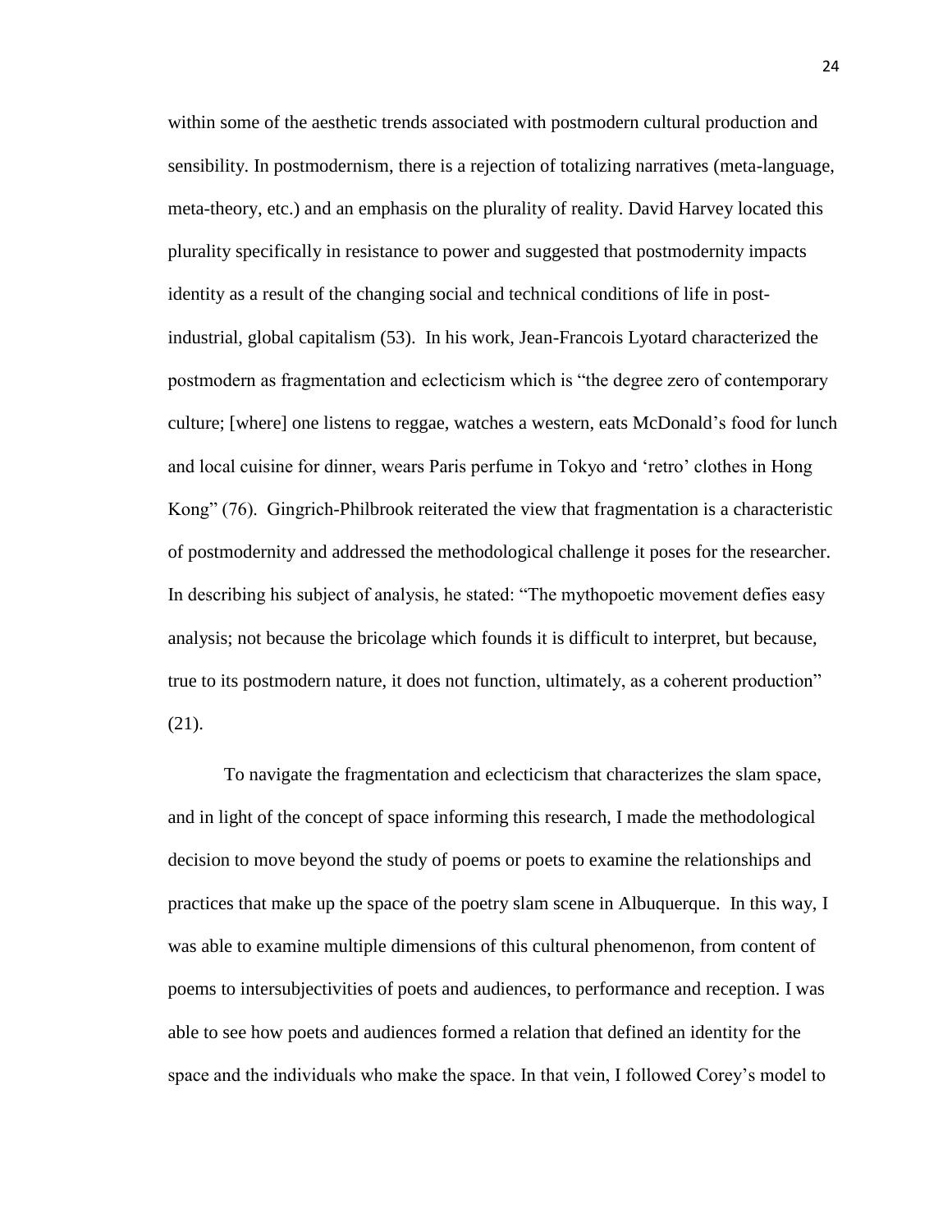within some of the aesthetic trends associated with postmodern cultural production and sensibility. In postmodernism, there is a rejection of totalizing narratives (meta-language, meta-theory, etc.) and an emphasis on the plurality of reality. David Harvey located this plurality specifically in resistance to power and suggested that postmodernity impacts identity as a result of the changing social and technical conditions of life in post-industrial, global capitalism (53). In his work, Jean-Francois Lyotard characterized the postmodern as fragmentation and eclecticism which is "the degree zero of contemporary culture; [where] one listens to reggae, watches a western, eats McDonald's food for lunch and local cuisine for dinner, wears Paris perfume in Tokyo and 'retro' clothes in Hong Kong" (76). Gingrich-Philbrook reiterated the view that fragmentation is a characteristic of postmodernity and addressed the methodological challenge it poses for the researcher. In describing his subject of analysis, he stated: "The mythopoetic movement defies easy analysis; not because the bricolage which founds it is difficult to interpret, but because, true to its postmodern nature, it does not function, ultimately, as a coherent production" (21).

To navigate the fragmentation and eclecticism that characterizes the slam space, and in light of the concept of space informing this research, I made the methodological decision to move beyond the study of poems or poets to examine the relationships and practices that make up the space of the poetry slam scene in Albuquerque. In this way, I was able to examine multiple dimensions of this cultural phenomenon, from content of poems to intersubjectivities of poets and audiences, to performance and reception. I was able to see how poets and audiences formed a relation that defined an identity for the space and the individuals who make the space. In that vein, I followed Corey's model to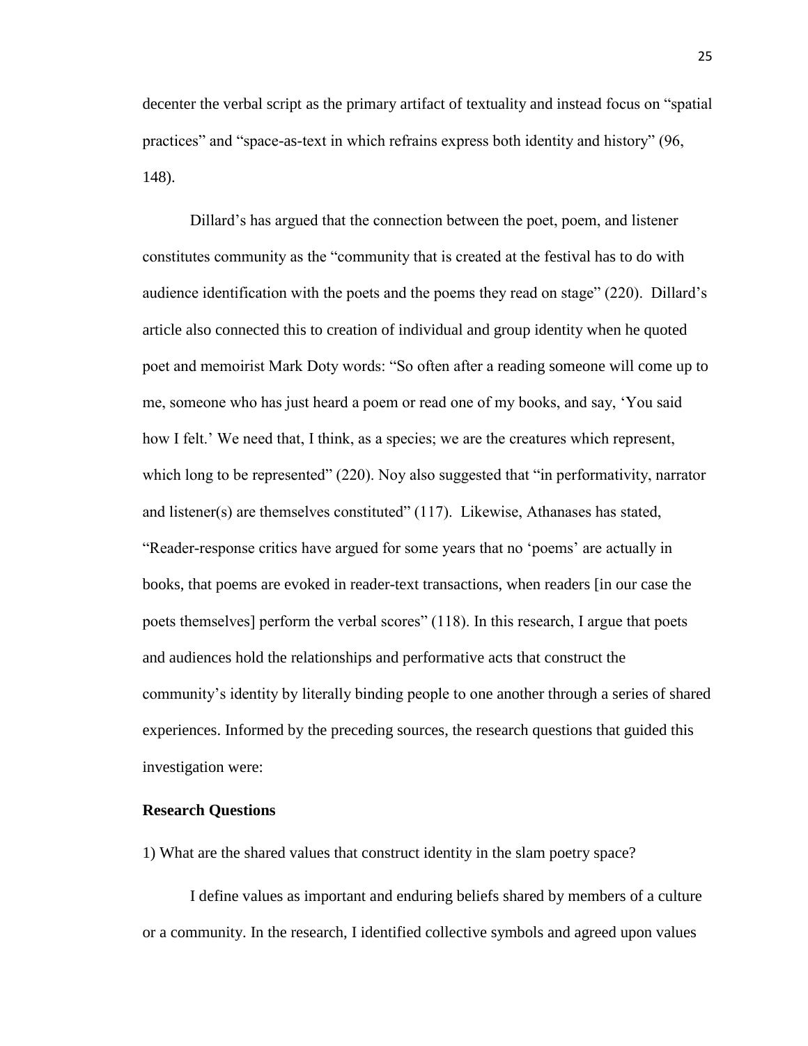decenter the verbal script as the primary artifact of textuality and instead focus on "spatial practices" and "space-as-text in which refrains express both identity and history" (96, 148).

Dillard's has argued that the connection between the poet, poem, and listener constitutes community as the "community that is created at the festival has to do with audience identification with the poets and the poems they read on stage" (220). Dillard's article also connected this to creation of individual and group identity when he quoted poet and memoirist Mark Doty words: "So often after a reading someone will come up to me, someone who has just heard a poem or read one of my books, and say, 'You said how I felt.' We need that, I think, as a species; we are the creatures which represent, which long to be represented" (220). Noy also suggested that "in performativity, narrator and listener(s) are themselves constituted" (117). Likewise, Athanases has stated, "Reader-response critics have argued for some years that no 'poems' are actually in books, that poems are evoked in reader-text transactions, when readers [in our case the poets themselves] perform the verbal scores" (118). In this research, I argue that poets and audiences hold the relationships and performative acts that construct the community's identity by literally binding people to one another through a series of shared experiences. Informed by the preceding sources, the research questions that guided this investigation were:

### Research Questions

1) What are the shared values that construct identity in the slam poetry space?

I define values as important and enduring beliefs shared by members of a culture or a community. In the research, I identified collective symbols and agreed upon values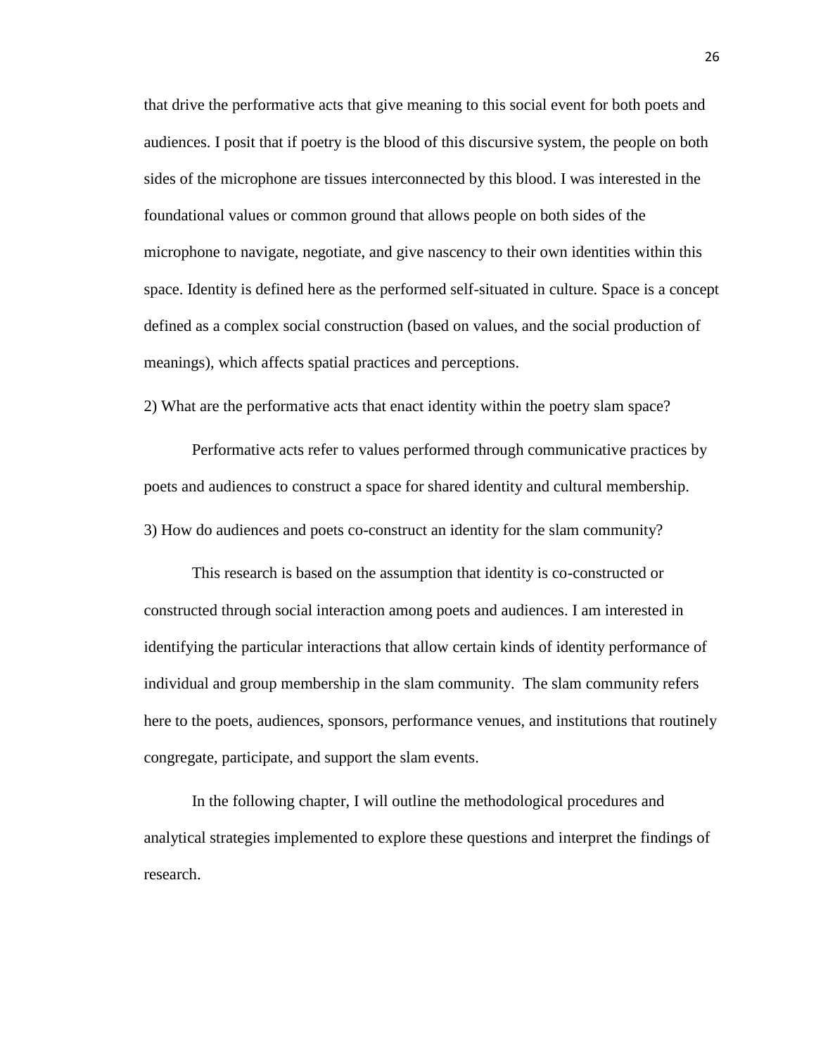that drive the performative acts that give meaning to this social event for both poets and audiences. I posit that if poetry is the blood of this discursive system, the people on both sides of the microphone are tissues interconnected by this blood. I was interested in the foundational values or common ground that allows people on both sides of the microphone to navigate, negotiate, and give nascency to their own identities within this space. Identity is defined here as the performed self-situated in culture. Space is a concept defined as a complex social construction (based on values, and the social production of meanings), which affects spatial practices and perceptions.

2) What are the performative acts that enact identity within the poetry slam space?

Performative acts refer to values performed through communicative practices by poets and audiences to construct a space for shared identity and cultural membership.

3) How do audiences and poets co-construct an identity for the slam community?

This research is based on the assumption that identity is co-constructed or constructed through social interaction among poets and audiences. I am interested in identifying the particular interactions that allow certain kinds of identity performance of individual and group membership in the slam community. The slam community refers here to the poets, audiences, sponsors, performance venues, and institutions that routinely congregate, participate, and support the slam events.

In the following chapter, I will outline the methodological procedures and analytical strategies implemented to explore these questions and interpret the findings of research.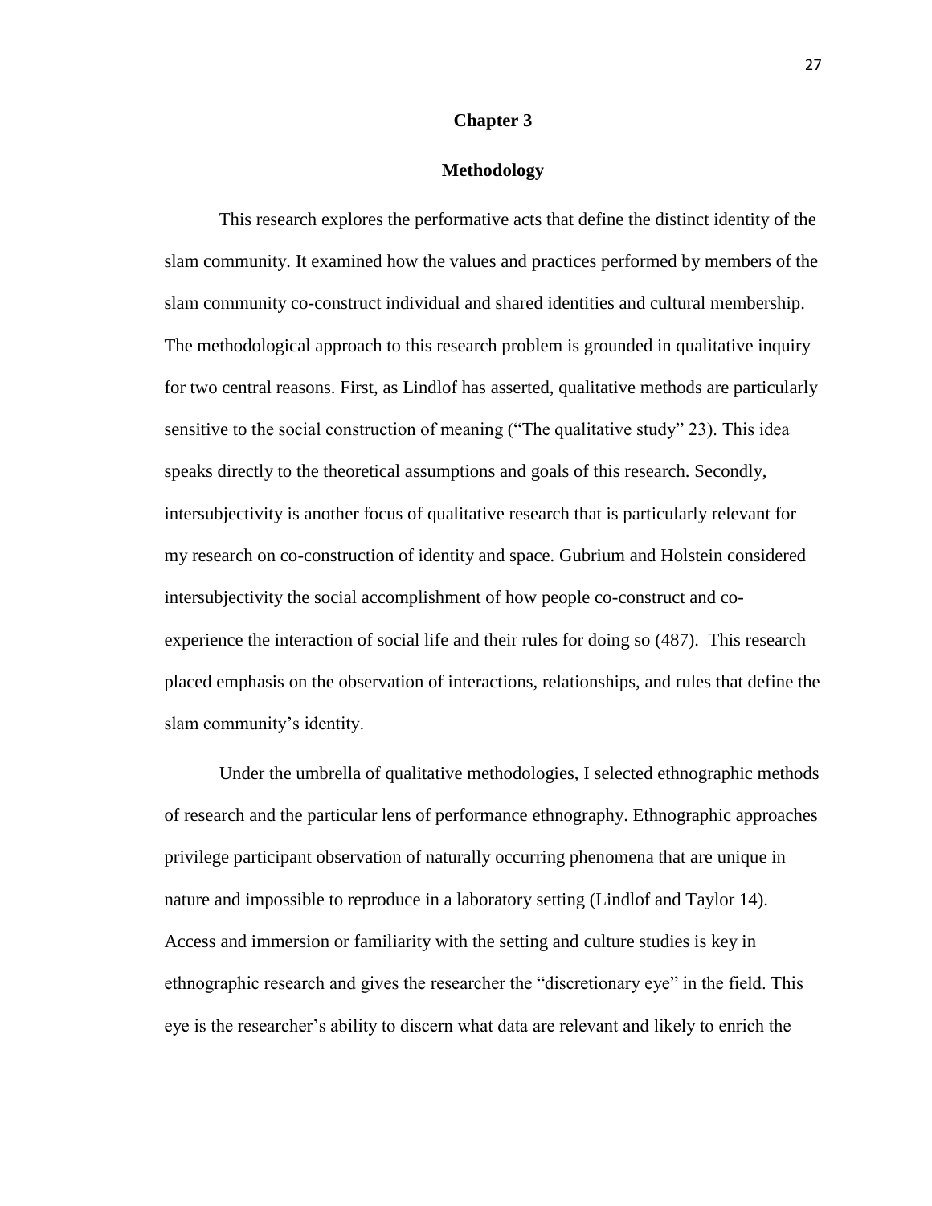# Chapter 3

## Methodology

This research explores the performative acts that define the distinct identity of the slam community. It examined how the values and practices performed by members of the slam community co-construct individual and shared identities and cultural membership. The methodological approach to this research problem is grounded in qualitative inquiry for two central reasons. First, as Lindlof has asserted, qualitative methods are particularly sensitive to the social construction of meaning ("The qualitative study" 23). This idea speaks directly to the theoretical assumptions and goals of this research. Secondly, intersubjectivity is another focus of qualitative research that is particularly relevant for my research on co-construction of identity and space. Gubrium and Holstein considered intersubjectivity the social accomplishment of how people co-construct and co-experience the interaction of social life and their rules for doing so (487). This research placed emphasis on the observation of interactions, relationships, and rules that define the slam community's identity.

Under the umbrella of qualitative methodologies, I selected ethnographic methods of research and the particular lens of performance ethnography. Ethnographic approaches privilege participant observation of naturally occurring phenomena that are unique in nature and impossible to reproduce in a laboratory setting (Lindlof and Taylor 14). Access and immersion or familiarity with the setting and culture studies is key in ethnographic research and gives the researcher the "discretionary eye" in the field. This eye is the researcher's ability to discern what data are relevant and likely to enrich the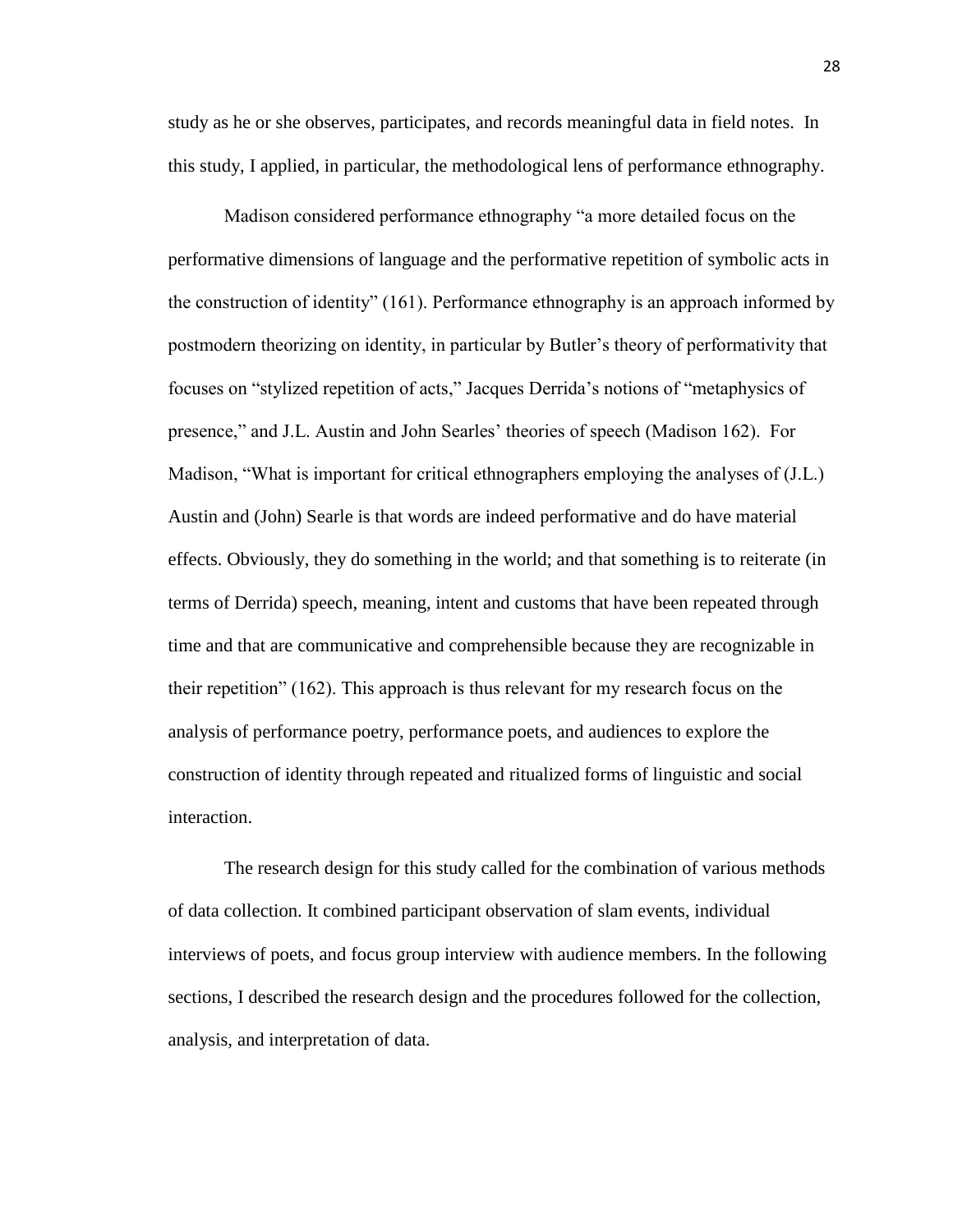study as he or she observes, participates, and records meaningful data in field notes. In this study, I applied, in particular, the methodological lens of performance ethnography.

Madison considered performance ethnography "a more detailed focus on the performative dimensions of language and the performative repetition of symbolic acts in the construction of identity" (161). Performance ethnography is an approach informed by postmodern theorizing on identity, in particular by Butler's theory of performativity that focuses on "stylized repetition of acts," Jacques Derrida's notions of "metaphysics of presence," and J.L. Austin and John Searles' theories of speech (Madison 162). For Madison, "What is important for critical ethnographers employing the analyses of (J.L.) Austin and (John) Searle is that words are indeed performative and do have material effects. Obviously, they do something in the world; and that something is to reiterate (in terms of Derrida) speech, meaning, intent and customs that have been repeated through time and that are communicative and comprehensible because they are recognizable in their repetition" (162). This approach is thus relevant for my research focus on the analysis of performance poetry, performance poets, and audiences to explore the construction of identity through repeated and ritualized forms of linguistic and social interaction.

The research design for this study called for the combination of various methods of data collection. It combined participant observation of slam events, individual interviews of poets, and focus group interview with audience members. In the following sections, I described the research design and the procedures followed for the collection, analysis, and interpretation of data.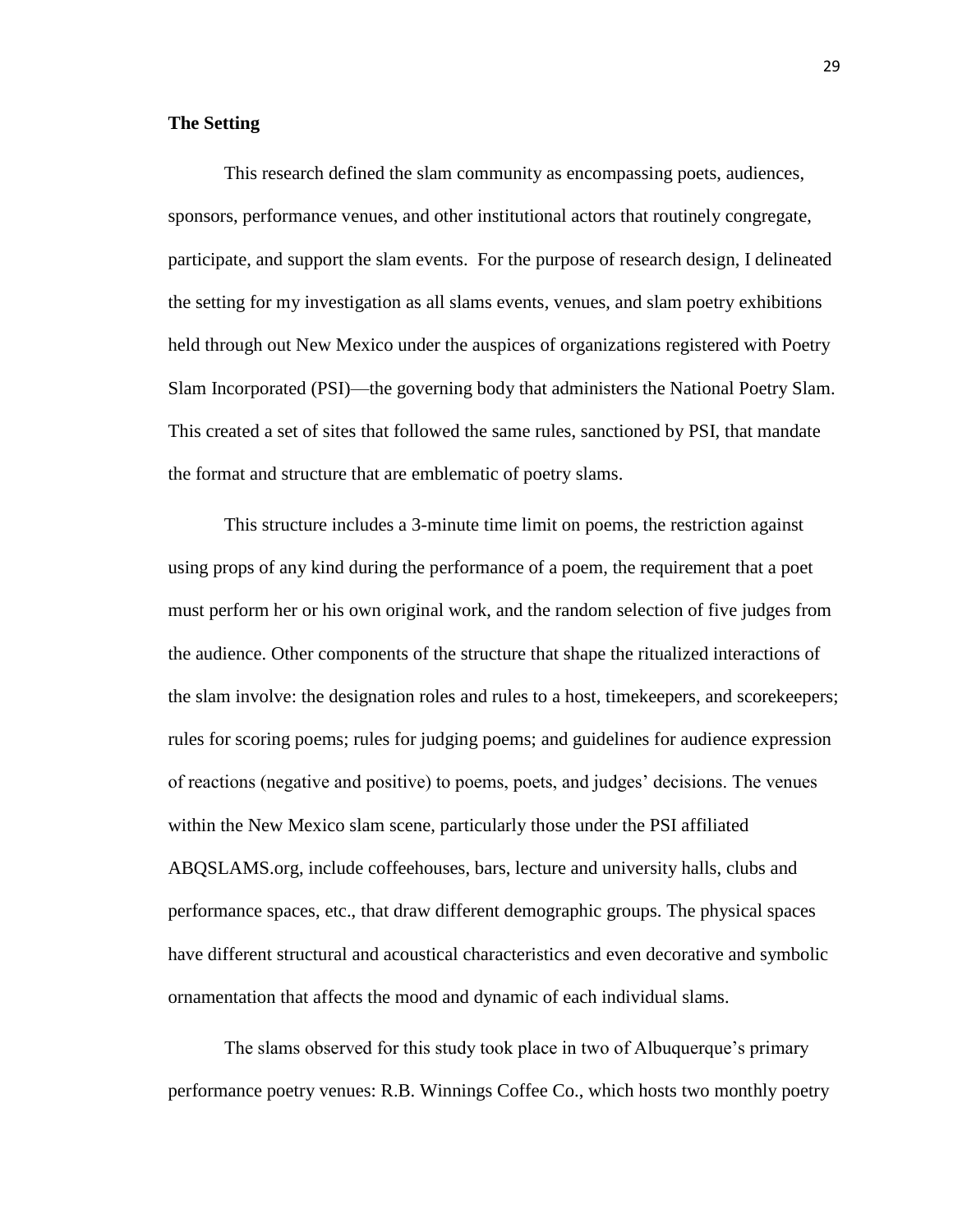**The Setting**

This research defined the slam community as encompassing poets, audiences, sponsors, performance venues, and other institutional actors that routinely congregate, participate, and support the slam events. For the purpose of research design, I delineated the setting for my investigation as all slams events, venues, and slam poetry exhibitions held through out New Mexico under the auspices of organizations registered with Poetry Slam Incorporated (PSI)—the governing body that administers the National Poetry Slam. This created a set of sites that followed the same rules, sanctioned by PSI, that mandate the format and structure that are emblematic of poetry slams.

This structure includes a 3-minute time limit on poems, the restriction against using props of any kind during the performance of a poem, the requirement that a poet must perform her or his own original work, and the random selection of five judges from the audience. Other components of the structure that shape the ritualized interactions of the slam involve: the designation roles and rules to a host, timekeepers, and scorekeepers; rules for scoring poems; rules for judging poems; and guidelines for audience expression of reactions (negative and positive) to poems, poets, and judges' decisions. The venues within the New Mexico slam scene, particularly those under the PSI affiliated ABQSLAMS.org, include coffeehouses, bars, lecture and university halls, clubs and performance spaces, etc., that draw different demographic groups. The physical spaces have different structural and acoustical characteristics and even decorative and symbolic ornamentation that affects the mood and dynamic of each individual slams.

The slams observed for this study took place in two of Albuquerque's primary performance poetry venues: R.B. Winnings Coffee Co., which hosts two monthly poetry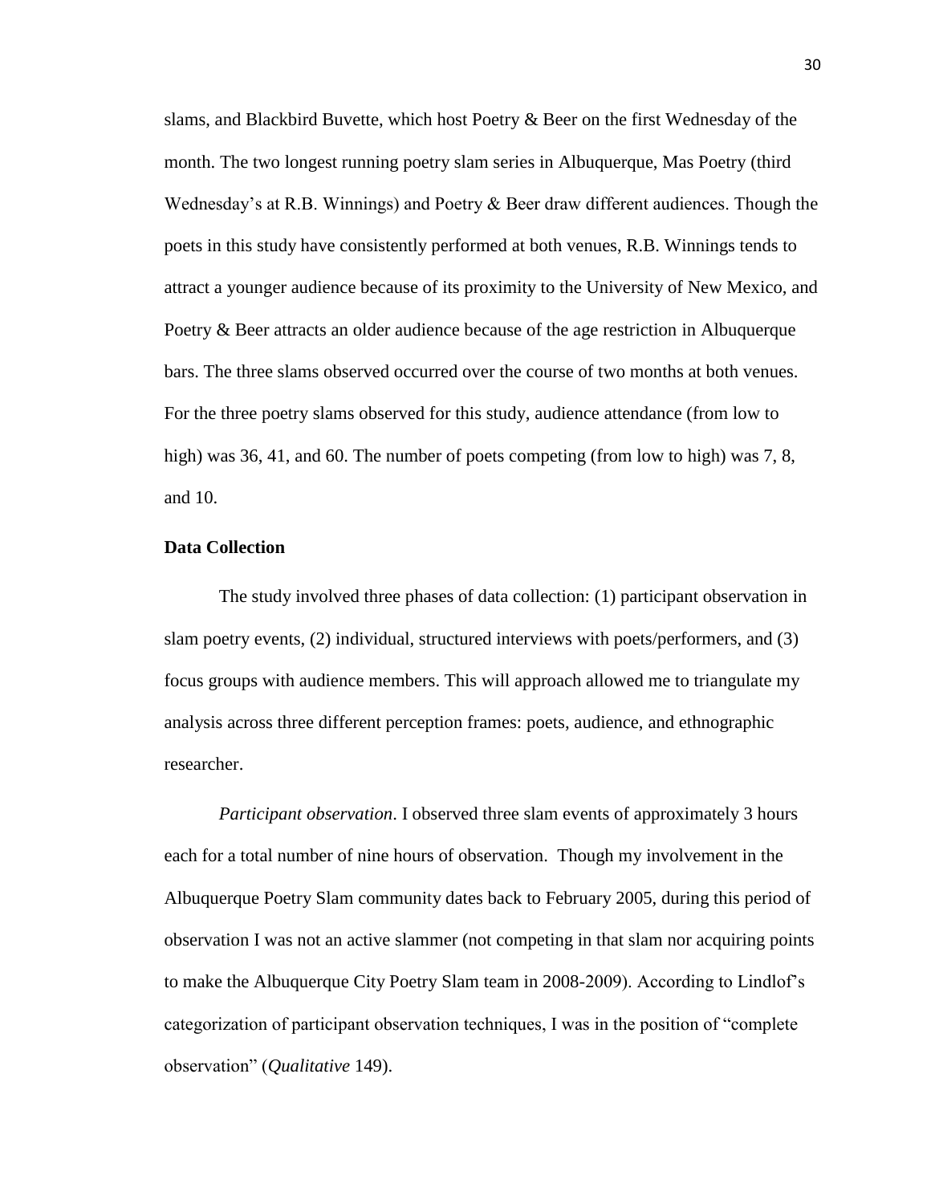slams, and Blackbird Buvette, which host Poetry & Beer on the first Wednesday of the month. The two longest running poetry slam series in Albuquerque, Mas Poetry (third Wednesday's at R.B. Winnings) and Poetry & Beer draw different audiences. Though the poets in this study have consistently performed at both venues, R.B. Winnings tends to attract a younger audience because of its proximity to the University of New Mexico, and Poetry & Beer attracts an older audience because of the age restriction in Albuquerque bars. The three slams observed occurred over the course of two months at both venues. For the three poetry slams observed for this study, audience attendance (from low to high) was 36, 41, and 60. The number of poets competing (from low to high) was 7, 8, and 10.

**Data Collection**

The study involved three phases of data collection: (1) participant observation in slam poetry events, (2) individual, structured interviews with poets/performers, and (3) focus groups with audience members. This will approach allowed me to triangulate my analysis across three different perception frames: poets, audience, and ethnographic researcher.

*Participant observation*. I observed three slam events of approximately 3 hours each for a total number of nine hours of observation. Though my involvement in the Albuquerque Poetry Slam community dates back to February 2005, during this period of observation I was not an active slammer (not competing in that slam nor acquiring points to make the Albuquerque City Poetry Slam team in 2008-2009). According to Lindlof's categorization of participant observation techniques, I was in the position of "complete observation" (*Qualitative* 149).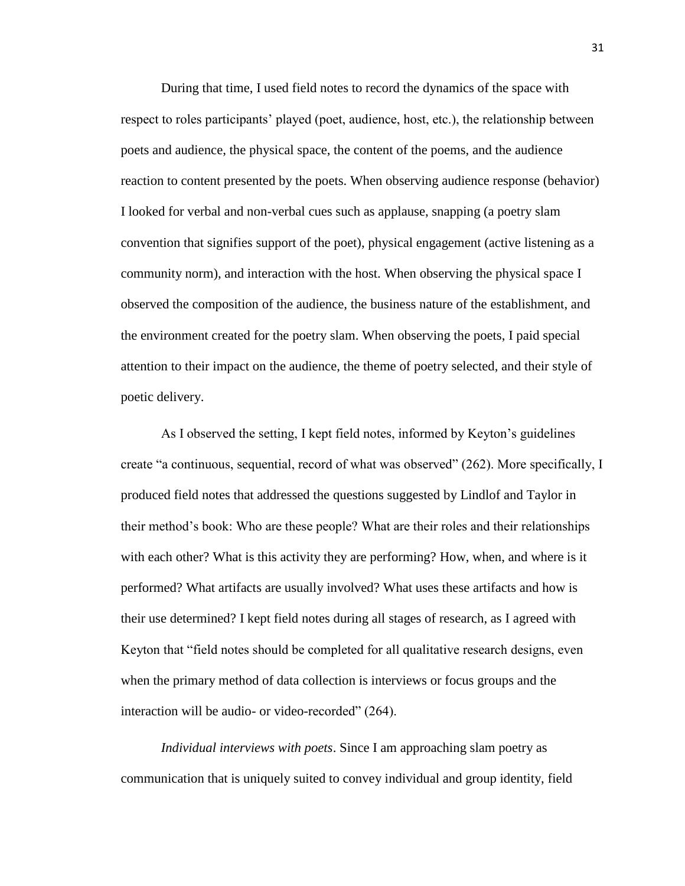During that time, I used field notes to record the dynamics of the space with respect to roles participants' played (poet, audience, host, etc.), the relationship between poets and audience, the physical space, the content of the poems, and the audience reaction to content presented by the poets. When observing audience response (behavior) I looked for verbal and non-verbal cues such as applause, snapping (a poetry slam convention that signifies support of the poet), physical engagement (active listening as a community norm), and interaction with the host. When observing the physical space I observed the composition of the audience, the business nature of the establishment, and the environment created for the poetry slam. When observing the poets, I paid special attention to their impact on the audience, the theme of poetry selected, and their style of poetic delivery.

As I observed the setting, I kept field notes, informed by Keyton's guidelines create "a continuous, sequential, record of what was observed" (262). More specifically, I produced field notes that addressed the questions suggested by Lindlof and Taylor in their method's book: Who are these people? What are their roles and their relationships with each other? What is this activity they are performing? How, when, and where is it performed? What artifacts are usually involved? What uses these artifacts and how is their use determined? I kept field notes during all stages of research, as I agreed with Keyton that "field notes should be completed for all qualitative research designs, even when the primary method of data collection is interviews or focus groups and the interaction will be audio- or video-recorded" (264).

*Individual interviews with poets*. Since I am approaching slam poetry as communication that is uniquely suited to convey individual and group identity, field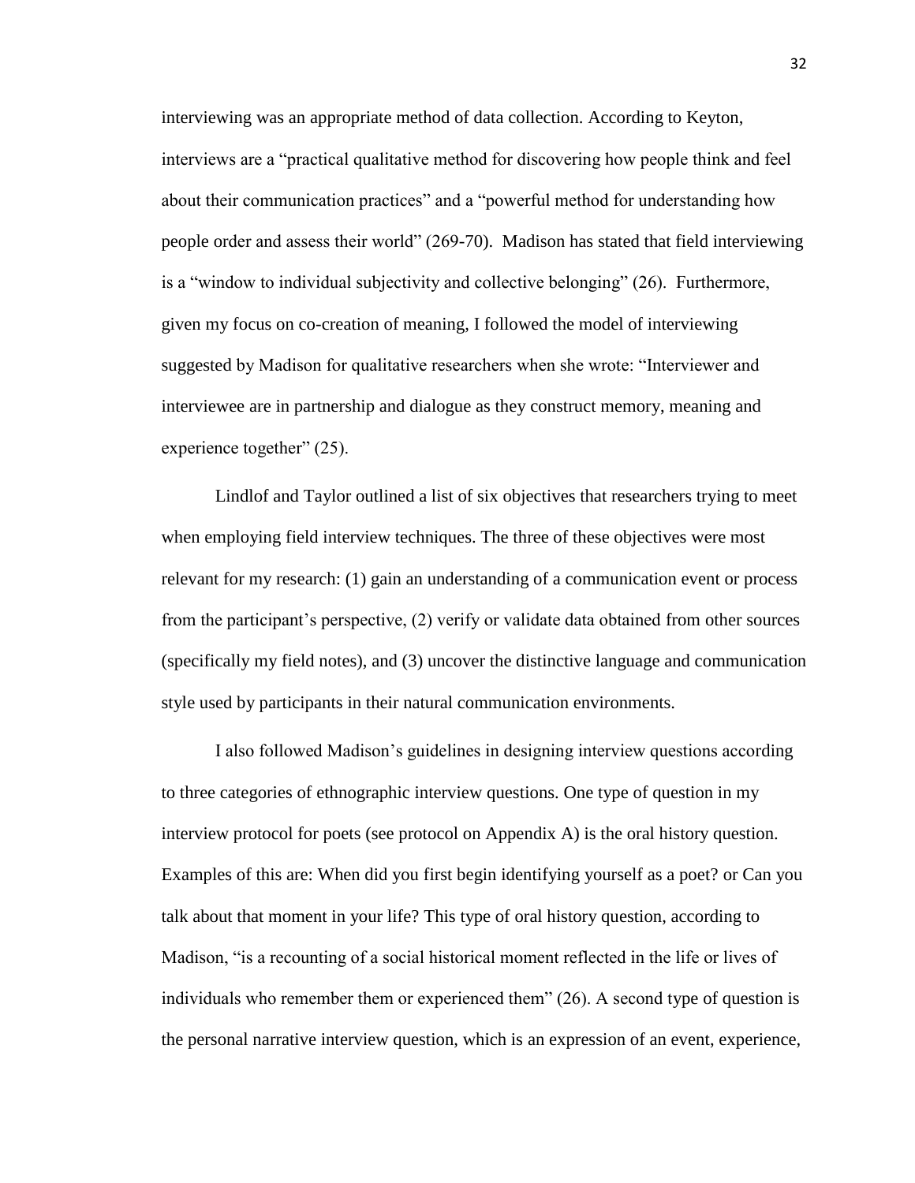interviewing was an appropriate method of data collection. According to Keyton, interviews are a "practical qualitative method for discovering how people think and feel about their communication practices" and a "powerful method for understanding how people order and assess their world" (269-70). Madison has stated that field interviewing is a "window to individual subjectivity and collective belonging" (26). Furthermore, given my focus on co-creation of meaning, I followed the model of interviewing suggested by Madison for qualitative researchers when she wrote: "Interviewer and interviewee are in partnership and dialogue as they construct memory, meaning and experience together" (25).

Lindlof and Taylor outlined a list of six objectives that researchers trying to meet when employing field interview techniques. The three of these objectives were most relevant for my research: (1) gain an understanding of a communication event or process from the participant's perspective, (2) verify or validate data obtained from other sources (specifically my field notes), and (3) uncover the distinctive language and communication style used by participants in their natural communication environments.

I also followed Madison's guidelines in designing interview questions according to three categories of ethnographic interview questions. One type of question in my interview protocol for poets (see protocol on Appendix A) is the oral history question. Examples of this are: When did you first begin identifying yourself as a poet? or Can you talk about that moment in your life? This type of oral history question, according to Madison, "is a recounting of a social historical moment reflected in the life or lives of individuals who remember them or experienced them" (26). A second type of question is the personal narrative interview question, which is an expression of an event, experience,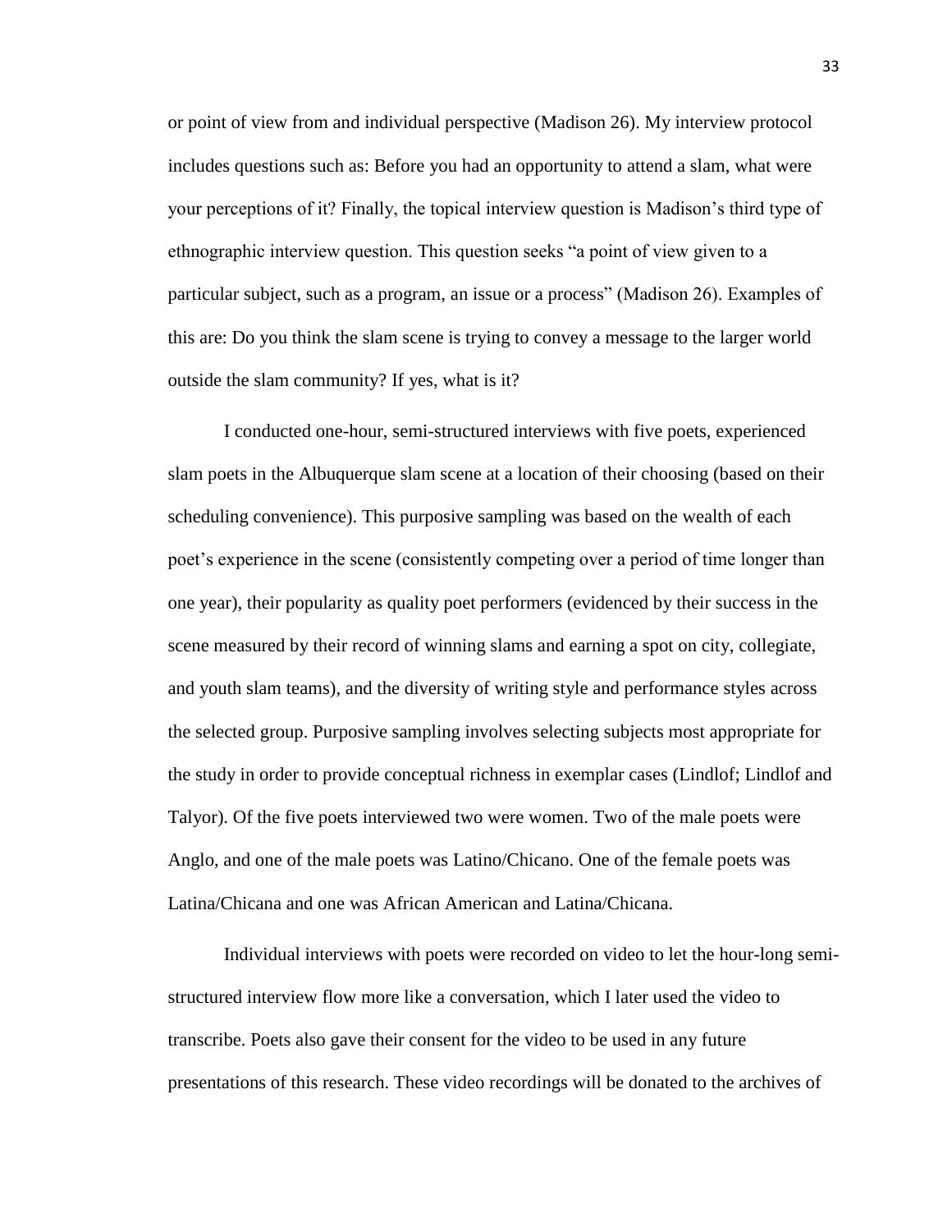or point of view from and individual perspective (Madison 26). My interview protocol includes questions such as: Before you had an opportunity to attend a slam, what were your perceptions of it? Finally, the topical interview question is Madison's third type of ethnographic interview question. This question seeks "a point of view given to a particular subject, such as a program, an issue or a process" (Madison 26). Examples of this are: Do you think the slam scene is trying to convey a message to the larger world outside the slam community? If yes, what is it?

I conducted one-hour, semi-structured interviews with five poets, experienced slam poets in the Albuquerque slam scene at a location of their choosing (based on their scheduling convenience). This purposive sampling was based on the wealth of each poet's experience in the scene (consistently competing over a period of time longer than one year), their popularity as quality poet performers (evidenced by their success in the scene measured by their record of winning slams and earning a spot on city, collegiate, and youth slam teams), and the diversity of writing style and performance styles across the selected group. Purposive sampling involves selecting subjects most appropriate for the study in order to provide conceptual richness in exemplar cases (Lindlof; Lindlof and Talyor). Of the five poets interviewed two were women. Two of the male poets were Anglo, and one of the male poets was Latino/Chicano. One of the female poets was Latina/Chicana and one was African American and Latina/Chicana.

Individual interviews with poets were recorded on video to let the hour-long semi-structured interview flow more like a conversation, which I later used the video to transcribe. Poets also gave their consent for the video to be used in any future presentations of this research. These video recordings will be donated to the archives of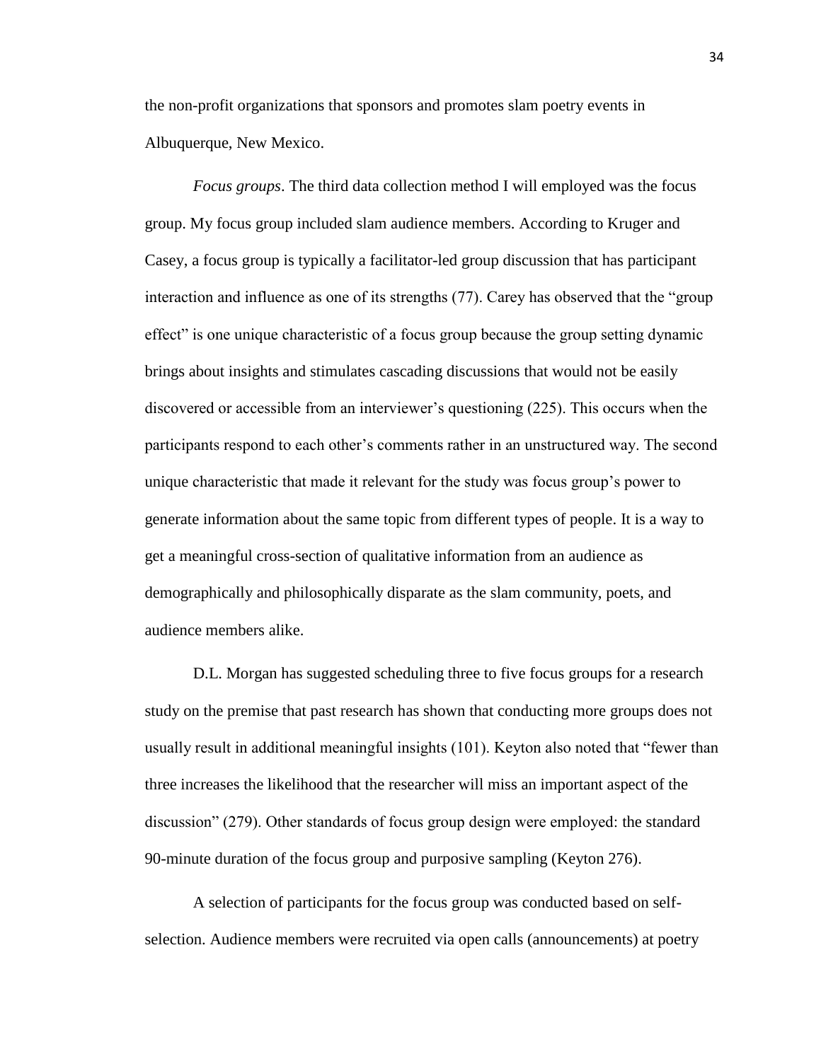the non-profit organizations that sponsors and promotes slam poetry events in Albuquerque, New Mexico.

*Focus groups*. The third data collection method I will employed was the focus group. My focus group included slam audience members. According to Kruger and Casey, a focus group is typically a facilitator-led group discussion that has participant interaction and influence as one of its strengths (77). Carey has observed that the "group effect" is one unique characteristic of a focus group because the group setting dynamic brings about insights and stimulates cascading discussions that would not be easily discovered or accessible from an interviewer's questioning (225). This occurs when the participants respond to each other's comments rather in an unstructured way. The second unique characteristic that made it relevant for the study was focus group's power to generate information about the same topic from different types of people. It is a way to get a meaningful cross-section of qualitative information from an audience as demographically and philosophically disparate as the slam community, poets, and audience members alike.

D.L. Morgan has suggested scheduling three to five focus groups for a research study on the premise that past research has shown that conducting more groups does not usually result in additional meaningful insights (101). Keyton also noted that "fewer than three increases the likelihood that the researcher will miss an important aspect of the discussion" (279). Other standards of focus group design were employed: the standard 90-minute duration of the focus group and purposive sampling (Keyton 276).

A selection of participants for the focus group was conducted based on self-selection. Audience members were recruited via open calls (announcements) at poetry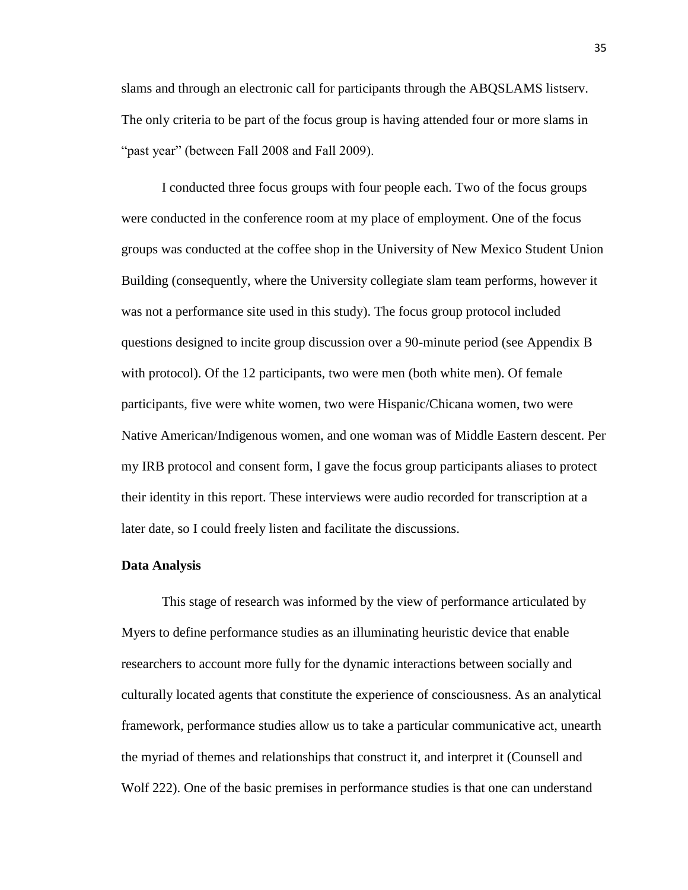slams and through an electronic call for participants through the ABQSLAMS listserv. The only criteria to be part of the focus group is having attended four or more slams in "past year" (between Fall 2008 and Fall 2009).

I conducted three focus groups with four people each. Two of the focus groups were conducted in the conference room at my place of employment. One of the focus groups was conducted at the coffee shop in the University of New Mexico Student Union Building (consequently, where the University collegiate slam team performs, however it was not a performance site used in this study). The focus group protocol included questions designed to incite group discussion over a 90-minute period (see Appendix B with protocol). Of the 12 participants, two were men (both white men). Of female participants, five were white women, two were Hispanic/Chicana women, two were Native American/Indigenous women, and one woman was of Middle Eastern descent. Per my IRB protocol and consent form, I gave the focus group participants aliases to protect their identity in this report. These interviews were audio recorded for transcription at a later date, so I could freely listen and facilitate the discussions.

**Data Analysis**

This stage of research was informed by the view of performance articulated by Myers to define performance studies as an illuminating heuristic device that enable researchers to account more fully for the dynamic interactions between socially and culturally located agents that constitute the experience of consciousness. As an analytical framework, performance studies allow us to take a particular communicative act, unearth the myriad of themes and relationships that construct it, and interpret it (Counsell and Wolf 222). One of the basic premises in performance studies is that one can understand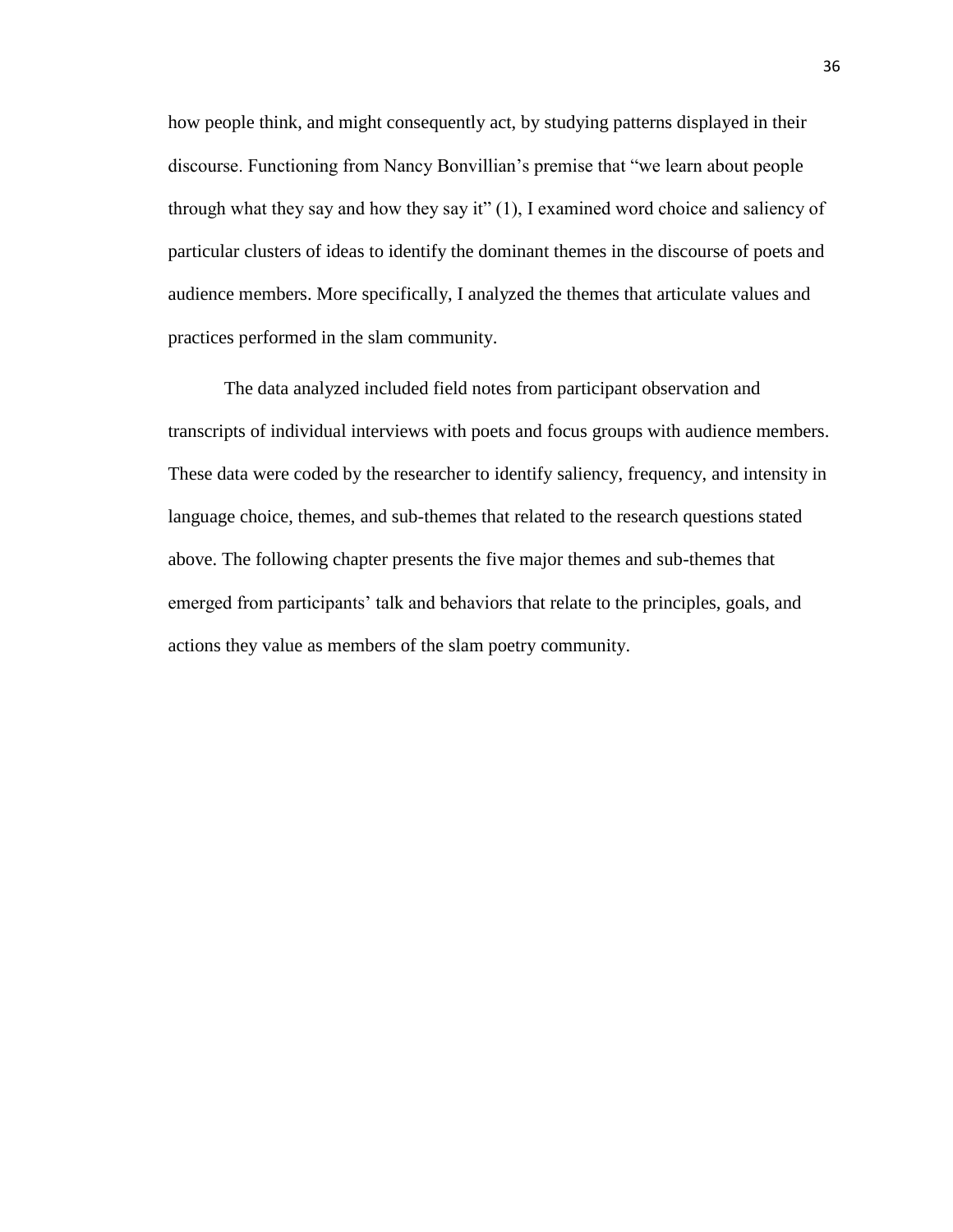how people think, and might consequently act, by studying patterns displayed in their discourse. Functioning from Nancy Bonvillian's premise that "we learn about people through what they say and how they say it" (1), I examined word choice and saliency of particular clusters of ideas to identify the dominant themes in the discourse of poets and audience members. More specifically, I analyzed the themes that articulate values and practices performed in the slam community.

The data analyzed included field notes from participant observation and transcripts of individual interviews with poets and focus groups with audience members. These data were coded by the researcher to identify saliency, frequency, and intensity in language choice, themes, and sub-themes that related to the research questions stated above. The following chapter presents the five major themes and sub-themes that emerged from participants' talk and behaviors that relate to the principles, goals, and actions they value as members of the slam poetry community.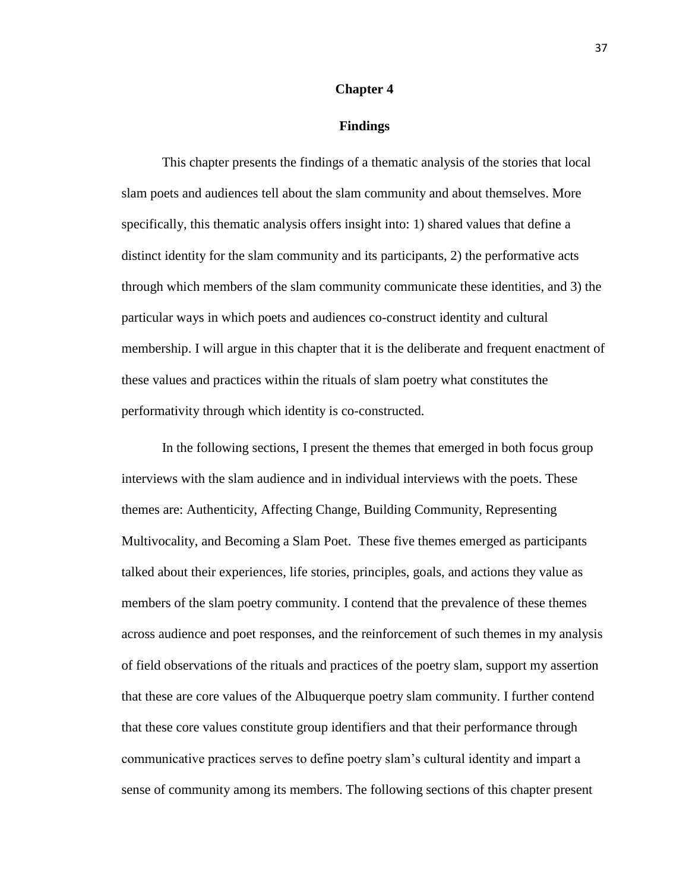# Chapter 4

## Findings

This chapter presents the findings of a thematic analysis of the stories that local slam poets and audiences tell about the slam community and about themselves. More specifically, this thematic analysis offers insight into: 1) shared values that define a distinct identity for the slam community and its participants, 2) the performative acts through which members of the slam community communicate these identities, and 3) the particular ways in which poets and audiences co-construct identity and cultural membership. I will argue in this chapter that it is the deliberate and frequent enactment of these values and practices within the rituals of slam poetry what constitutes the performativity through which identity is co-constructed.

In the following sections, I present the themes that emerged in both focus group interviews with the slam audience and in individual interviews with the poets. These themes are: Authenticity, Affecting Change, Building Community, Representing Multivocality, and Becoming a Slam Poet. These five themes emerged as participants talked about their experiences, life stories, principles, goals, and actions they value as members of the slam poetry community. I contend that the prevalence of these themes across audience and poet responses, and the reinforcement of such themes in my analysis of field observations of the rituals and practices of the poetry slam, support my assertion that these are core values of the Albuquerque poetry slam community. I further contend that these core values constitute group identifiers and that their performance through communicative practices serves to define poetry slam's cultural identity and impart a sense of community among its members. The following sections of this chapter present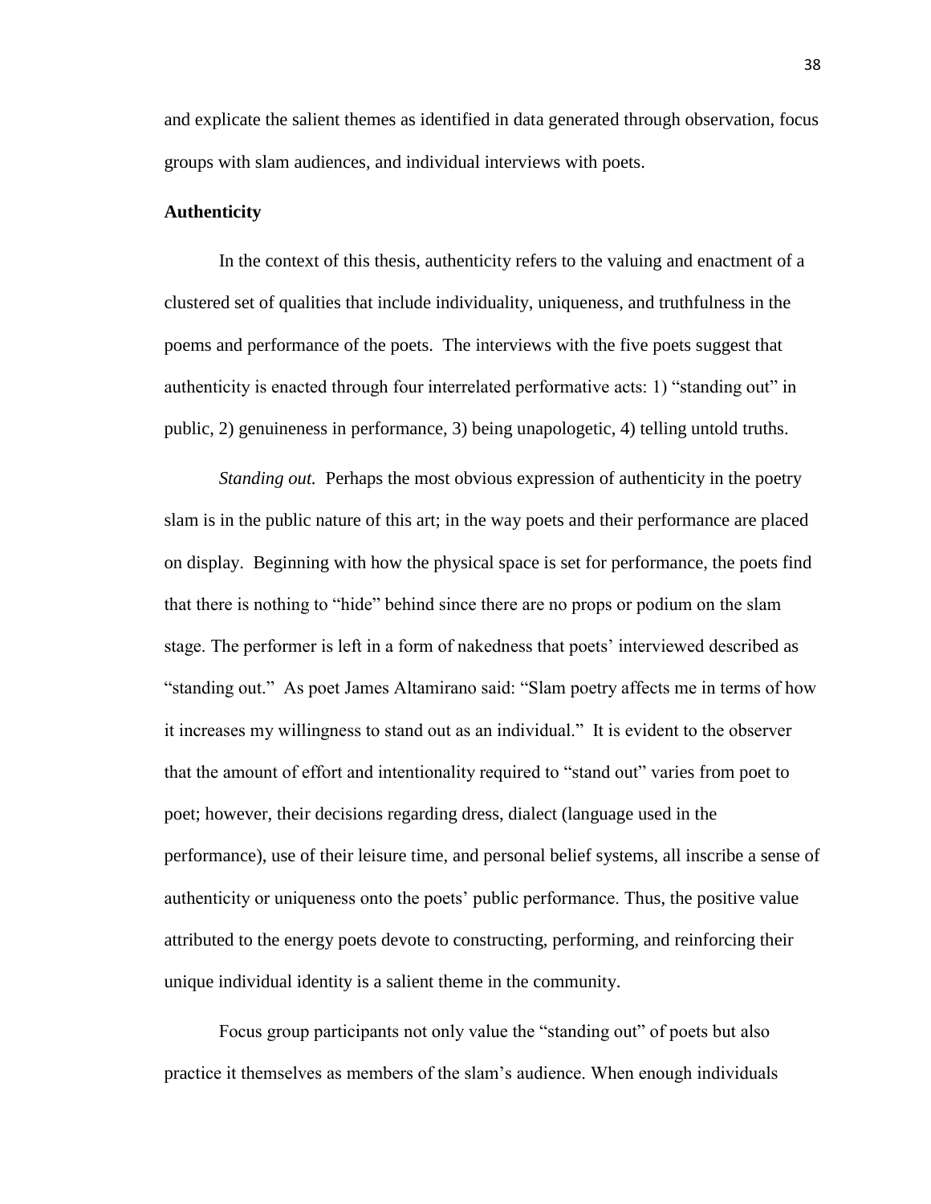and explicate the salient themes as identified in data generated through observation, focus groups with slam audiences, and individual interviews with poets.

### Authenticity

In the context of this thesis, authenticity refers to the valuing and enactment of a clustered set of qualities that include individuality, uniqueness, and truthfulness in the poems and performance of the poets. The interviews with the five poets suggest that authenticity is enacted through four interrelated performative acts: 1) "standing out" in public, 2) genuineness in performance, 3) being unapologetic, 4) telling untold truths.

*Standing out.* Perhaps the most obvious expression of authenticity in the poetry slam is in the public nature of this art; in the way poets and their performance are placed on display. Beginning with how the physical space is set for performance, the poets find that there is nothing to "hide" behind since there are no props or podium on the slam stage. The performer is left in a form of nakedness that poets' interviewed described as "standing out." As poet James Altamirano said: "Slam poetry affects me in terms of how it increases my willingness to stand out as an individual." It is evident to the observer that the amount of effort and intentionality required to "stand out" varies from poet to poet; however, their decisions regarding dress, dialect (language used in the performance), use of their leisure time, and personal belief systems, all inscribe a sense of authenticity or uniqueness onto the poets' public performance. Thus, the positive value attributed to the energy poets devote to constructing, performing, and reinforcing their unique individual identity is a salient theme in the community.

Focus group participants not only value the "standing out" of poets but also practice it themselves as members of the slam's audience. When enough individuals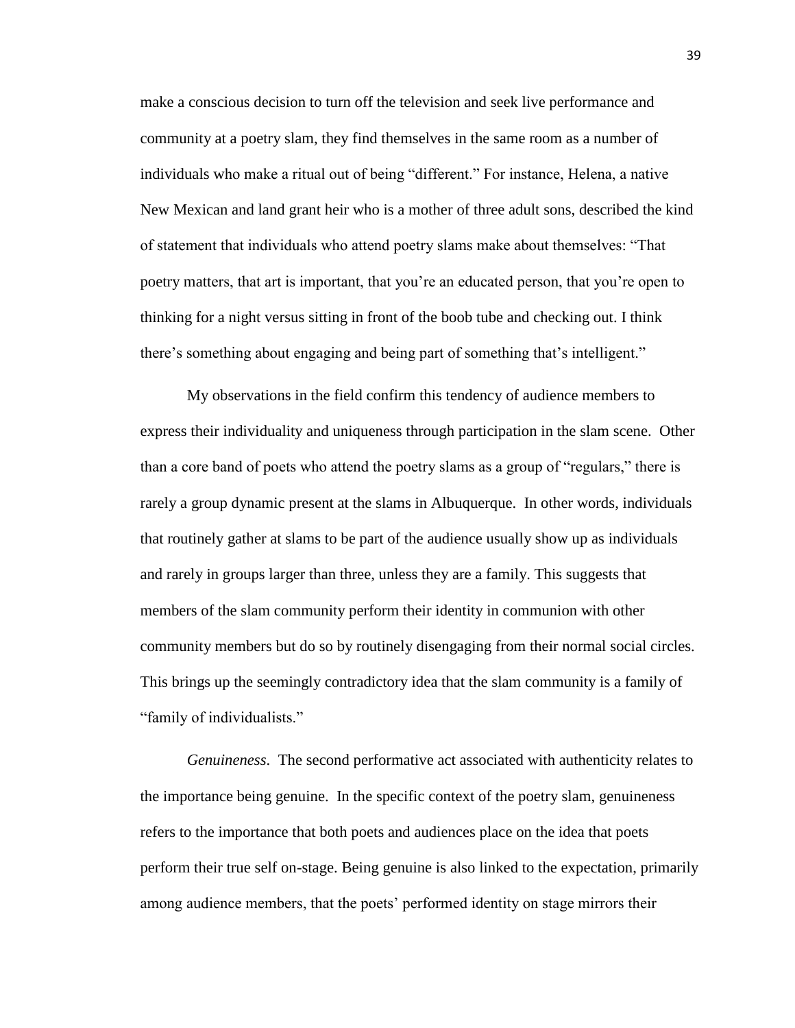make a conscious decision to turn off the television and seek live performance and community at a poetry slam, they find themselves in the same room as a number of individuals who make a ritual out of being "different." For instance, Helena, a native New Mexican and land grant heir who is a mother of three adult sons, described the kind of statement that individuals who attend poetry slams make about themselves: "That poetry matters, that art is important, that you're an educated person, that you're open to thinking for a night versus sitting in front of the boob tube and checking out. I think there's something about engaging and being part of something that's intelligent."

My observations in the field confirm this tendency of audience members to express their individuality and uniqueness through participation in the slam scene. Other than a core band of poets who attend the poetry slams as a group of "regulars," there is rarely a group dynamic present at the slams in Albuquerque. In other words, individuals that routinely gather at slams to be part of the audience usually show up as individuals and rarely in groups larger than three, unless they are a family. This suggests that members of the slam community perform their identity in communion with other community members but do so by routinely disengaging from their normal social circles. This brings up the seemingly contradictory idea that the slam community is a family of "family of individualists."

*Genuineness*. The second performative act associated with authenticity relates to the importance being genuine. In the specific context of the poetry slam, genuineness refers to the importance that both poets and audiences place on the idea that poets perform their true self on-stage. Being genuine is also linked to the expectation, primarily among audience members, that the poets' performed identity on stage mirrors their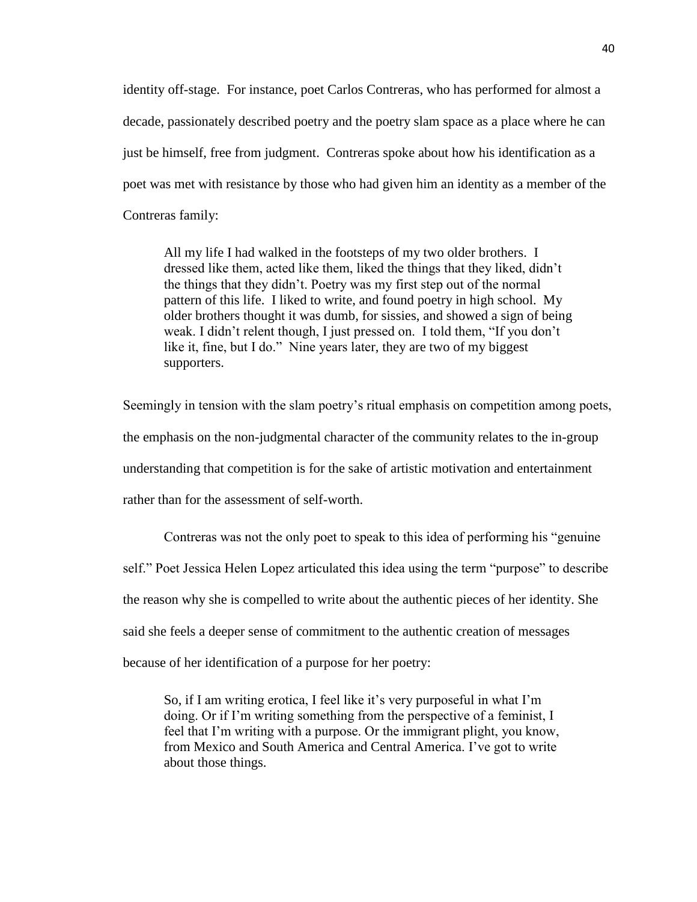identity off-stage. For instance, poet Carlos Contreras, who has performed for almost a decade, passionately described poetry and the poetry slam space as a place where he can just be himself, free from judgment. Contreras spoke about how his identification as a poet was met with resistance by those who had given him an identity as a member of the Contreras family:

> All my life I had walked in the footsteps of my two older brothers. I dressed like them, acted like them, liked the things that they liked, didn't the things that they didn't. Poetry was my first step out of the normal pattern of this life. I liked to write, and found poetry in high school. My older brothers thought it was dumb, for sissies, and showed a sign of being weak. I didn't relent though, I just pressed on. I told them, "If you don't like it, fine, but I do." Nine years later, they are two of my biggest supporters.

Seemingly in tension with the slam poetry's ritual emphasis on competition among poets, the emphasis on the non-judgmental character of the community relates to the in-group understanding that competition is for the sake of artistic motivation and entertainment rather than for the assessment of self-worth.

Contreras was not the only poet to speak to this idea of performing his "genuine self." Poet Jessica Helen Lopez articulated this idea using the term "purpose" to describe the reason why she is compelled to write about the authentic pieces of her identity. She said she feels a deeper sense of commitment to the authentic creation of messages because of her identification of a purpose for her poetry:

> So, if I am writing erotica, I feel like it's very purposeful in what I'm doing. Or if I'm writing something from the perspective of a feminist, I feel that I'm writing with a purpose. Or the immigrant plight, you know, from Mexico and South America and Central America. I've got to write about those things.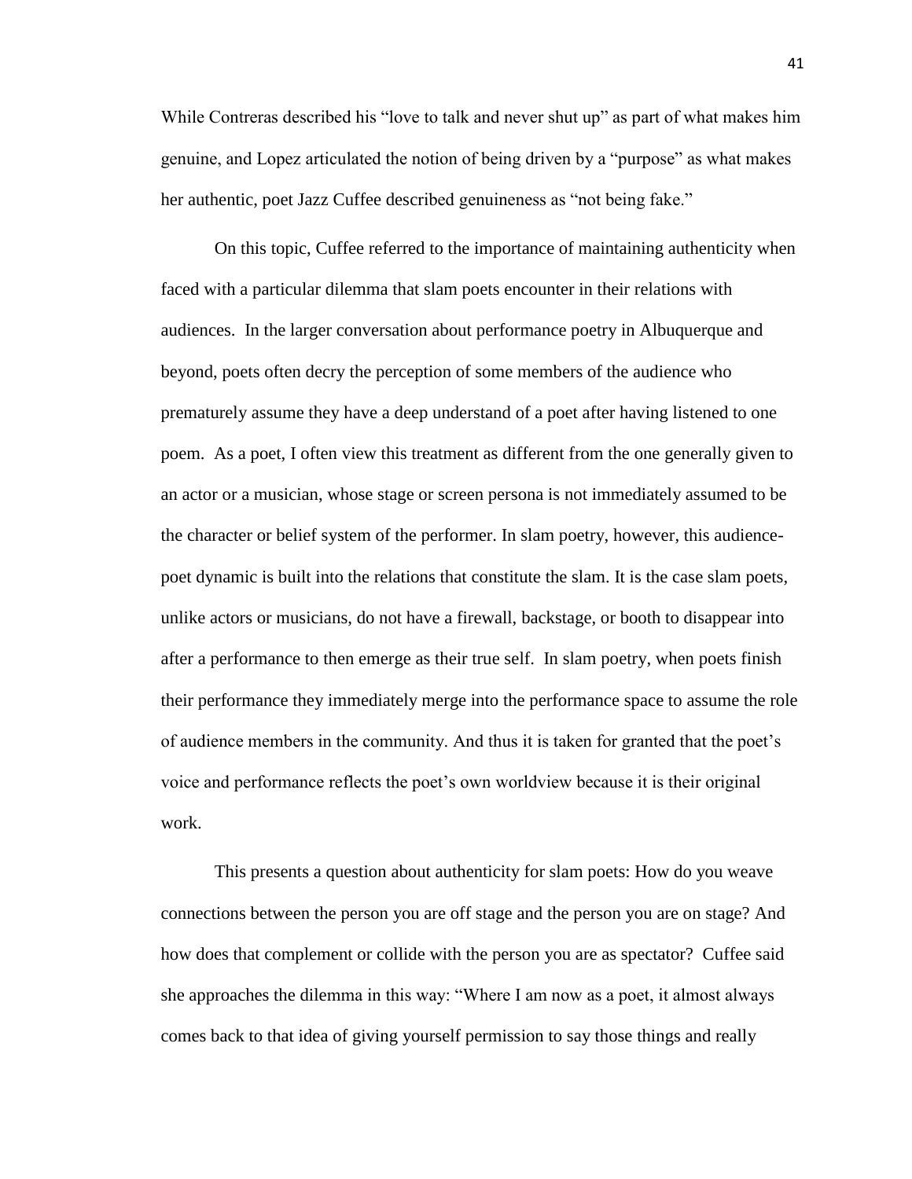While Contreras described his "love to talk and never shut up" as part of what makes him genuine, and Lopez articulated the notion of being driven by a "purpose" as what makes her authentic, poet Jazz Cuffee described genuineness as "not being fake."

On this topic, Cuffee referred to the importance of maintaining authenticity when faced with a particular dilemma that slam poets encounter in their relations with audiences. In the larger conversation about performance poetry in Albuquerque and beyond, poets often decry the perception of some members of the audience who prematurely assume they have a deep understand of a poet after having listened to one poem. As a poet, I often view this treatment as different from the one generally given to an actor or a musician, whose stage or screen persona is not immediately assumed to be the character or belief system of the performer. In slam poetry, however, this audience-poet dynamic is built into the relations that constitute the slam. It is the case slam poets, unlike actors or musicians, do not have a firewall, backstage, or booth to disappear into after a performance to then emerge as their true self. In slam poetry, when poets finish their performance they immediately merge into the performance space to assume the role of audience members in the community. And thus it is taken for granted that the poet's voice and performance reflects the poet's own worldview because it is their original work.

This presents a question about authenticity for slam poets: How do you weave connections between the person you are off stage and the person you are on stage? And how does that complement or collide with the person you are as spectator? Cuffee said she approaches the dilemma in this way: "Where I am now as a poet, it almost always comes back to that idea of giving yourself permission to say those things and really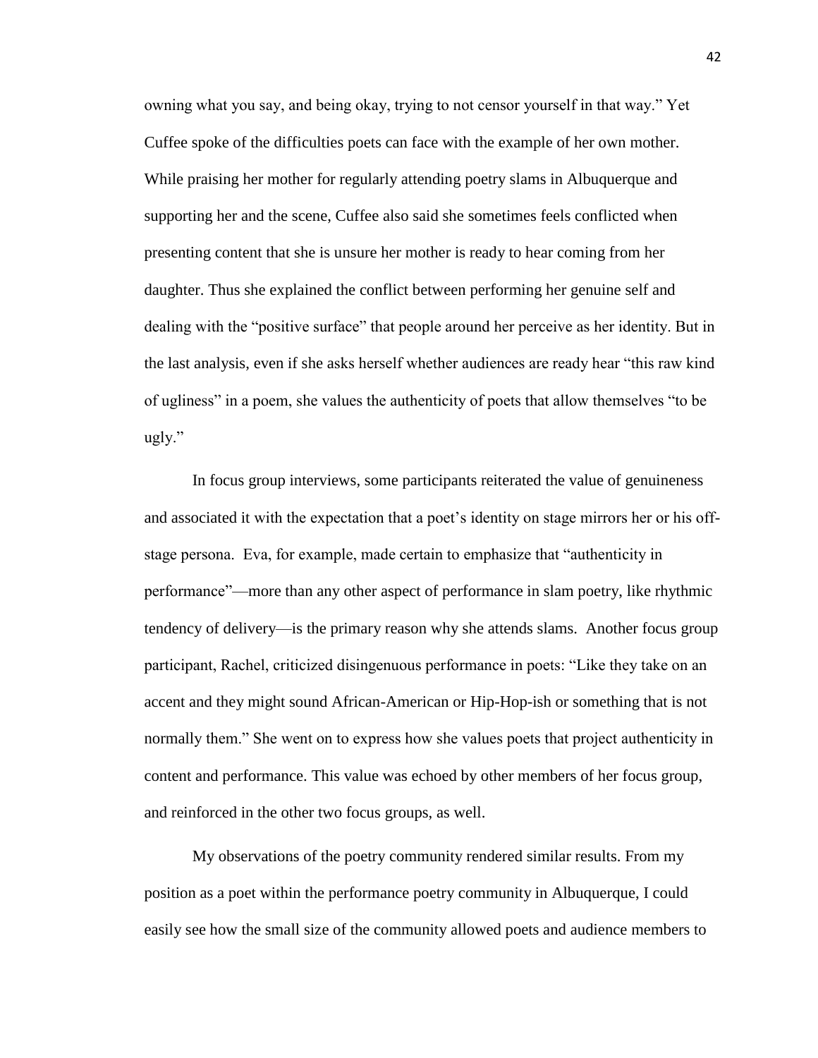owning what you say, and being okay, trying to not censor yourself in that way." Yet Cuffee spoke of the difficulties poets can face with the example of her own mother. While praising her mother for regularly attending poetry slams in Albuquerque and supporting her and the scene, Cuffee also said she sometimes feels conflicted when presenting content that she is unsure her mother is ready to hear coming from her daughter. Thus she explained the conflict between performing her genuine self and dealing with the "positive surface" that people around her perceive as her identity. But in the last analysis, even if she asks herself whether audiences are ready hear "this raw kind of ugliness" in a poem, she values the authenticity of poets that allow themselves "to be ugly."

In focus group interviews, some participants reiterated the value of genuineness and associated it with the expectation that a poet's identity on stage mirrors her or his off-stage persona. Eva, for example, made certain to emphasize that "authenticity in performance"—more than any other aspect of performance in slam poetry, like rhythmic tendency of delivery—is the primary reason why she attends slams. Another focus group participant, Rachel, criticized disingenuous performance in poets: "Like they take on an accent and they might sound African-American or Hip-Hop-ish or something that is not normally them." She went on to express how she values poets that project authenticity in content and performance. This value was echoed by other members of her focus group, and reinforced in the other two focus groups, as well.

My observations of the poetry community rendered similar results. From my position as a poet within the performance poetry community in Albuquerque, I could easily see how the small size of the community allowed poets and audience members to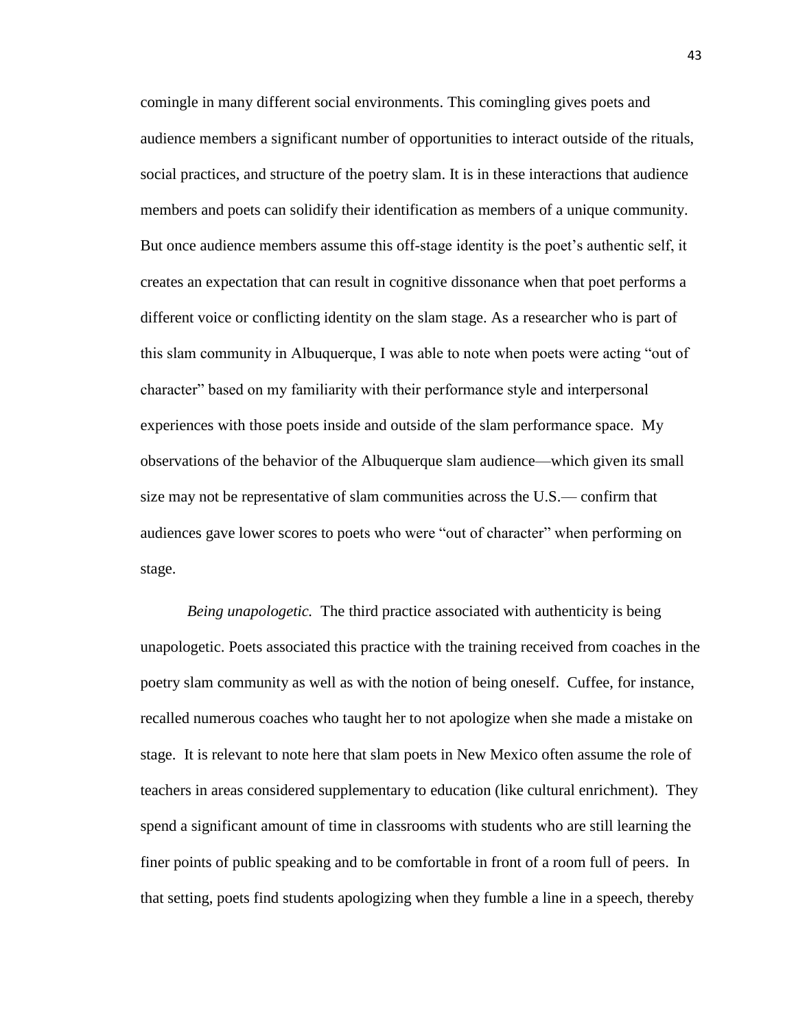comingle in many different social environments. This comingling gives poets and audience members a significant number of opportunities to interact outside of the rituals, social practices, and structure of the poetry slam. It is in these interactions that audience members and poets can solidify their identification as members of a unique community. But once audience members assume this off-stage identity is the poet's authentic self, it creates an expectation that can result in cognitive dissonance when that poet performs a different voice or conflicting identity on the slam stage. As a researcher who is part of this slam community in Albuquerque, I was able to note when poets were acting "out of character" based on my familiarity with their performance style and interpersonal experiences with those poets inside and outside of the slam performance space. My observations of the behavior of the Albuquerque slam audience—which given its small size may not be representative of slam communities across the U.S.— confirm that audiences gave lower scores to poets who were "out of character" when performing on stage.

*Being unapologetic.* The third practice associated with authenticity is being unapologetic. Poets associated this practice with the training received from coaches in the poetry slam community as well as with the notion of being oneself. Cuffee, for instance, recalled numerous coaches who taught her to not apologize when she made a mistake on stage. It is relevant to note here that slam poets in New Mexico often assume the role of teachers in areas considered supplementary to education (like cultural enrichment). They spend a significant amount of time in classrooms with students who are still learning the finer points of public speaking and to be comfortable in front of a room full of peers. In that setting, poets find students apologizing when they fumble a line in a speech, thereby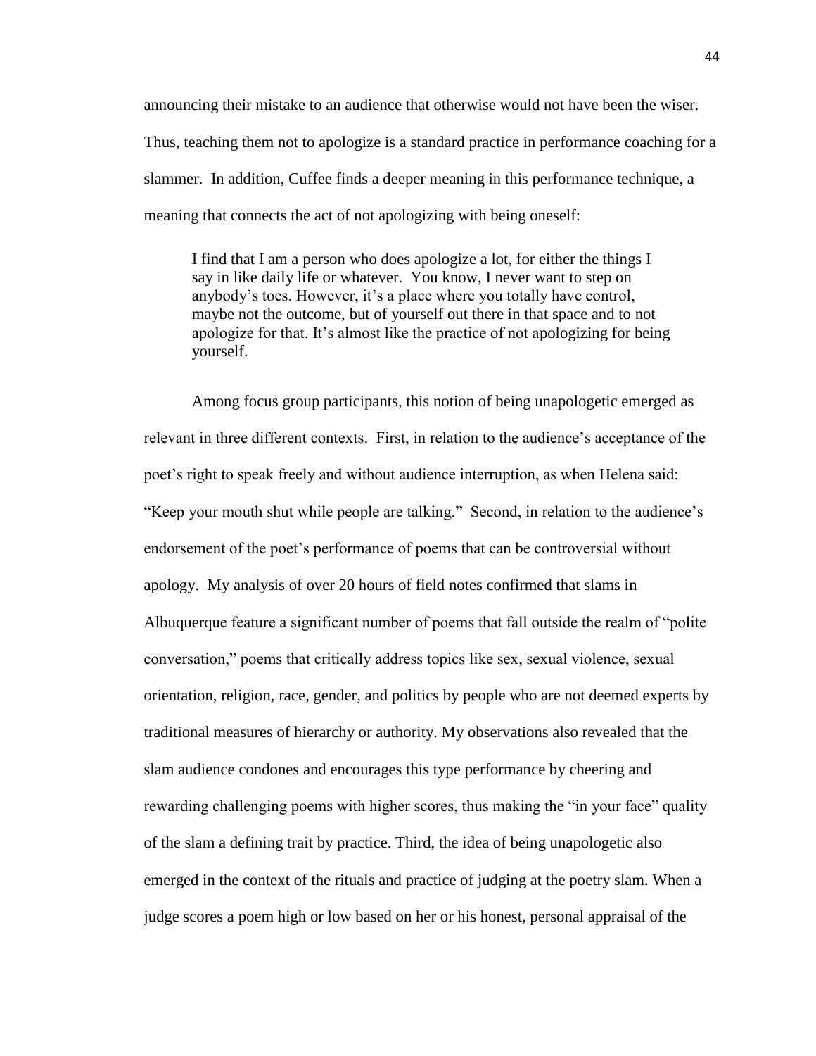announcing their mistake to an audience that otherwise would not have been the wiser. Thus, teaching them not to apologize is a standard practice in performance coaching for a slammer. In addition, Cuffee finds a deeper meaning in this performance technique, a meaning that connects the act of not apologizing with being oneself:

> I find that I am a person who does apologize a lot, for either the things I say in like daily life or whatever. You know, I never want to step on anybody's toes. However, it's a place where you totally have control, maybe not the outcome, but of yourself out there in that space and to not apologize for that. It's almost like the practice of not apologizing for being yourself.

Among focus group participants, this notion of being unapologetic emerged as relevant in three different contexts. First, in relation to the audience's acceptance of the poet's right to speak freely and without audience interruption, as when Helena said: "Keep your mouth shut while people are talking." Second, in relation to the audience's endorsement of the poet's performance of poems that can be controversial without apology. My analysis of over 20 hours of field notes confirmed that slams in Albuquerque feature a significant number of poems that fall outside the realm of "polite conversation," poems that critically address topics like sex, sexual violence, sexual orientation, religion, race, gender, and politics by people who are not deemed experts by traditional measures of hierarchy or authority. My observations also revealed that the slam audience condones and encourages this type performance by cheering and rewarding challenging poems with higher scores, thus making the "in your face" quality of the slam a defining trait by practice. Third, the idea of being unapologetic also emerged in the context of the rituals and practice of judging at the poetry slam. When a judge scores a poem high or low based on her or his honest, personal appraisal of the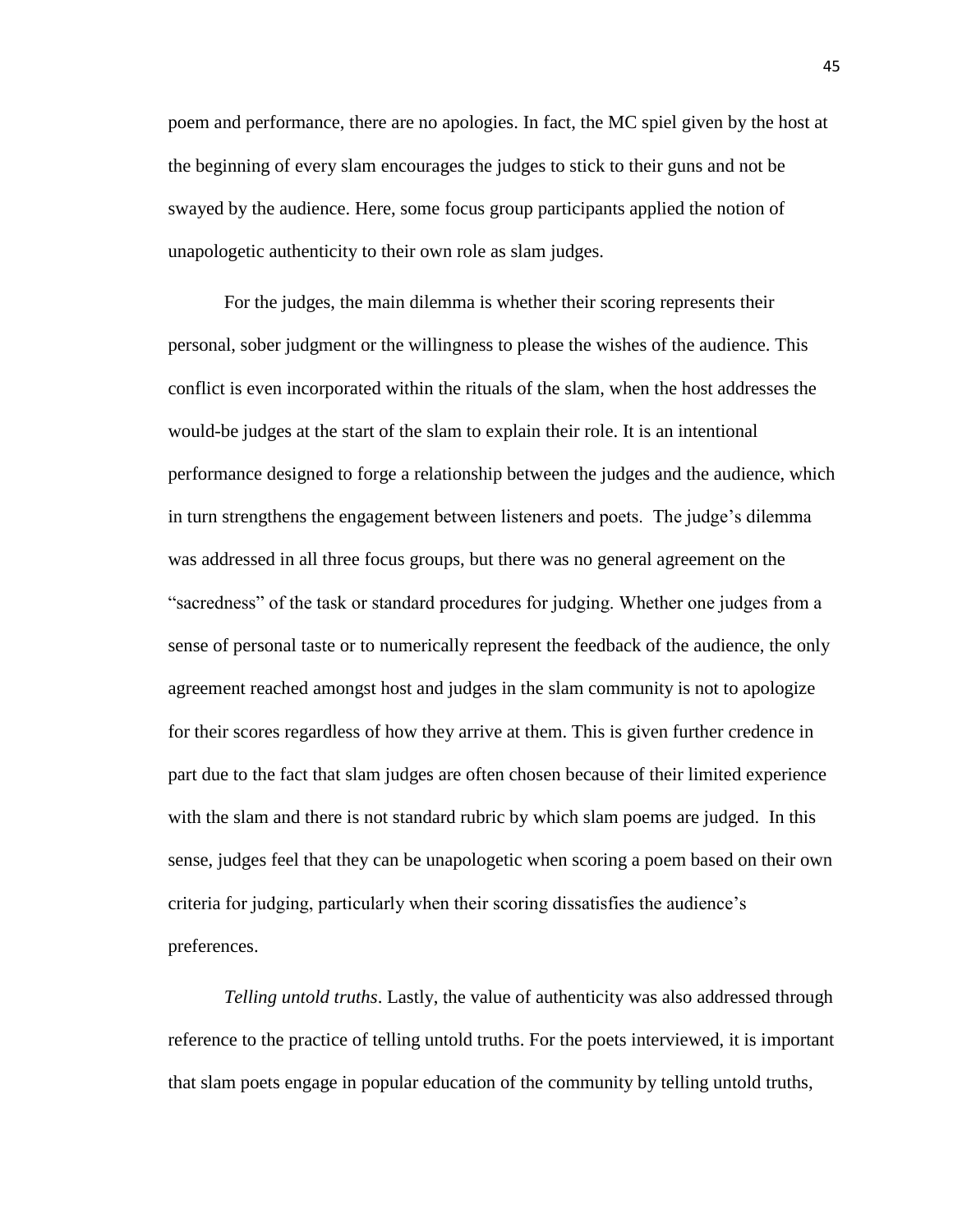poem and performance, there are no apologies. In fact, the MC spiel given by the host at the beginning of every slam encourages the judges to stick to their guns and not be swayed by the audience. Here, some focus group participants applied the notion of unapologetic authenticity to their own role as slam judges.

For the judges, the main dilemma is whether their scoring represents their personal, sober judgment or the willingness to please the wishes of the audience. This conflict is even incorporated within the rituals of the slam, when the host addresses the would-be judges at the start of the slam to explain their role. It is an intentional performance designed to forge a relationship between the judges and the audience, which in turn strengthens the engagement between listeners and poets. The judge's dilemma was addressed in all three focus groups, but there was no general agreement on the "sacredness" of the task or standard procedures for judging. Whether one judges from a sense of personal taste or to numerically represent the feedback of the audience, the only agreement reached amongst host and judges in the slam community is not to apologize for their scores regardless of how they arrive at them. This is given further credence in part due to the fact that slam judges are often chosen because of their limited experience with the slam and there is not standard rubric by which slam poems are judged. In this sense, judges feel that they can be unapologetic when scoring a poem based on their own criteria for judging, particularly when their scoring dissatisfies the audience's preferences.

*Telling untold truths*. Lastly, the value of authenticity was also addressed through reference to the practice of telling untold truths. For the poets interviewed, it is important that slam poets engage in popular education of the community by telling untold truths,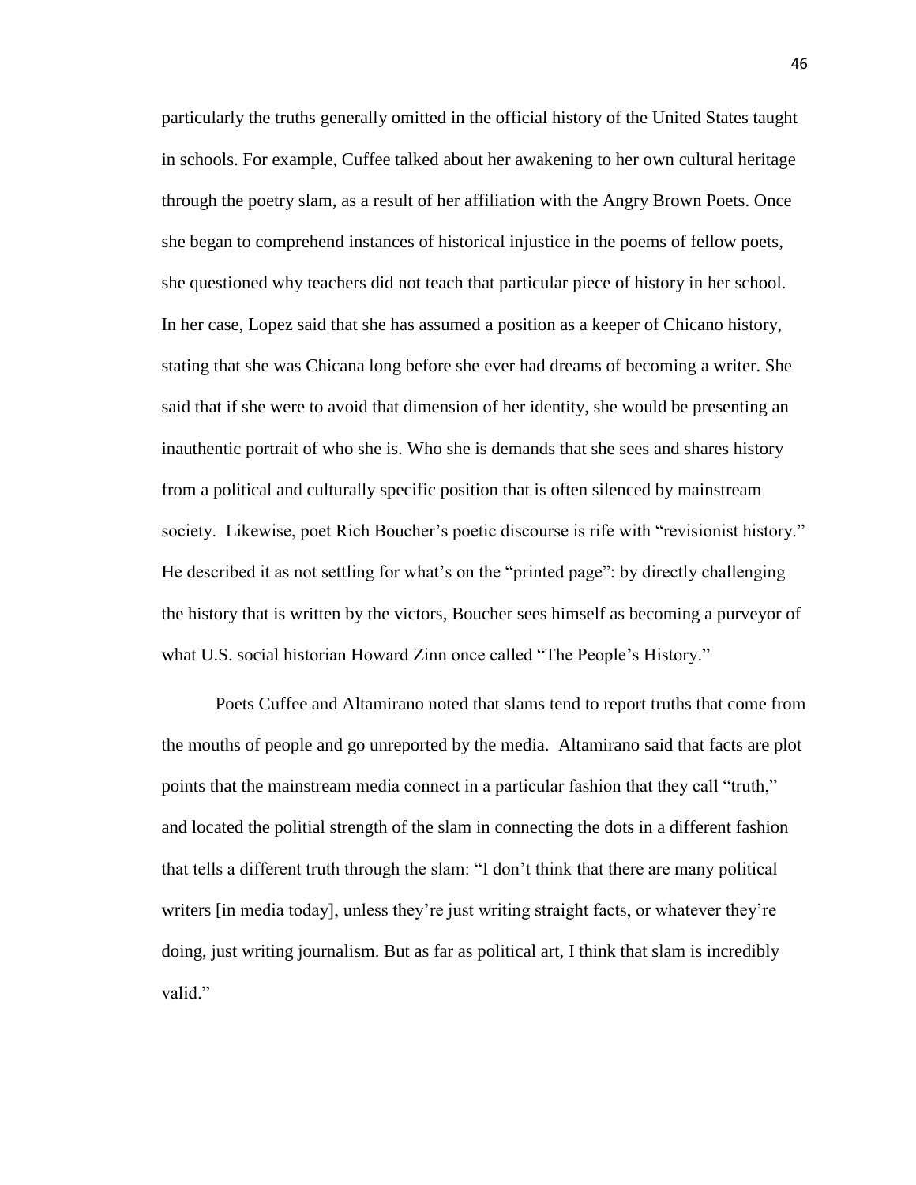particularly the truths generally omitted in the official history of the United States taught in schools. For example, Cuffee talked about her awakening to her own cultural heritage through the poetry slam, as a result of her affiliation with the Angry Brown Poets. Once she began to comprehend instances of historical injustice in the poems of fellow poets, she questioned why teachers did not teach that particular piece of history in her school. In her case, Lopez said that she has assumed a position as a keeper of Chicano history, stating that she was Chicana long before she ever had dreams of becoming a writer. She said that if she were to avoid that dimension of her identity, she would be presenting an inauthentic portrait of who she is. Who she is demands that she sees and shares history from a political and culturally specific position that is often silenced by mainstream society. Likewise, poet Rich Boucher's poetic discourse is rife with "revisionist history." He described it as not settling for what's on the "printed page": by directly challenging the history that is written by the victors, Boucher sees himself as becoming a purveyor of what U.S. social historian Howard Zinn once called "The People's History."

Poets Cuffee and Altamirano noted that slams tend to report truths that come from the mouths of people and go unreported by the media. Altamirano said that facts are plot points that the mainstream media connect in a particular fashion that they call "truth," and located the politial strength of the slam in connecting the dots in a different fashion that tells a different truth through the slam: "I don't think that there are many political writers [in media today], unless they're just writing straight facts, or whatever they're doing, just writing journalism. But as far as political art, I think that slam is incredibly valid."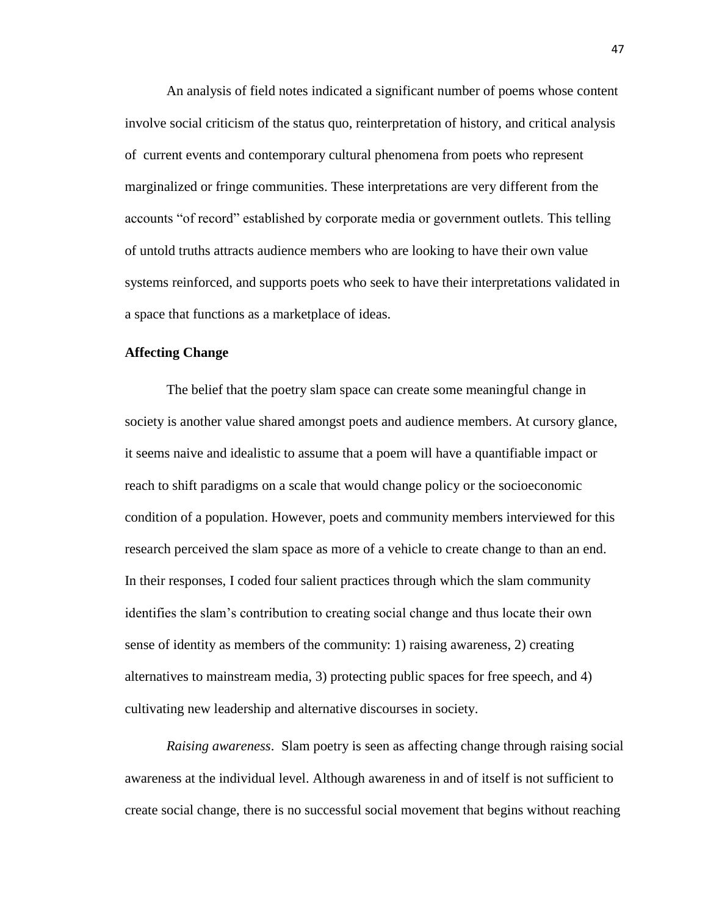An analysis of field notes indicated a significant number of poems whose content involve social criticism of the status quo, reinterpretation of history, and critical analysis of current events and contemporary cultural phenomena from poets who represent marginalized or fringe communities. These interpretations are very different from the accounts "of record" established by corporate media or government outlets. This telling of untold truths attracts audience members who are looking to have their own value systems reinforced, and supports poets who seek to have their interpretations validated in a space that functions as a marketplace of ideas.

**Affecting Change**

The belief that the poetry slam space can create some meaningful change in society is another value shared amongst poets and audience members. At cursory glance, it seems naive and idealistic to assume that a poem will have a quantifiable impact or reach to shift paradigms on a scale that would change policy or the socioeconomic condition of a population. However, poets and community members interviewed for this research perceived the slam space as more of a vehicle to create change to than an end. In their responses, I coded four salient practices through which the slam community identifies the slam's contribution to creating social change and thus locate their own sense of identity as members of the community: 1) raising awareness, 2) creating alternatives to mainstream media, 3) protecting public spaces for free speech, and 4) cultivating new leadership and alternative discourses in society.

*Raising awareness*. Slam poetry is seen as affecting change through raising social awareness at the individual level. Although awareness in and of itself is not sufficient to create social change, there is no successful social movement that begins without reaching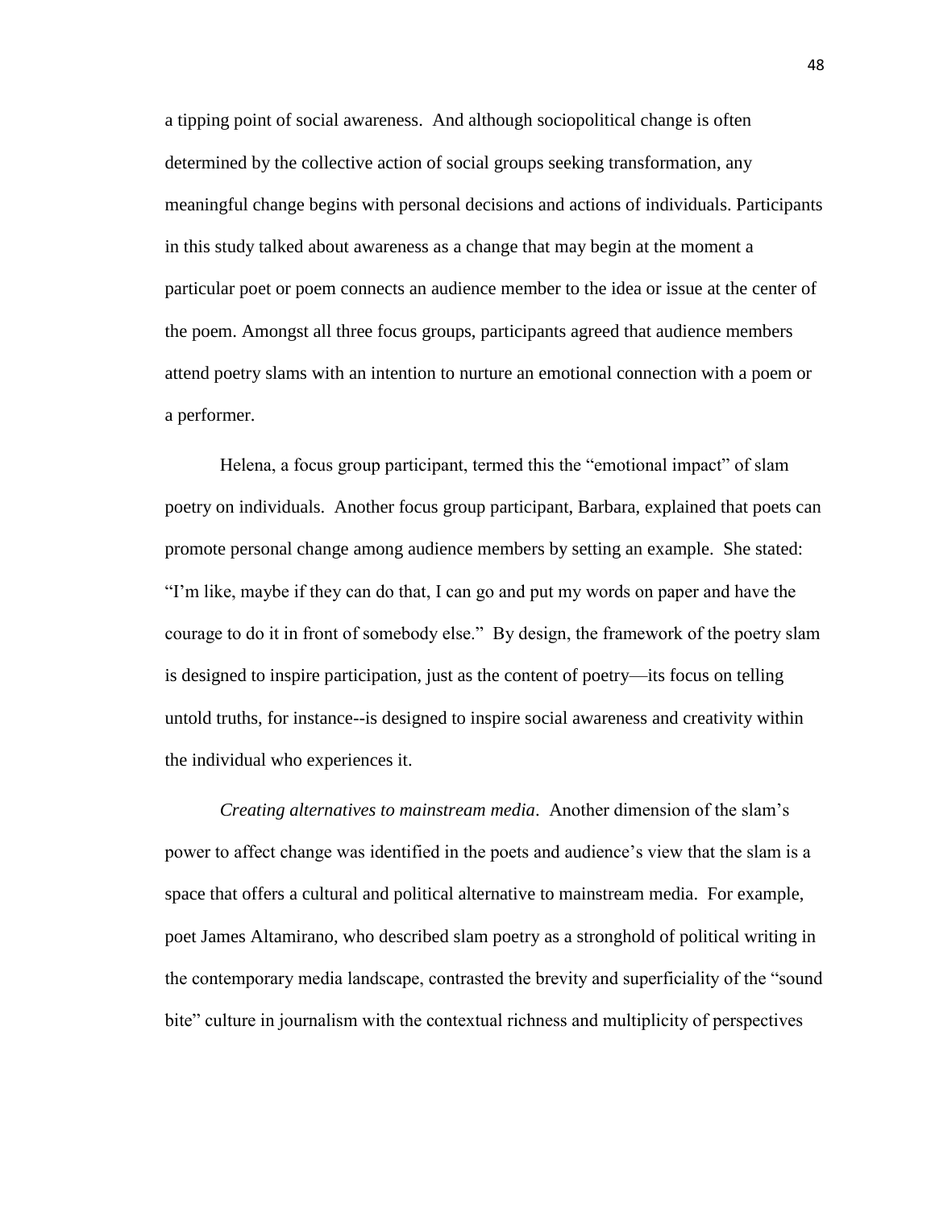a tipping point of social awareness. And although sociopolitical change is often determined by the collective action of social groups seeking transformation, any meaningful change begins with personal decisions and actions of individuals. Participants in this study talked about awareness as a change that may begin at the moment a particular poet or poem connects an audience member to the idea or issue at the center of the poem. Amongst all three focus groups, participants agreed that audience members attend poetry slams with an intention to nurture an emotional connection with a poem or a performer.

Helena, a focus group participant, termed this the "emotional impact" of slam poetry on individuals. Another focus group participant, Barbara, explained that poets can promote personal change among audience members by setting an example. She stated: "I'm like, maybe if they can do that, I can go and put my words on paper and have the courage to do it in front of somebody else." By design, the framework of the poetry slam is designed to inspire participation, just as the content of poetry—its focus on telling untold truths, for instance--is designed to inspire social awareness and creativity within the individual who experiences it.

*Creating alternatives to mainstream media*. Another dimension of the slam's power to affect change was identified in the poets and audience's view that the slam is a space that offers a cultural and political alternative to mainstream media. For example, poet James Altamirano, who described slam poetry as a stronghold of political writing in the contemporary media landscape, contrasted the brevity and superficiality of the "sound bite" culture in journalism with the contextual richness and multiplicity of perspectives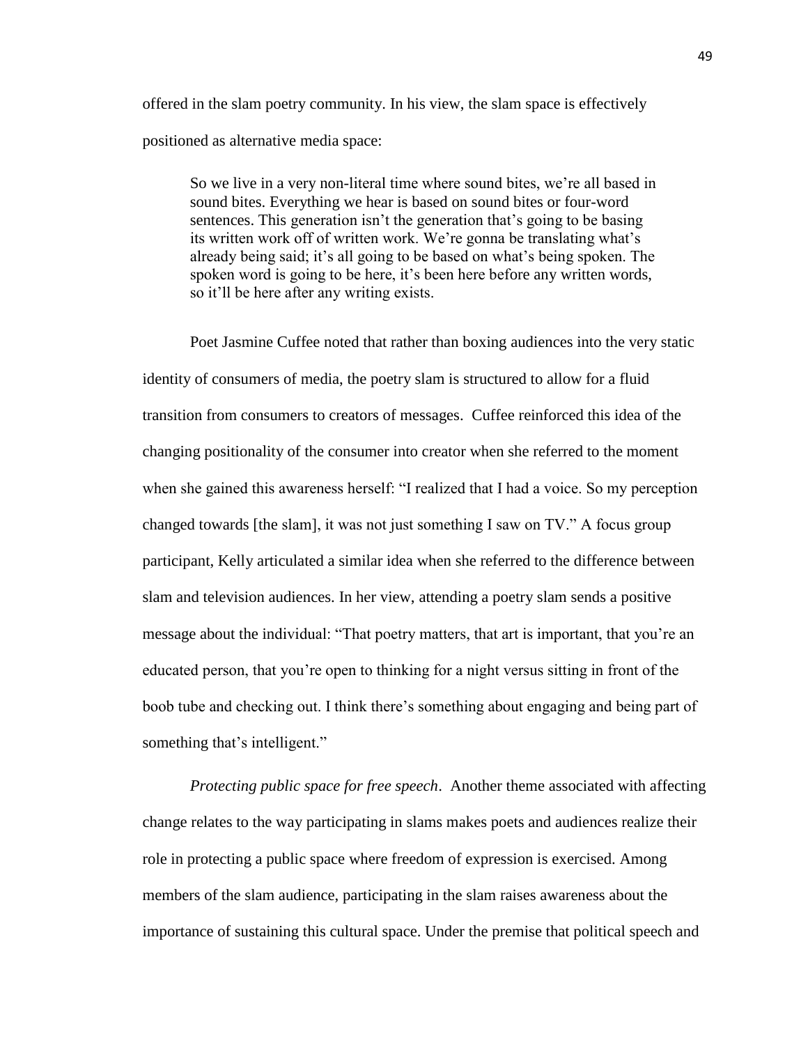offered in the slam poetry community. In his view, the slam space is effectively positioned as alternative media space:

> So we live in a very non-literal time where sound bites, we're all based in sound bites. Everything we hear is based on sound bites or four-word sentences. This generation isn't the generation that's going to be basing its written work off of written work. We're gonna be translating what's already being said; it's all going to be based on what's being spoken. The spoken word is going to be here, it's been here before any written words, so it'll be here after any writing exists.

Poet Jasmine Cuffee noted that rather than boxing audiences into the very static identity of consumers of media, the poetry slam is structured to allow for a fluid transition from consumers to creators of messages. Cuffee reinforced this idea of the changing positionality of the consumer into creator when she referred to the moment when she gained this awareness herself: "I realized that I had a voice. So my perception changed towards [the slam], it was not just something I saw on TV." A focus group participant, Kelly articulated a similar idea when she referred to the difference between slam and television audiences. In her view, attending a poetry slam sends a positive message about the individual: "That poetry matters, that art is important, that you're an educated person, that you're open to thinking for a night versus sitting in front of the boob tube and checking out. I think there's something about engaging and being part of something that's intelligent."

*Protecting public space for free speech*. Another theme associated with affecting change relates to the way participating in slams makes poets and audiences realize their role in protecting a public space where freedom of expression is exercised. Among members of the slam audience, participating in the slam raises awareness about the importance of sustaining this cultural space. Under the premise that political speech and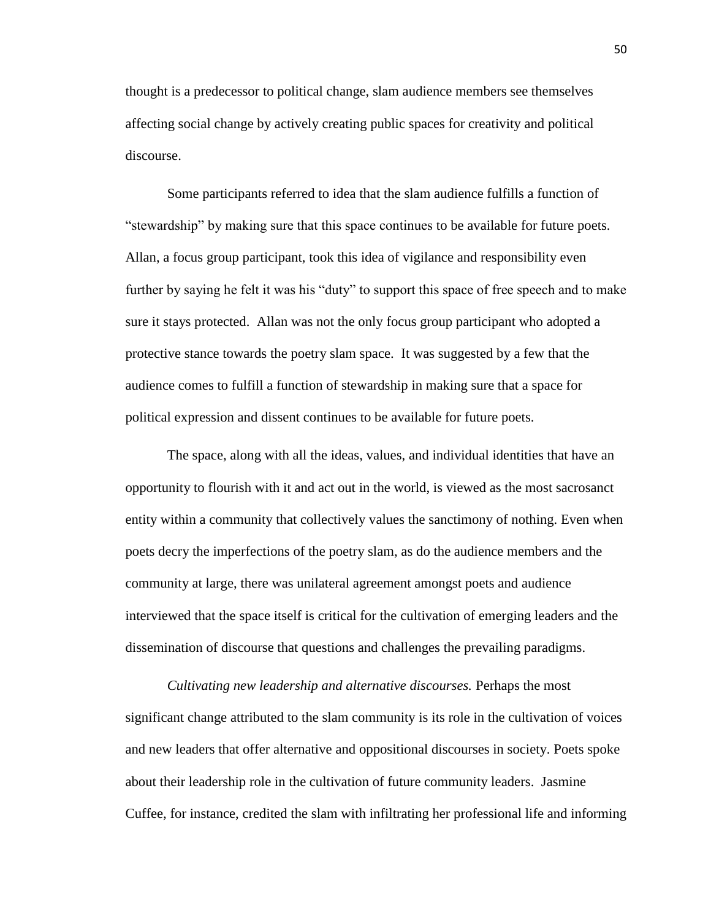thought is a predecessor to political change, slam audience members see themselves affecting social change by actively creating public spaces for creativity and political discourse.

Some participants referred to idea that the slam audience fulfills a function of "stewardship" by making sure that this space continues to be available for future poets. Allan, a focus group participant, took this idea of vigilance and responsibility even further by saying he felt it was his "duty" to support this space of free speech and to make sure it stays protected. Allan was not the only focus group participant who adopted a protective stance towards the poetry slam space. It was suggested by a few that the audience comes to fulfill a function of stewardship in making sure that a space for political expression and dissent continues to be available for future poets.

The space, along with all the ideas, values, and individual identities that have an opportunity to flourish with it and act out in the world, is viewed as the most sacrosanct entity within a community that collectively values the sanctimony of nothing. Even when poets decry the imperfections of the poetry slam, as do the audience members and the community at large, there was unilateral agreement amongst poets and audience interviewed that the space itself is critical for the cultivation of emerging leaders and the dissemination of discourse that questions and challenges the prevailing paradigms.

*Cultivating new leadership and alternative discourses.* Perhaps the most significant change attributed to the slam community is its role in the cultivation of voices and new leaders that offer alternative and oppositional discourses in society. Poets spoke about their leadership role in the cultivation of future community leaders. Jasmine Cuffee, for instance, credited the slam with infiltrating her professional life and informing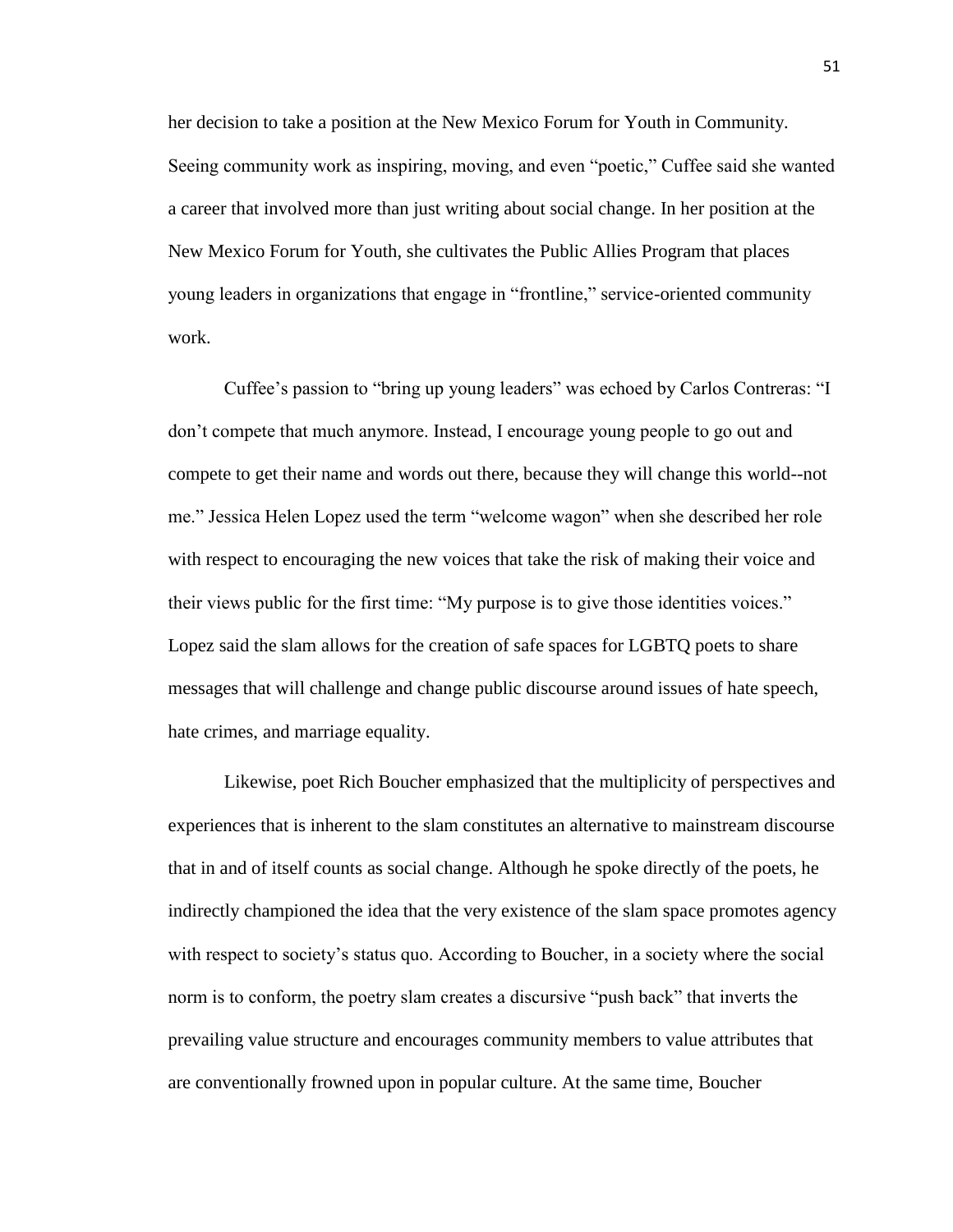her decision to take a position at the New Mexico Forum for Youth in Community. Seeing community work as inspiring, moving, and even "poetic," Cuffee said she wanted a career that involved more than just writing about social change. In her position at the New Mexico Forum for Youth, she cultivates the Public Allies Program that places young leaders in organizations that engage in "frontline," service-oriented community work.

Cuffee's passion to "bring up young leaders" was echoed by Carlos Contreras: "I don't compete that much anymore. Instead, I encourage young people to go out and compete to get their name and words out there, because they will change this world--not me." Jessica Helen Lopez used the term "welcome wagon" when she described her role with respect to encouraging the new voices that take the risk of making their voice and their views public for the first time: "My purpose is to give those identities voices." Lopez said the slam allows for the creation of safe spaces for LGBTQ poets to share messages that will challenge and change public discourse around issues of hate speech, hate crimes, and marriage equality.

Likewise, poet Rich Boucher emphasized that the multiplicity of perspectives and experiences that is inherent to the slam constitutes an alternative to mainstream discourse that in and of itself counts as social change. Although he spoke directly of the poets, he indirectly championed the idea that the very existence of the slam space promotes agency with respect to society's status quo. According to Boucher, in a society where the social norm is to conform, the poetry slam creates a discursive "push back" that inverts the prevailing value structure and encourages community members to value attributes that are conventionally frowned upon in popular culture. At the same time, Boucher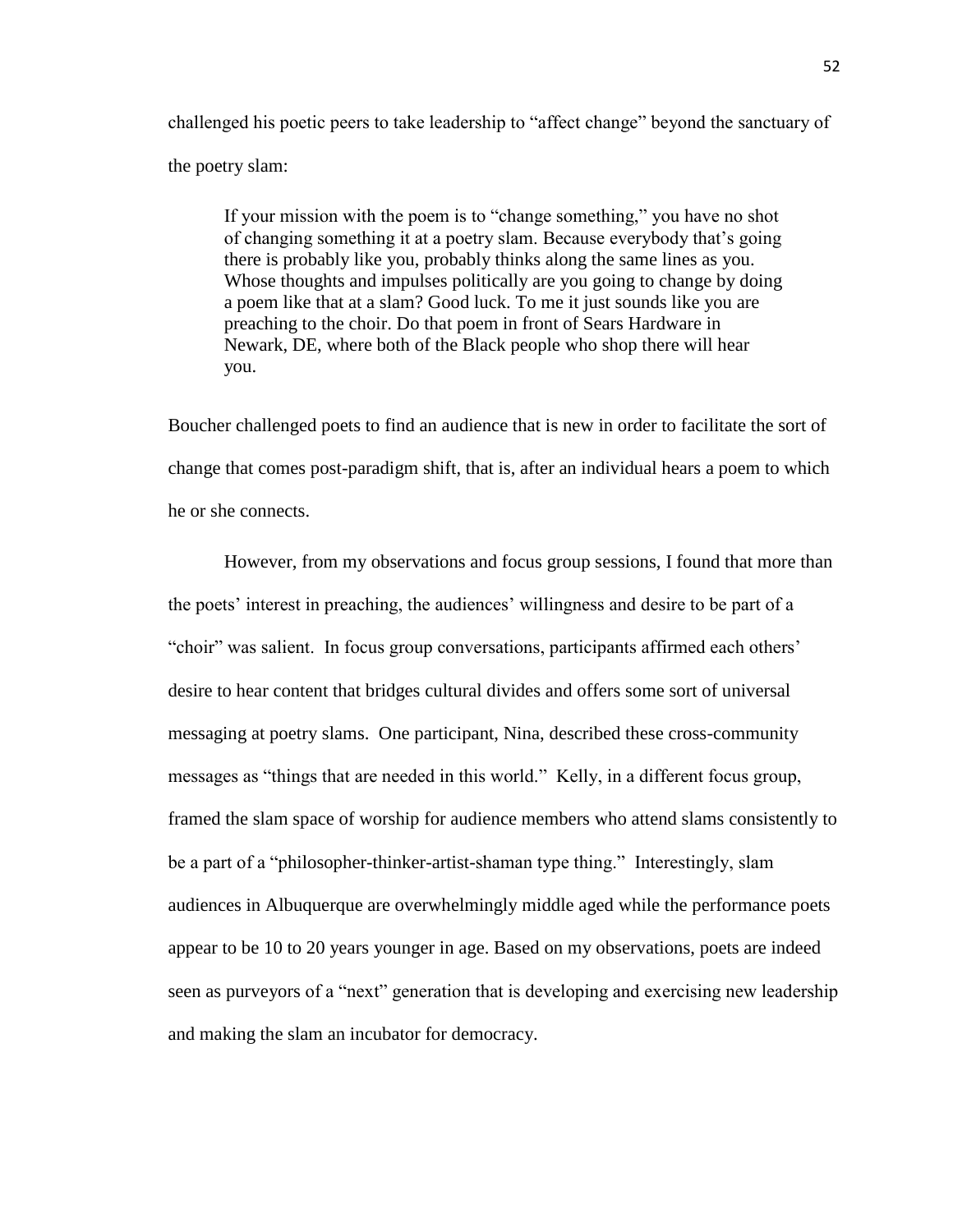challenged his poetic peers to take leadership to "affect change" beyond the sanctuary of the poetry slam:

> If your mission with the poem is to "change something," you have no shot of changing something it at a poetry slam. Because everybody that's going there is probably like you, probably thinks along the same lines as you. Whose thoughts and impulses politically are you going to change by doing a poem like that at a slam? Good luck. To me it just sounds like you are preaching to the choir. Do that poem in front of Sears Hardware in Newark, DE, where both of the Black people who shop there will hear you.

Boucher challenged poets to find an audience that is new in order to facilitate the sort of change that comes post-paradigm shift, that is, after an individual hears a poem to which he or she connects.

However, from my observations and focus group sessions, I found that more than the poets' interest in preaching, the audiences' willingness and desire to be part of a "choir" was salient. In focus group conversations, participants affirmed each others' desire to hear content that bridges cultural divides and offers some sort of universal messaging at poetry slams. One participant, Nina, described these cross-community messages as "things that are needed in this world." Kelly, in a different focus group, framed the slam space of worship for audience members who attend slams consistently to be a part of a "philosopher-thinker-artist-shaman type thing." Interestingly, slam audiences in Albuquerque are overwhelmingly middle aged while the performance poets appear to be 10 to 20 years younger in age. Based on my observations, poets are indeed seen as purveyors of a "next" generation that is developing and exercising new leadership and making the slam an incubator for democracy.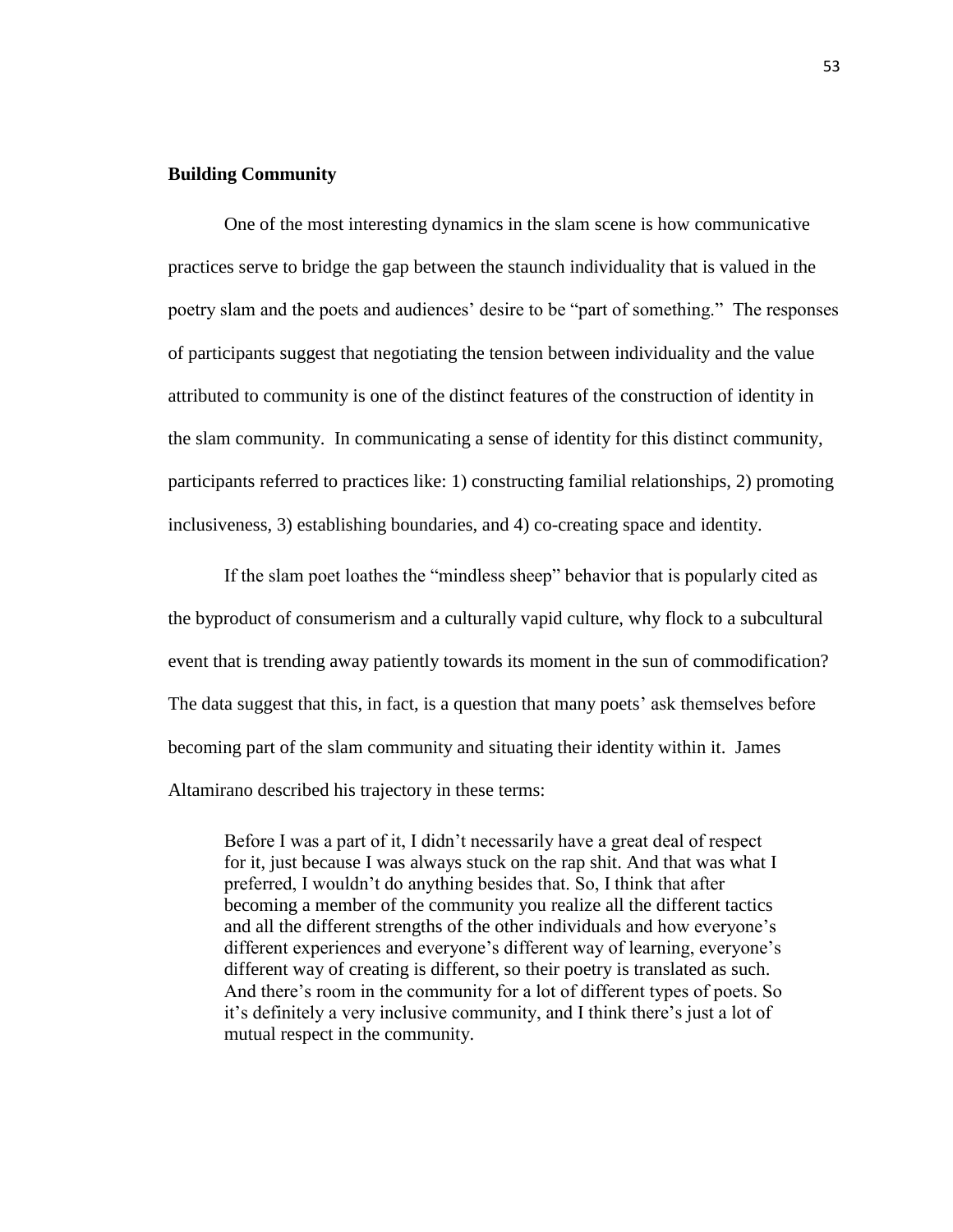## Building Community

One of the most interesting dynamics in the slam scene is how communicative practices serve to bridge the gap between the staunch individuality that is valued in the poetry slam and the poets and audiences' desire to be "part of something." The responses of participants suggest that negotiating the tension between individuality and the value attributed to community is one of the distinct features of the construction of identity in the slam community. In communicating a sense of identity for this distinct community, participants referred to practices like: 1) constructing familial relationships, 2) promoting inclusiveness, 3) establishing boundaries, and 4) co-creating space and identity.

If the slam poet loathes the "mindless sheep" behavior that is popularly cited as the byproduct of consumerism and a culturally vapid culture, why flock to a subcultural event that is trending away patiently towards its moment in the sun of commodification? The data suggest that this, in fact, is a question that many poets' ask themselves before becoming part of the slam community and situating their identity within it. James Altamirano described his trajectory in these terms:

> Before I was a part of it, I didn't necessarily have a great deal of respect for it, just because I was always stuck on the rap shit. And that was what I preferred, I wouldn't do anything besides that. So, I think that after becoming a member of the community you realize all the different tactics and all the different strengths of the other individuals and how everyone's different experiences and everyone's different way of learning, everyone's different way of creating is different, so their poetry is translated as such. And there's room in the community for a lot of different types of poets. So it's definitely a very inclusive community, and I think there's just a lot of mutual respect in the community.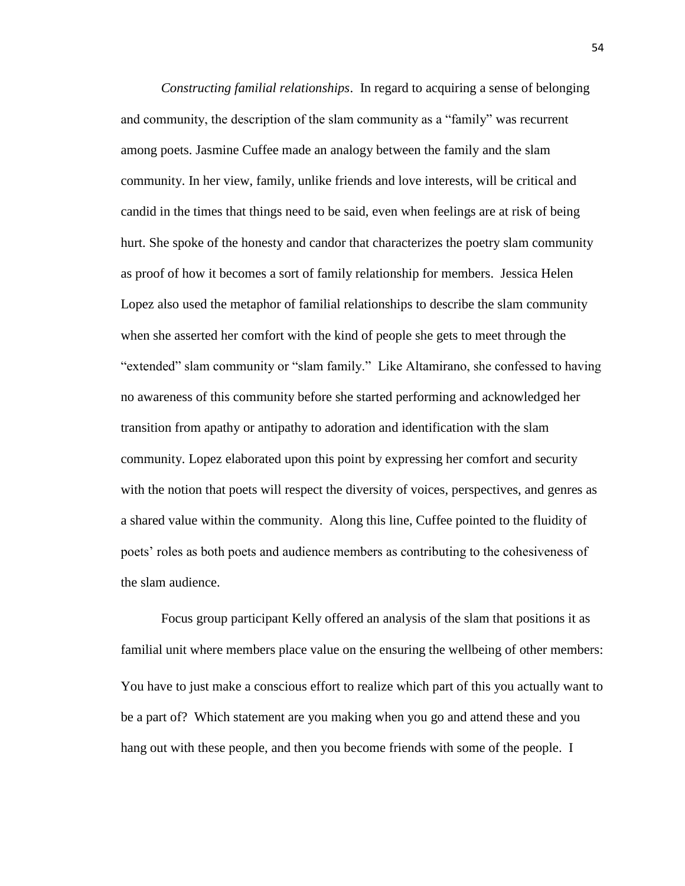*Constructing familial relationships*. In regard to acquiring a sense of belonging and community, the description of the slam community as a "family" was recurrent among poets. Jasmine Cuffee made an analogy between the family and the slam community. In her view, family, unlike friends and love interests, will be critical and candid in the times that things need to be said, even when feelings are at risk of being hurt. She spoke of the honesty and candor that characterizes the poetry slam community as proof of how it becomes a sort of family relationship for members. Jessica Helen Lopez also used the metaphor of familial relationships to describe the slam community when she asserted her comfort with the kind of people she gets to meet through the "extended" slam community or "slam family." Like Altamirano, she confessed to having no awareness of this community before she started performing and acknowledged her transition from apathy or antipathy to adoration and identification with the slam community. Lopez elaborated upon this point by expressing her comfort and security with the notion that poets will respect the diversity of voices, perspectives, and genres as a shared value within the community. Along this line, Cuffee pointed to the fluidity of poets' roles as both poets and audience members as contributing to the cohesiveness of the slam audience.

Focus group participant Kelly offered an analysis of the slam that positions it as familial unit where members place value on the ensuring the wellbeing of other members:

You have to just make a conscious effort to realize which part of this you actually want to be a part of? Which statement are you making when you go and attend these and you hang out with these people, and then you become friends with some of the people. I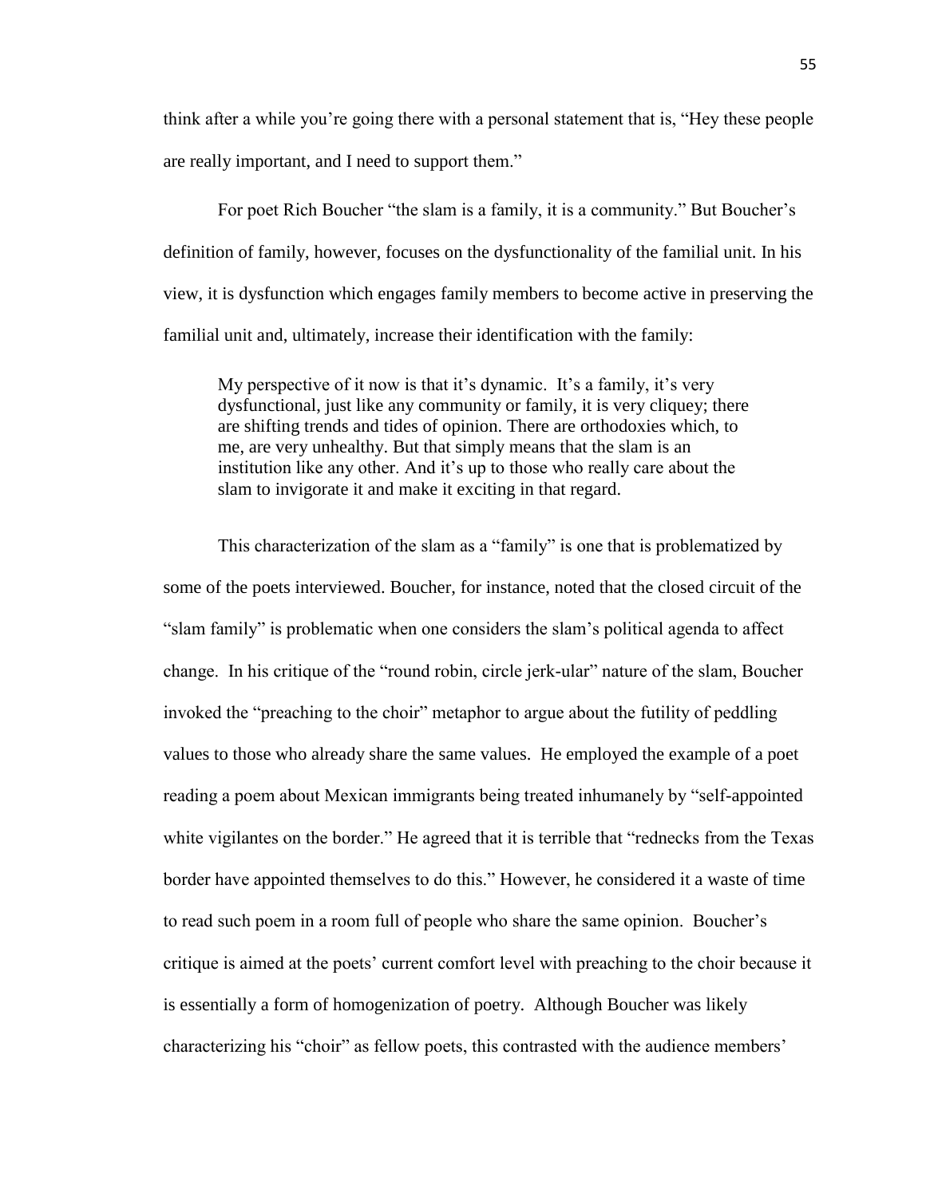think after a while you're going there with a personal statement that is, "Hey these people are really important, and I need to support them."

For poet Rich Boucher "the slam is a family, it is a community." But Boucher's definition of family, however, focuses on the dysfunctionality of the familial unit. In his view, it is dysfunction which engages family members to become active in preserving the familial unit and, ultimately, increase their identification with the family:

> My perspective of it now is that it's dynamic. It's a family, it's very dysfunctional, just like any community or family, it is very cliquey; there are shifting trends and tides of opinion. There are orthodoxies which, to me, are very unhealthy. But that simply means that the slam is an institution like any other. And it's up to those who really care about the slam to invigorate it and make it exciting in that regard.

This characterization of the slam as a "family" is one that is problematized by some of the poets interviewed. Boucher, for instance, noted that the closed circuit of the "slam family" is problematic when one considers the slam's political agenda to affect change. In his critique of the "round robin, circle jerk-ular" nature of the slam, Boucher invoked the "preaching to the choir" metaphor to argue about the futility of peddling values to those who already share the same values. He employed the example of a poet reading a poem about Mexican immigrants being treated inhumanely by "self-appointed white vigilantes on the border." He agreed that it is terrible that "rednecks from the Texas border have appointed themselves to do this." However, he considered it a waste of time to read such poem in a room full of people who share the same opinion. Boucher's critique is aimed at the poets' current comfort level with preaching to the choir because it is essentially a form of homogenization of poetry. Although Boucher was likely characterizing his "choir" as fellow poets, this contrasted with the audience members'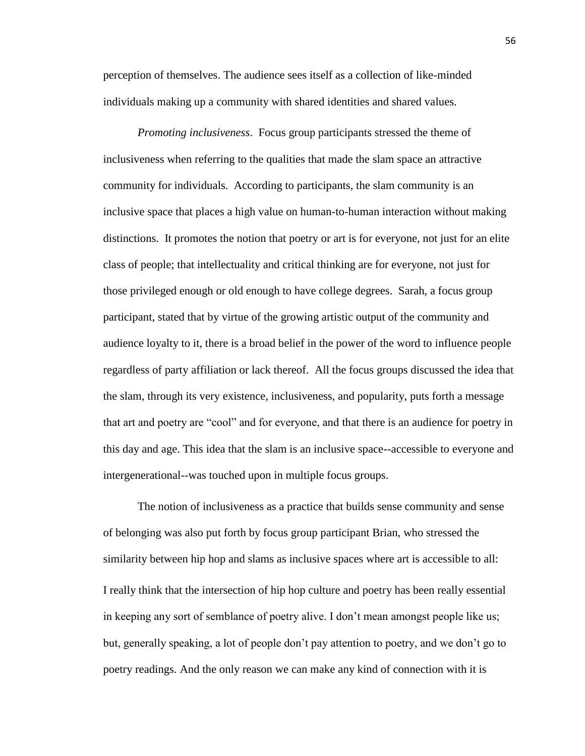perception of themselves. The audience sees itself as a collection of like-minded individuals making up a community with shared identities and shared values.

*Promoting inclusiveness*. Focus group participants stressed the theme of inclusiveness when referring to the qualities that made the slam space an attractive community for individuals. According to participants, the slam community is an inclusive space that places a high value on human-to-human interaction without making distinctions. It promotes the notion that poetry or art is for everyone, not just for an elite class of people; that intellectuality and critical thinking are for everyone, not just for those privileged enough or old enough to have college degrees. Sarah, a focus group participant, stated that by virtue of the growing artistic output of the community and audience loyalty to it, there is a broad belief in the power of the word to influence people regardless of party affiliation or lack thereof. All the focus groups discussed the idea that the slam, through its very existence, inclusiveness, and popularity, puts forth a message that art and poetry are "cool" and for everyone, and that there is an audience for poetry in this day and age. This idea that the slam is an inclusive space--accessible to everyone and intergenerational--was touched upon in multiple focus groups.

The notion of inclusiveness as a practice that builds sense community and sense of belonging was also put forth by focus group participant Brian, who stressed the similarity between hip hop and slams as inclusive spaces where art is accessible to all:

I really think that the intersection of hip hop culture and poetry has been really essential in keeping any sort of semblance of poetry alive. I don't mean amongst people like us; but, generally speaking, a lot of people don't pay attention to poetry, and we don't go to poetry readings. And the only reason we can make any kind of connection with it is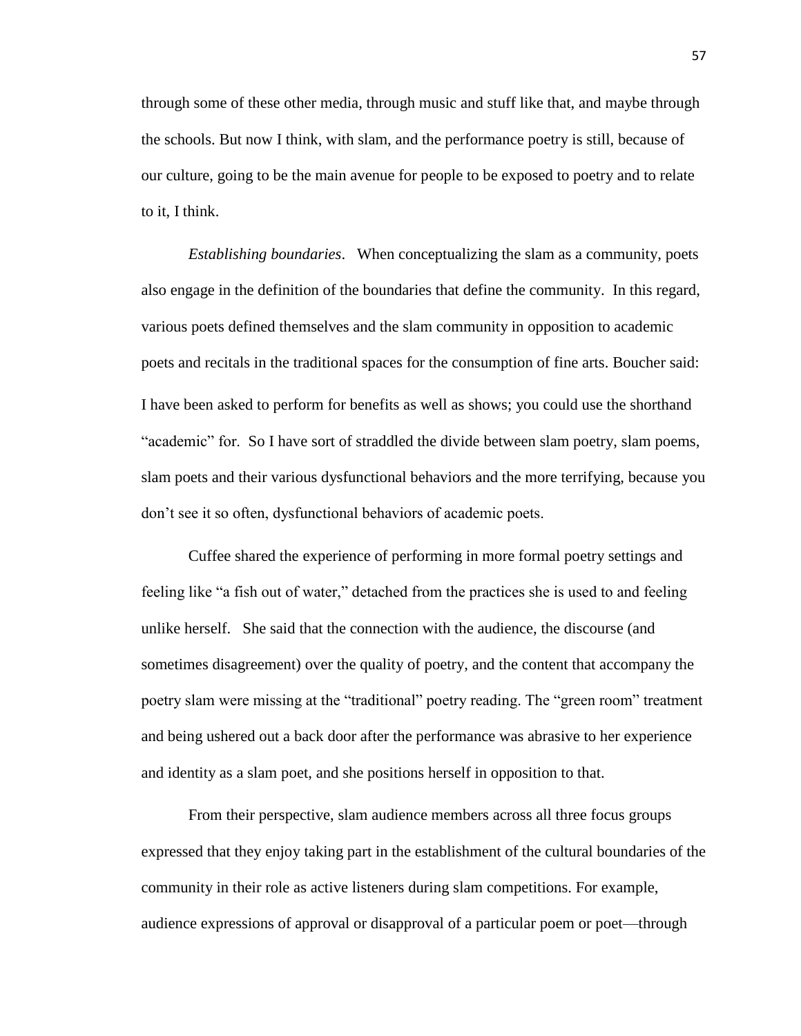through some of these other media, through music and stuff like that, and maybe through the schools. But now I think, with slam, and the performance poetry is still, because of our culture, going to be the main avenue for people to be exposed to poetry and to relate to it, I think.

*Establishing boundaries*. When conceptualizing the slam as a community, poets also engage in the definition of the boundaries that define the community. In this regard, various poets defined themselves and the slam community in opposition to academic poets and recitals in the traditional spaces for the consumption of fine arts. Boucher said:

I have been asked to perform for benefits as well as shows; you could use the shorthand "academic" for. So I have sort of straddled the divide between slam poetry, slam poems, slam poets and their various dysfunctional behaviors and the more terrifying, because you don't see it so often, dysfunctional behaviors of academic poets.

Cuffee shared the experience of performing in more formal poetry settings and feeling like "a fish out of water," detached from the practices she is used to and feeling unlike herself. She said that the connection with the audience, the discourse (and sometimes disagreement) over the quality of poetry, and the content that accompany the poetry slam were missing at the "traditional" poetry reading. The "green room" treatment and being ushered out a back door after the performance was abrasive to her experience and identity as a slam poet, and she positions herself in opposition to that.

From their perspective, slam audience members across all three focus groups expressed that they enjoy taking part in the establishment of the cultural boundaries of the community in their role as active listeners during slam competitions. For example, audience expressions of approval or disapproval of a particular poem or poet—through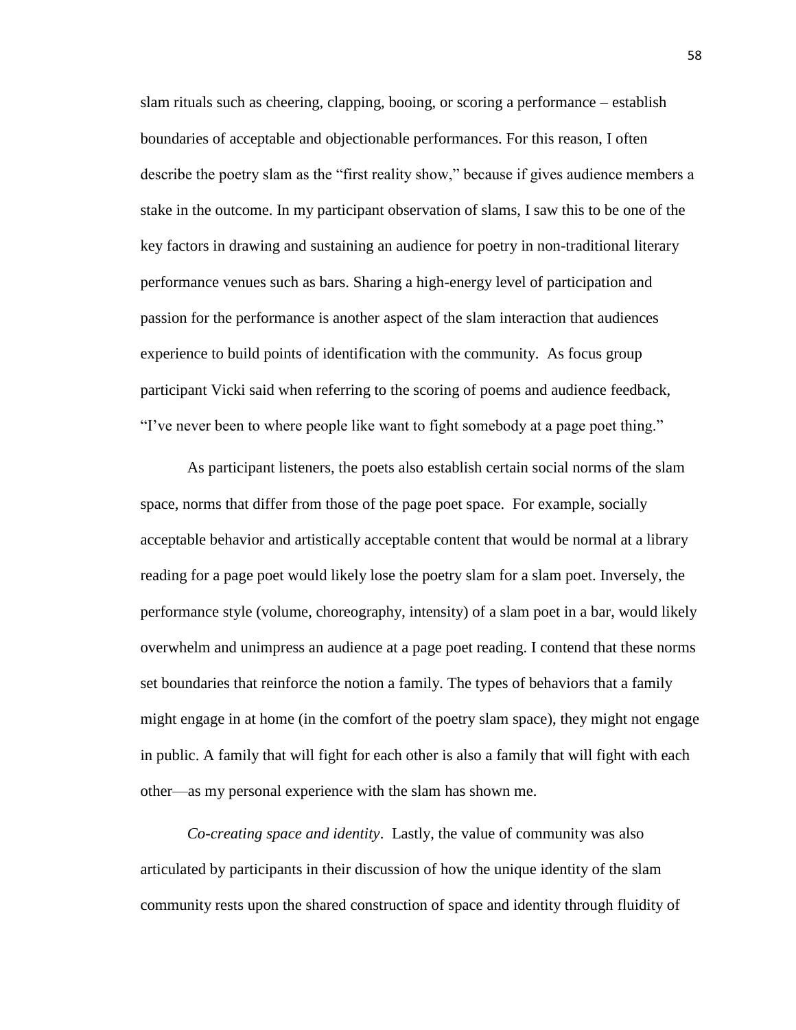slam rituals such as cheering, clapping, booing, or scoring a performance – establish boundaries of acceptable and objectionable performances. For this reason, I often describe the poetry slam as the "first reality show," because if gives audience members a stake in the outcome. In my participant observation of slams, I saw this to be one of the key factors in drawing and sustaining an audience for poetry in non-traditional literary performance venues such as bars. Sharing a high-energy level of participation and passion for the performance is another aspect of the slam interaction that audiences experience to build points of identification with the community. As focus group participant Vicki said when referring to the scoring of poems and audience feedback, "I've never been to where people like want to fight somebody at a page poet thing."

As participant listeners, the poets also establish certain social norms of the slam space, norms that differ from those of the page poet space. For example, socially acceptable behavior and artistically acceptable content that would be normal at a library reading for a page poet would likely lose the poetry slam for a slam poet. Inversely, the performance style (volume, choreography, intensity) of a slam poet in a bar, would likely overwhelm and unimpress an audience at a page poet reading. I contend that these norms set boundaries that reinforce the notion a family. The types of behaviors that a family might engage in at home (in the comfort of the poetry slam space), they might not engage in public. A family that will fight for each other is also a family that will fight with each other—as my personal experience with the slam has shown me.

*Co-creating space and identity*. Lastly, the value of community was also articulated by participants in their discussion of how the unique identity of the slam community rests upon the shared construction of space and identity through fluidity of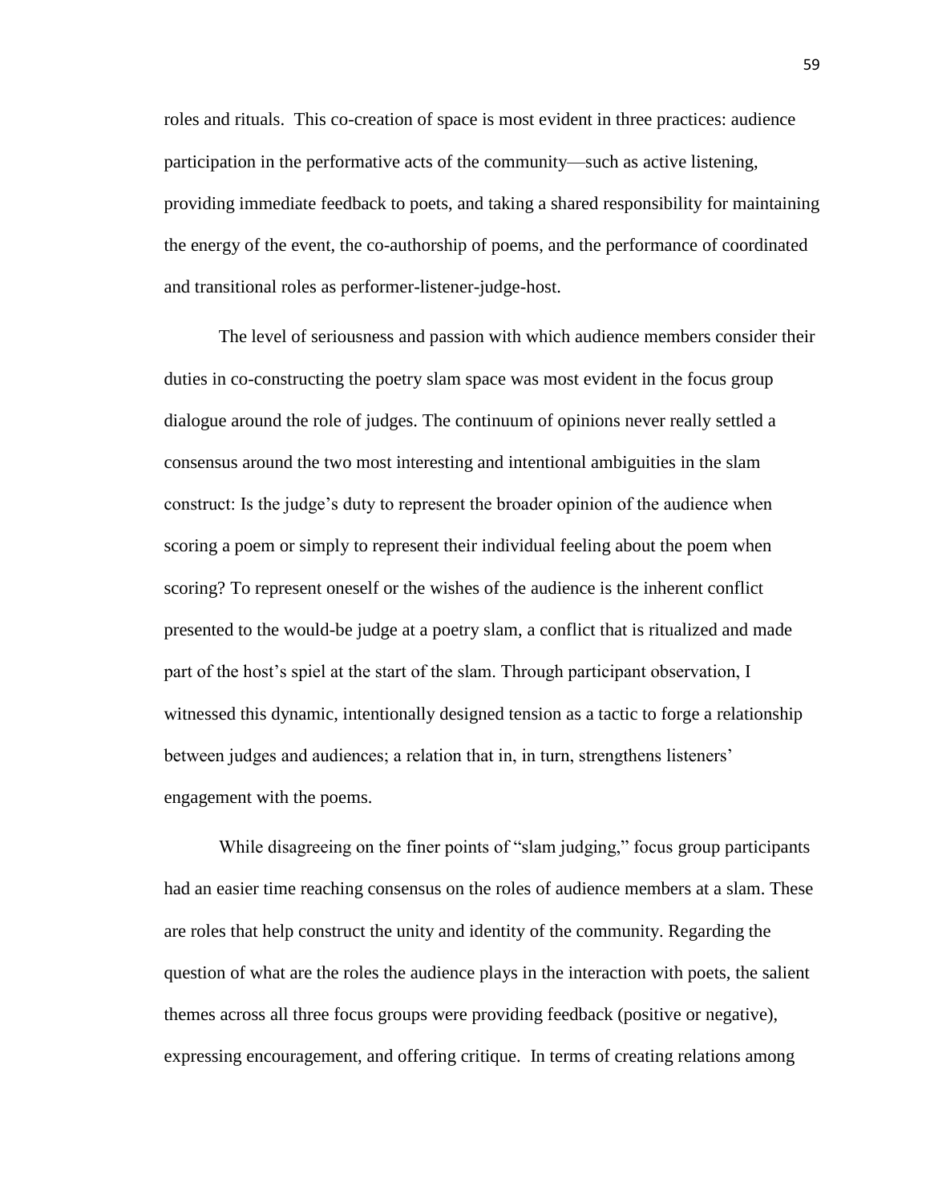roles and rituals. This co-creation of space is most evident in three practices: audience participation in the performative acts of the community—such as active listening, providing immediate feedback to poets, and taking a shared responsibility for maintaining the energy of the event, the co-authorship of poems, and the performance of coordinated and transitional roles as performer-listener-judge-host.

The level of seriousness and passion with which audience members consider their duties in co-constructing the poetry slam space was most evident in the focus group dialogue around the role of judges. The continuum of opinions never really settled a consensus around the two most interesting and intentional ambiguities in the slam construct: Is the judge's duty to represent the broader opinion of the audience when scoring a poem or simply to represent their individual feeling about the poem when scoring? To represent oneself or the wishes of the audience is the inherent conflict presented to the would-be judge at a poetry slam, a conflict that is ritualized and made part of the host's spiel at the start of the slam. Through participant observation, I witnessed this dynamic, intentionally designed tension as a tactic to forge a relationship between judges and audiences; a relation that in, in turn, strengthens listeners' engagement with the poems.

While disagreeing on the finer points of "slam judging," focus group participants had an easier time reaching consensus on the roles of audience members at a slam. These are roles that help construct the unity and identity of the community. Regarding the question of what are the roles the audience plays in the interaction with poets, the salient themes across all three focus groups were providing feedback (positive or negative), expressing encouragement, and offering critique. In terms of creating relations among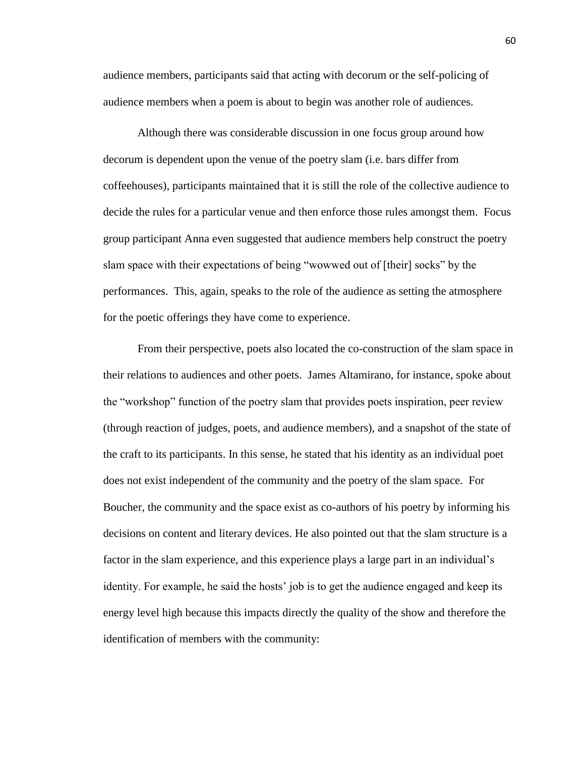audience members, participants said that acting with decorum or the self-policing of audience members when a poem is about to begin was another role of audiences.

Although there was considerable discussion in one focus group around how decorum is dependent upon the venue of the poetry slam (i.e. bars differ from coffeehouses), participants maintained that it is still the role of the collective audience to decide the rules for a particular venue and then enforce those rules amongst them. Focus group participant Anna even suggested that audience members help construct the poetry slam space with their expectations of being "wowwed out of [their] socks" by the performances. This, again, speaks to the role of the audience as setting the atmosphere for the poetic offerings they have come to experience.

From their perspective, poets also located the co-construction of the slam space in their relations to audiences and other poets. James Altamirano, for instance, spoke about the "workshop" function of the poetry slam that provides poets inspiration, peer review (through reaction of judges, poets, and audience members), and a snapshot of the state of the craft to its participants. In this sense, he stated that his identity as an individual poet does not exist independent of the community and the poetry of the slam space. For Boucher, the community and the space exist as co-authors of his poetry by informing his decisions on content and literary devices. He also pointed out that the slam structure is a factor in the slam experience, and this experience plays a large part in an individual's identity. For example, he said the hosts' job is to get the audience engaged and keep its energy level high because this impacts directly the quality of the show and therefore the identification of members with the community: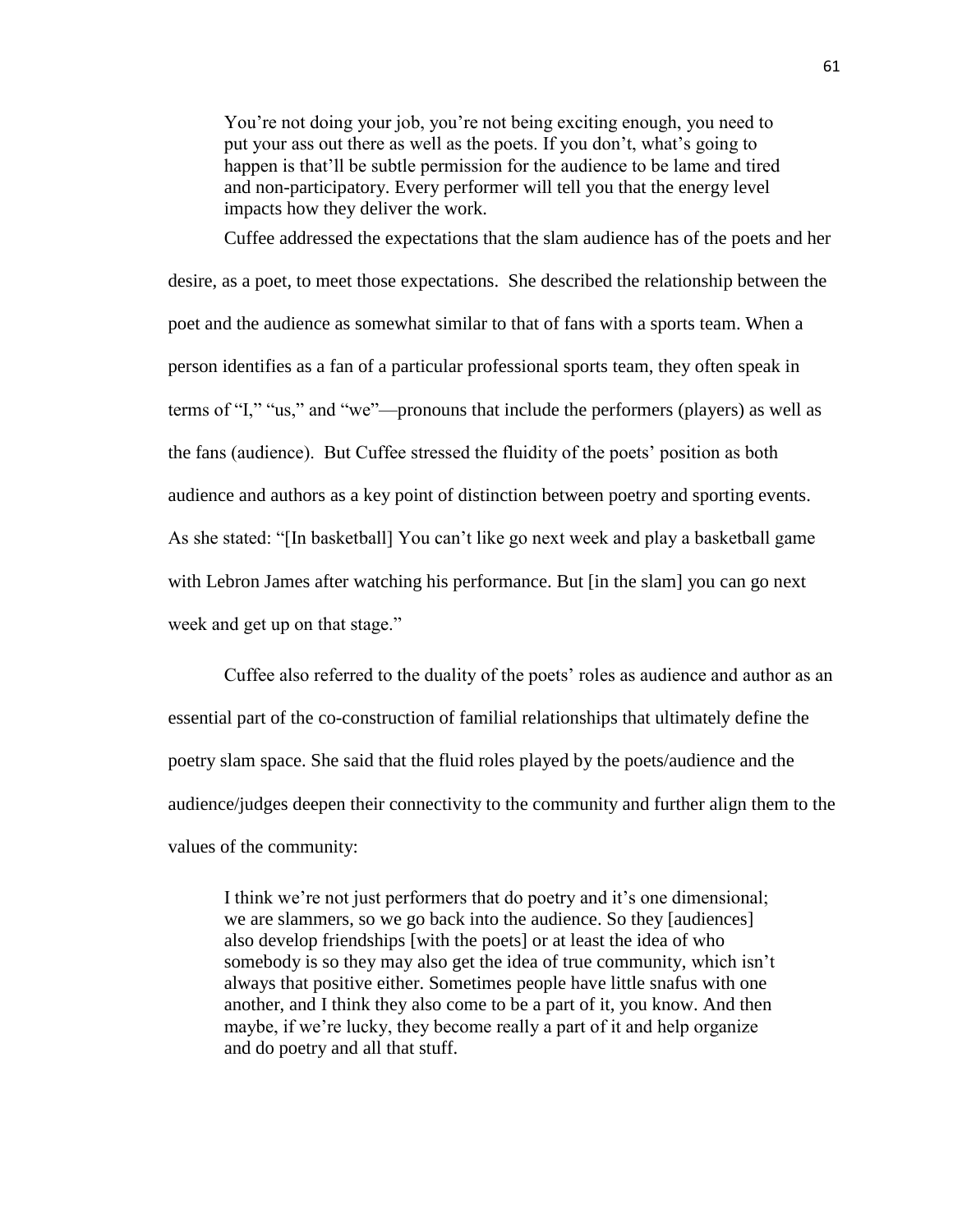> You're not doing your job, you're not being exciting enough, you need to put your ass out there as well as the poets. If you don't, what's going to happen is that'll be subtle permission for the audience to be lame and tired and non-participatory. Every performer will tell you that the energy level impacts how they deliver the work.

Cuffee addressed the expectations that the slam audience has of the poets and her desire, as a poet, to meet those expectations. She described the relationship between the poet and the audience as somewhat similar to that of fans with a sports team. When a person identifies as a fan of a particular professional sports team, they often speak in terms of "I," "us," and "we"—pronouns that include the performers (players) as well as the fans (audience). But Cuffee stressed the fluidity of the poets' position as both audience and authors as a key point of distinction between poetry and sporting events. As she stated: "[In basketball] You can't like go next week and play a basketball game with Lebron James after watching his performance. But [in the slam] you can go next week and get up on that stage."

Cuffee also referred to the duality of the poets' roles as audience and author as an essential part of the co-construction of familial relationships that ultimately define the poetry slam space. She said that the fluid roles played by the poets/audience and the audience/judges deepen their connectivity to the community and further align them to the values of the community:

> I think we're not just performers that do poetry and it's one dimensional; we are slammers, so we go back into the audience. So they [audiences] also develop friendships [with the poets] or at least the idea of who somebody is so they may also get the idea of true community, which isn't always that positive either. Sometimes people have little snafus with one another, and I think they also come to be a part of it, you know. And then maybe, if we're lucky, they become really a part of it and help organize and do poetry and all that stuff.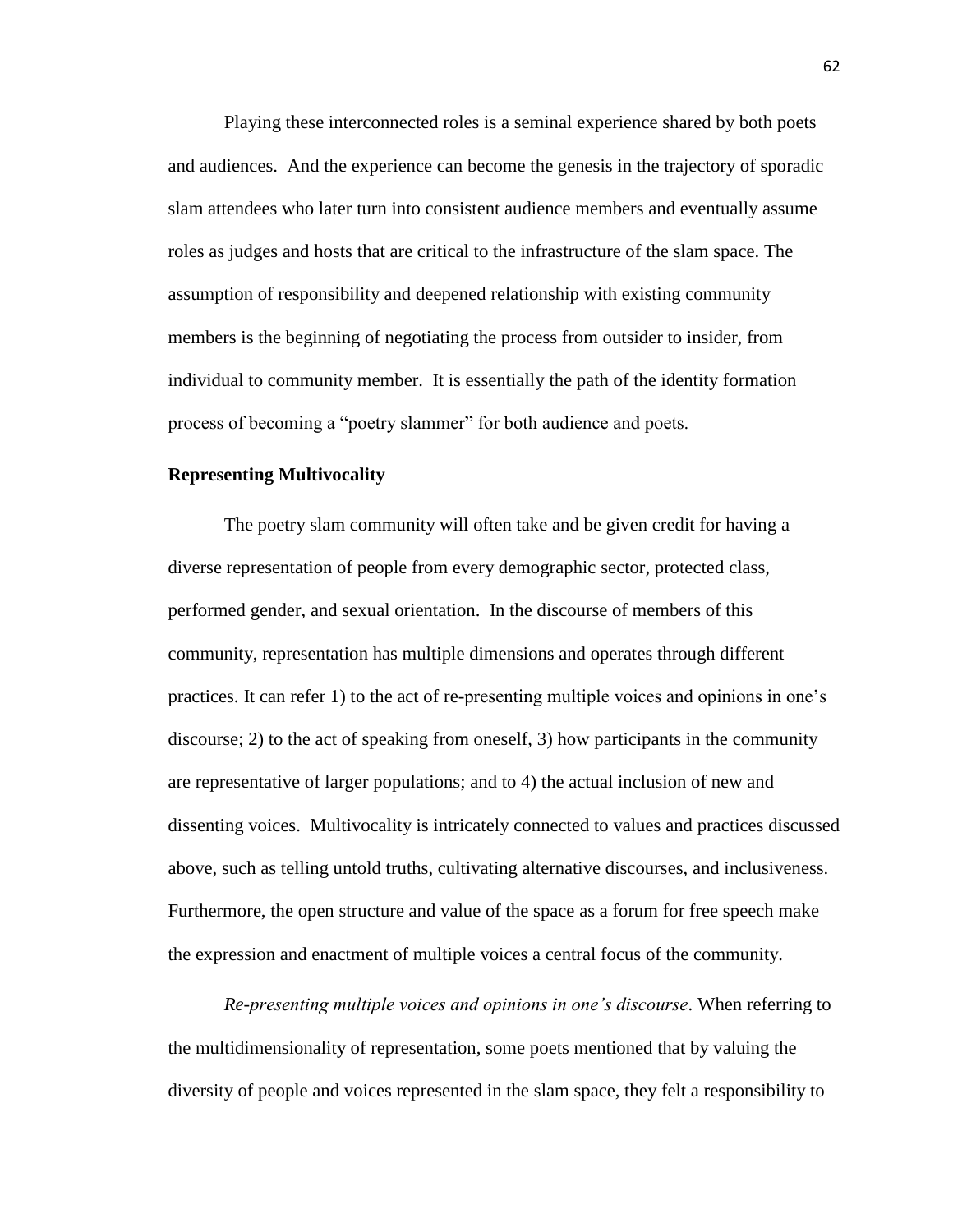Playing these interconnected roles is a seminal experience shared by both poets and audiences. And the experience can become the genesis in the trajectory of sporadic slam attendees who later turn into consistent audience members and eventually assume roles as judges and hosts that are critical to the infrastructure of the slam space. The assumption of responsibility and deepened relationship with existing community members is the beginning of negotiating the process from outsider to insider, from individual to community member. It is essentially the path of the identity formation process of becoming a "poetry slammer" for both audience and poets.

**Representing Multivocality**

The poetry slam community will often take and be given credit for having a diverse representation of people from every demographic sector, protected class, performed gender, and sexual orientation. In the discourse of members of this community, representation has multiple dimensions and operates through different practices. It can refer 1) to the act of re-presenting multiple voices and opinions in one's discourse; 2) to the act of speaking from oneself, 3) how participants in the community are representative of larger populations; and to 4) the actual inclusion of new and dissenting voices. Multivocality is intricately connected to values and practices discussed above, such as telling untold truths, cultivating alternative discourses, and inclusiveness. Furthermore, the open structure and value of the space as a forum for free speech make the expression and enactment of multiple voices a central focus of the community.

*Re-presenting multiple voices and opinions in one's discourse*. When referring to the multidimensionality of representation, some poets mentioned that by valuing the diversity of people and voices represented in the slam space, they felt a responsibility to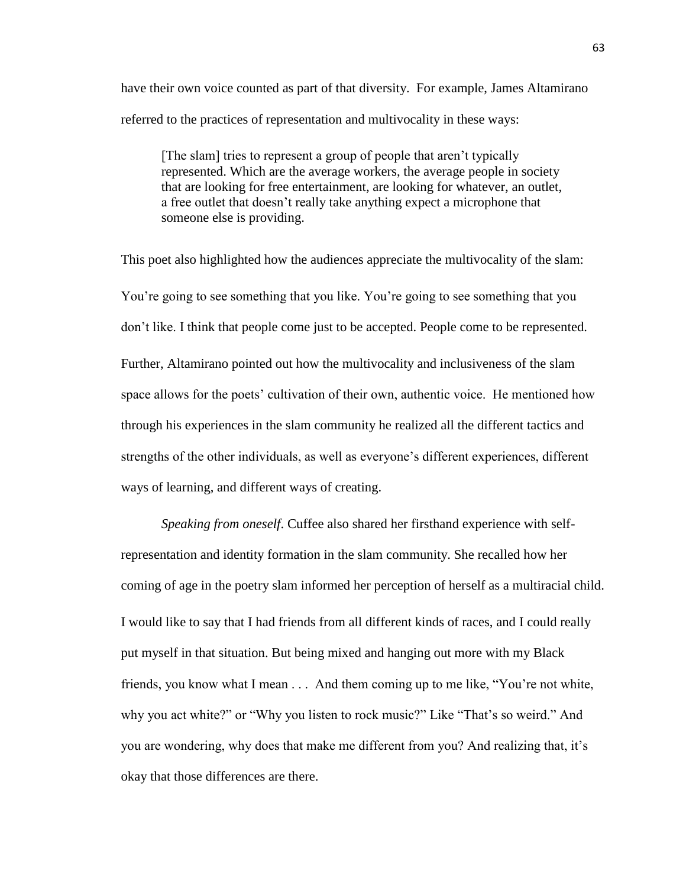have their own voice counted as part of that diversity. For example, James Altamirano referred to the practices of representation and multivocality in these ways:

> [The slam] tries to represent a group of people that aren't typically represented. Which are the average workers, the average people in society that are looking for free entertainment, are looking for whatever, an outlet, a free outlet that doesn't really take anything expect a microphone that someone else is providing.

This poet also highlighted how the audiences appreciate the multivocality of the slam:

You're going to see something that you like. You're going to see something that you don't like. I think that people come just to be accepted. People come to be represented.

Further, Altamirano pointed out how the multivocality and inclusiveness of the slam space allows for the poets' cultivation of their own, authentic voice. He mentioned how through his experiences in the slam community he realized all the different tactics and strengths of the other individuals, as well as everyone's different experiences, different ways of learning, and different ways of creating.

*Speaking from oneself*. Cuffee also shared her firsthand experience with self-representation and identity formation in the slam community. She recalled how her coming of age in the poetry slam informed her perception of herself as a multiracial child.

I would like to say that I had friends from all different kinds of races, and I could really put myself in that situation. But being mixed and hanging out more with my Black friends, you know what I mean . . . And them coming up to me like, "You're not white, why you act white?" or "Why you listen to rock music?" Like "That's so weird." And you are wondering, why does that make me different from you? And realizing that, it's okay that those differences are there.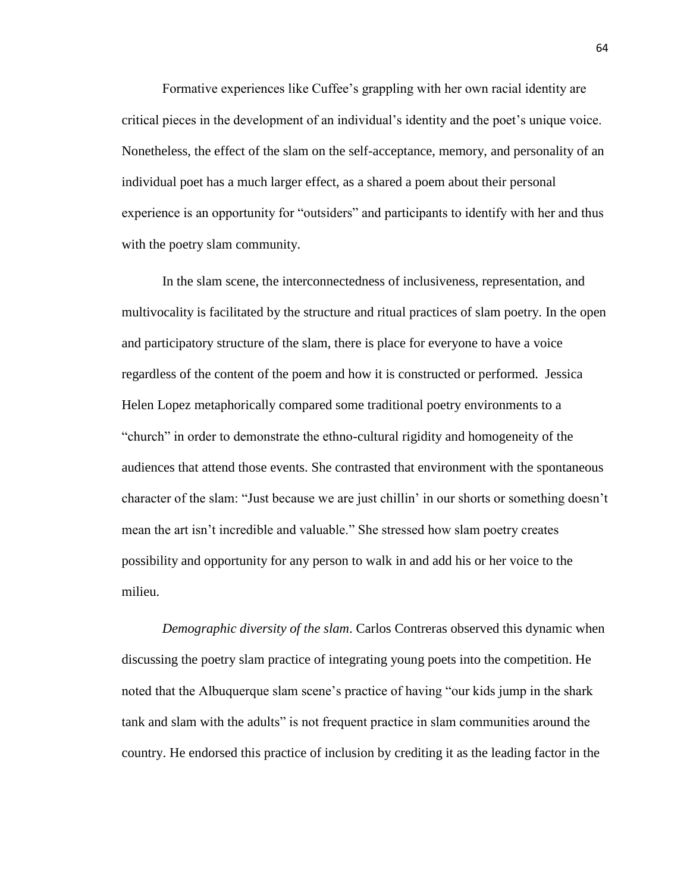Formative experiences like Cuffee's grappling with her own racial identity are critical pieces in the development of an individual's identity and the poet's unique voice. Nonetheless, the effect of the slam on the self-acceptance, memory, and personality of an individual poet has a much larger effect, as a shared a poem about their personal experience is an opportunity for "outsiders" and participants to identify with her and thus with the poetry slam community.

In the slam scene, the interconnectedness of inclusiveness, representation, and multivocality is facilitated by the structure and ritual practices of slam poetry. In the open and participatory structure of the slam, there is place for everyone to have a voice regardless of the content of the poem and how it is constructed or performed. Jessica Helen Lopez metaphorically compared some traditional poetry environments to a "church" in order to demonstrate the ethno-cultural rigidity and homogeneity of the audiences that attend those events. She contrasted that environment with the spontaneous character of the slam: "Just because we are just chillin' in our shorts or something doesn't mean the art isn't incredible and valuable." She stressed how slam poetry creates possibility and opportunity for any person to walk in and add his or her voice to the milieu.

*Demographic diversity of the slam*. Carlos Contreras observed this dynamic when discussing the poetry slam practice of integrating young poets into the competition. He noted that the Albuquerque slam scene's practice of having "our kids jump in the shark tank and slam with the adults" is not frequent practice in slam communities around the country. He endorsed this practice of inclusion by crediting it as the leading factor in the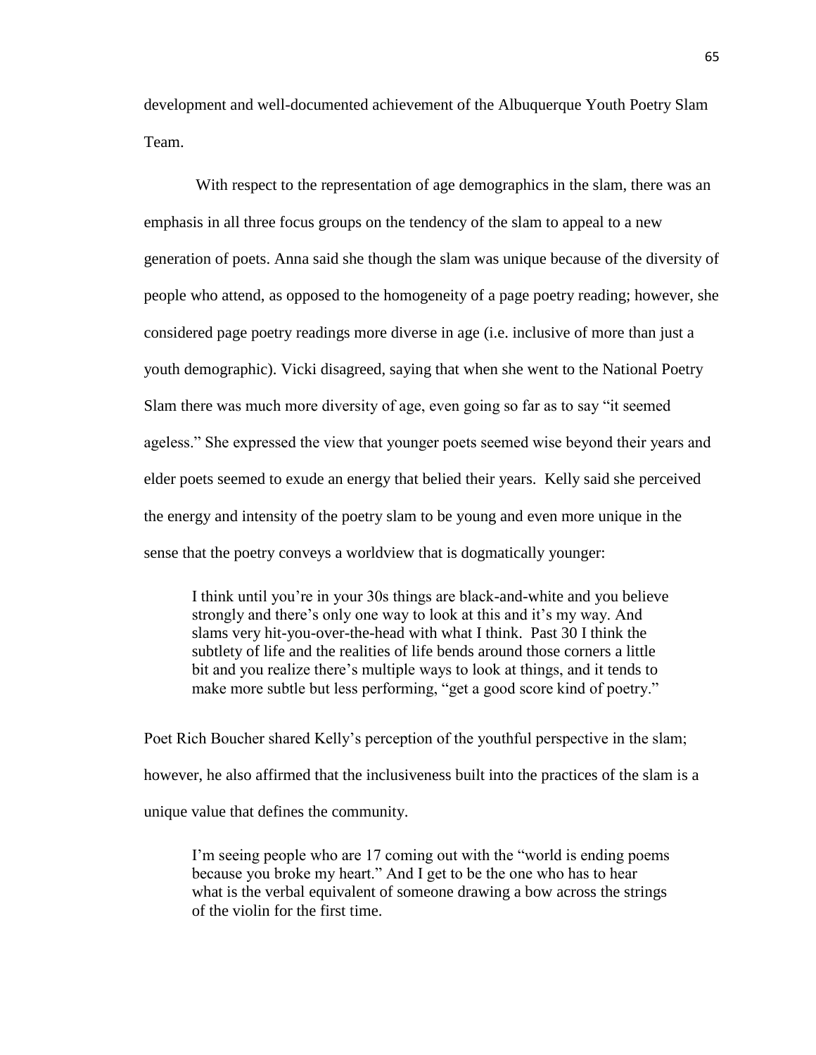development and well-documented achievement of the Albuquerque Youth Poetry Slam Team.

With respect to the representation of age demographics in the slam, there was an emphasis in all three focus groups on the tendency of the slam to appeal to a new generation of poets. Anna said she though the slam was unique because of the diversity of people who attend, as opposed to the homogeneity of a page poetry reading; however, she considered page poetry readings more diverse in age (i.e. inclusive of more than just a youth demographic). Vicki disagreed, saying that when she went to the National Poetry Slam there was much more diversity of age, even going so far as to say "it seemed ageless." She expressed the view that younger poets seemed wise beyond their years and elder poets seemed to exude an energy that belied their years. Kelly said she perceived the energy and intensity of the poetry slam to be young and even more unique in the sense that the poetry conveys a worldview that is dogmatically younger:

> I think until you're in your 30s things are black-and-white and you believe strongly and there's only one way to look at this and it's my way. And slams very hit-you-over-the-head with what I think. Past 30 I think the subtlety of life and the realities of life bends around those corners a little bit and you realize there's multiple ways to look at things, and it tends to make more subtle but less performing, "get a good score kind of poetry."

Poet Rich Boucher shared Kelly's perception of the youthful perspective in the slam; however, he also affirmed that the inclusiveness built into the practices of the slam is a unique value that defines the community.

> I'm seeing people who are 17 coming out with the "world is ending poems because you broke my heart." And I get to be the one who has to hear what is the verbal equivalent of someone drawing a bow across the strings of the violin for the first time.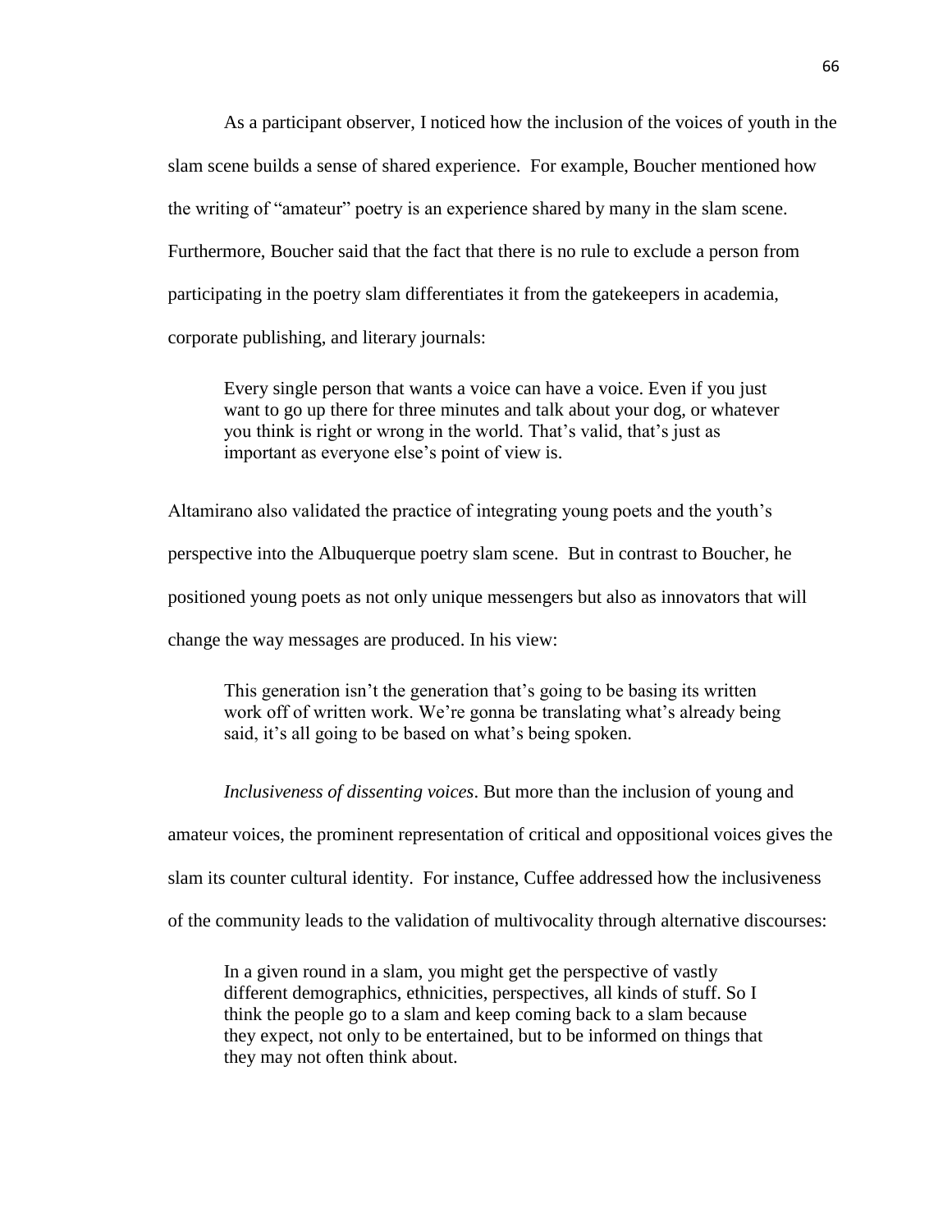As a participant observer, I noticed how the inclusion of the voices of youth in the slam scene builds a sense of shared experience. For example, Boucher mentioned how the writing of "amateur" poetry is an experience shared by many in the slam scene. Furthermore, Boucher said that the fact that there is no rule to exclude a person from participating in the poetry slam differentiates it from the gatekeepers in academia, corporate publishing, and literary journals:

> Every single person that wants a voice can have a voice. Even if you just want to go up there for three minutes and talk about your dog, or whatever you think is right or wrong in the world. That's valid, that's just as important as everyone else's point of view is.

Altamirano also validated the practice of integrating young poets and the youth's perspective into the Albuquerque poetry slam scene. But in contrast to Boucher, he positioned young poets as not only unique messengers but also as innovators that will change the way messages are produced. In his view:

> This generation isn't the generation that's going to be basing its written work off of written work. We're gonna be translating what's already being said, it's all going to be based on what's being spoken.

*Inclusiveness of dissenting voices*. But more than the inclusion of young and amateur voices, the prominent representation of critical and oppositional voices gives the slam its counter cultural identity. For instance, Cuffee addressed how the inclusiveness of the community leads to the validation of multivocality through alternative discourses:

> In a given round in a slam, you might get the perspective of vastly different demographics, ethnicities, perspectives, all kinds of stuff. So I think the people go to a slam and keep coming back to a slam because they expect, not only to be entertained, but to be informed on things that they may not often think about.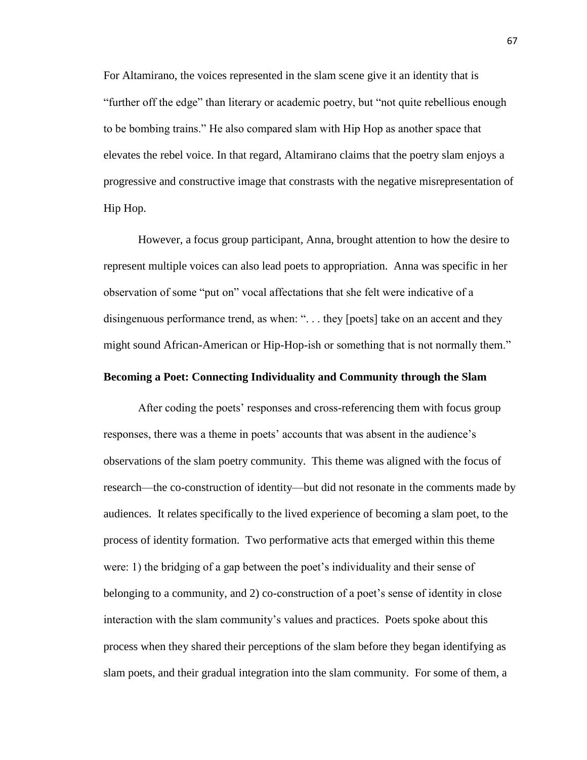For Altamirano, the voices represented in the slam scene give it an identity that is "further off the edge" than literary or academic poetry, but "not quite rebellious enough to be bombing trains." He also compared slam with Hip Hop as another space that elevates the rebel voice. In that regard, Altamirano claims that the poetry slam enjoys a progressive and constructive image that constrasts with the negative misrepresentation of Hip Hop.

However, a focus group participant, Anna, brought attention to how the desire to represent multiple voices can also lead poets to appropriation. Anna was specific in her observation of some "put on" vocal affectations that she felt were indicative of a disingenuous performance trend, as when: ". . . they [poets] take on an accent and they might sound African-American or Hip-Hop-ish or something that is not normally them."

**Becoming a Poet: Connecting Individuality and Community through the Slam**

After coding the poets' responses and cross-referencing them with focus group responses, there was a theme in poets' accounts that was absent in the audience's observations of the slam poetry community. This theme was aligned with the focus of research—the co-construction of identity—but did not resonate in the comments made by audiences. It relates specifically to the lived experience of becoming a slam poet, to the process of identity formation. Two performative acts that emerged within this theme were: 1) the bridging of a gap between the poet's individuality and their sense of belonging to a community, and 2) co-construction of a poet's sense of identity in close interaction with the slam community's values and practices. Poets spoke about this process when they shared their perceptions of the slam before they began identifying as slam poets, and their gradual integration into the slam community. For some of them, a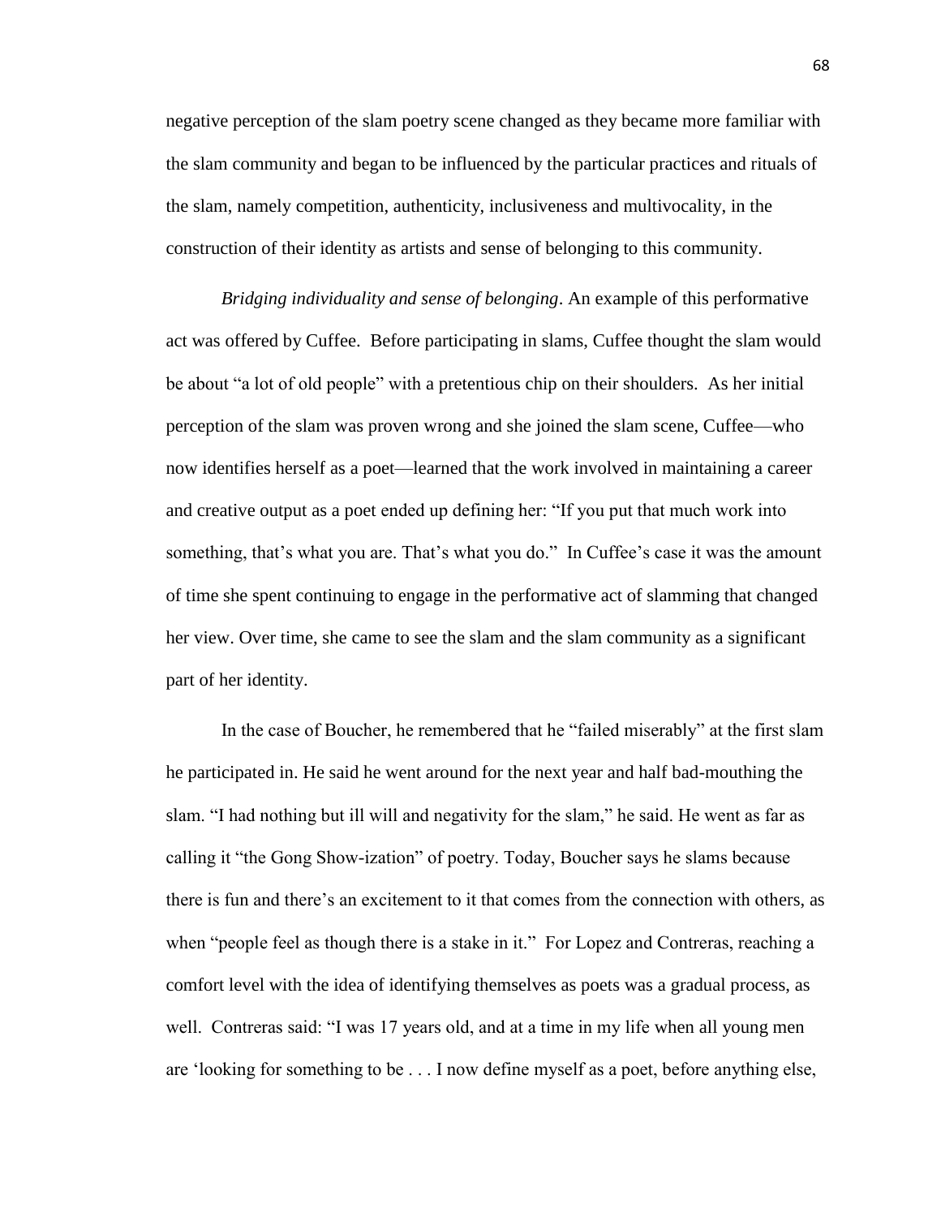negative perception of the slam poetry scene changed as they became more familiar with the slam community and began to be influenced by the particular practices and rituals of the slam, namely competition, authenticity, inclusiveness and multivocality, in the construction of their identity as artists and sense of belonging to this community.

*Bridging individuality and sense of belonging*. An example of this performative act was offered by Cuffee. Before participating in slams, Cuffee thought the slam would be about "a lot of old people" with a pretentious chip on their shoulders. As her initial perception of the slam was proven wrong and she joined the slam scene, Cuffee—who now identifies herself as a poet—learned that the work involved in maintaining a career and creative output as a poet ended up defining her: "If you put that much work into something, that's what you are. That's what you do." In Cuffee's case it was the amount of time she spent continuing to engage in the performative act of slamming that changed her view. Over time, she came to see the slam and the slam community as a significant part of her identity.

In the case of Boucher, he remembered that he "failed miserably" at the first slam he participated in. He said he went around for the next year and half bad-mouthing the slam. "I had nothing but ill will and negativity for the slam," he said. He went as far as calling it "the Gong Show-ization" of poetry. Today, Boucher says he slams because there is fun and there's an excitement to it that comes from the connection with others, as when "people feel as though there is a stake in it." For Lopez and Contreras, reaching a comfort level with the idea of identifying themselves as poets was a gradual process, as well. Contreras said: "I was 17 years old, and at a time in my life when all young men are 'looking for something to be . . . I now define myself as a poet, before anything else,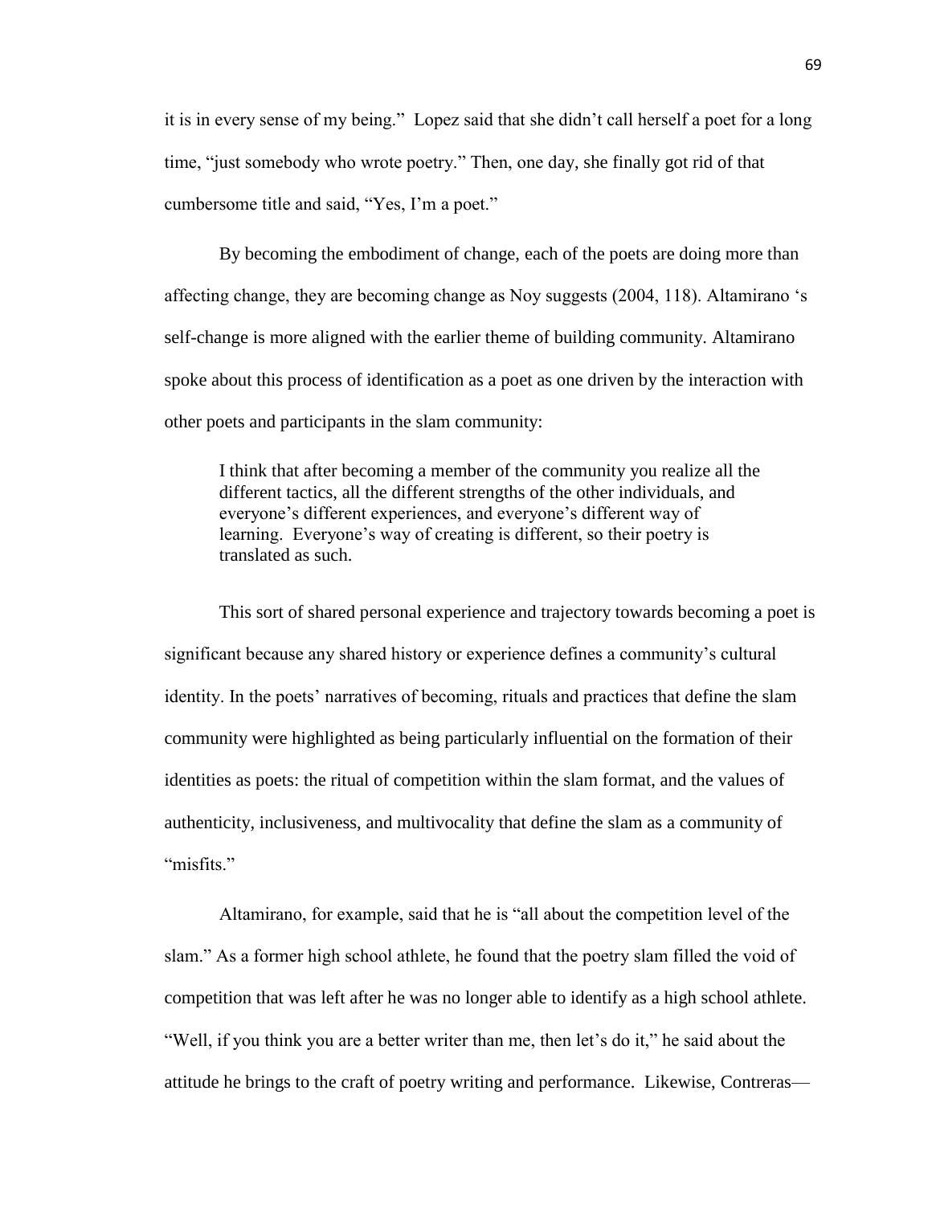it is in every sense of my being." Lopez said that she didn't call herself a poet for a long time, "just somebody who wrote poetry." Then, one day, she finally got rid of that cumbersome title and said, "Yes, I'm a poet."

By becoming the embodiment of change, each of the poets are doing more than affecting change, they are becoming change as Noy suggests (2004, 118). Altamirano 's self-change is more aligned with the earlier theme of building community. Altamirano spoke about this process of identification as a poet as one driven by the interaction with other poets and participants in the slam community:

> I think that after becoming a member of the community you realize all the different tactics, all the different strengths of the other individuals, and everyone's different experiences, and everyone's different way of learning. Everyone's way of creating is different, so their poetry is translated as such.

This sort of shared personal experience and trajectory towards becoming a poet is significant because any shared history or experience defines a community's cultural identity. In the poets' narratives of becoming, rituals and practices that define the slam community were highlighted as being particularly influential on the formation of their identities as poets: the ritual of competition within the slam format, and the values of authenticity, inclusiveness, and multivocality that define the slam as a community of "misfits."

Altamirano, for example, said that he is "all about the competition level of the slam." As a former high school athlete, he found that the poetry slam filled the void of competition that was left after he was no longer able to identify as a high school athlete. "Well, if you think you are a better writer than me, then let's do it," he said about the attitude he brings to the craft of poetry writing and performance. Likewise, Contreras—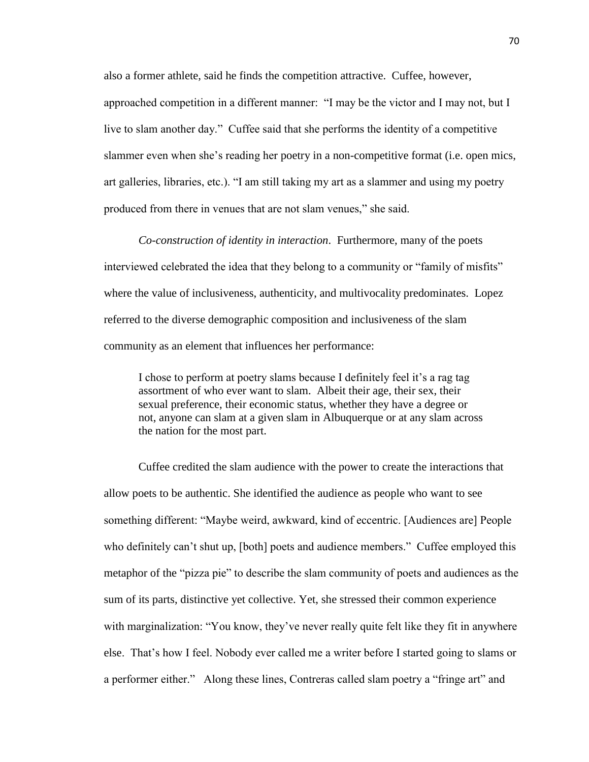also a former athlete, said he finds the competition attractive. Cuffee, however, approached competition in a different manner: "I may be the victor and I may not, but I live to slam another day." Cuffee said that she performs the identity of a competitive slammer even when she's reading her poetry in a non-competitive format (i.e. open mics, art galleries, libraries, etc.). "I am still taking my art as a slammer and using my poetry produced from there in venues that are not slam venues," she said.

*Co-construction of identity in interaction*. Furthermore, many of the poets interviewed celebrated the idea that they belong to a community or "family of misfits" where the value of inclusiveness, authenticity, and multivocality predominates. Lopez referred to the diverse demographic composition and inclusiveness of the slam community as an element that influences her performance:

> I chose to perform at poetry slams because I definitely feel it's a rag tag assortment of who ever want to slam. Albeit their age, their sex, their sexual preference, their economic status, whether they have a degree or not, anyone can slam at a given slam in Albuquerque or at any slam across the nation for the most part.

Cuffee credited the slam audience with the power to create the interactions that allow poets to be authentic. She identified the audience as people who want to see something different: "Maybe weird, awkward, kind of eccentric. [Audiences are] People who definitely can't shut up, [both] poets and audience members." Cuffee employed this metaphor of the "pizza pie" to describe the slam community of poets and audiences as the sum of its parts, distinctive yet collective. Yet, she stressed their common experience with marginalization: "You know, they've never really quite felt like they fit in anywhere else. That's how I feel. Nobody ever called me a writer before I started going to slams or a performer either." Along these lines, Contreras called slam poetry a "fringe art" and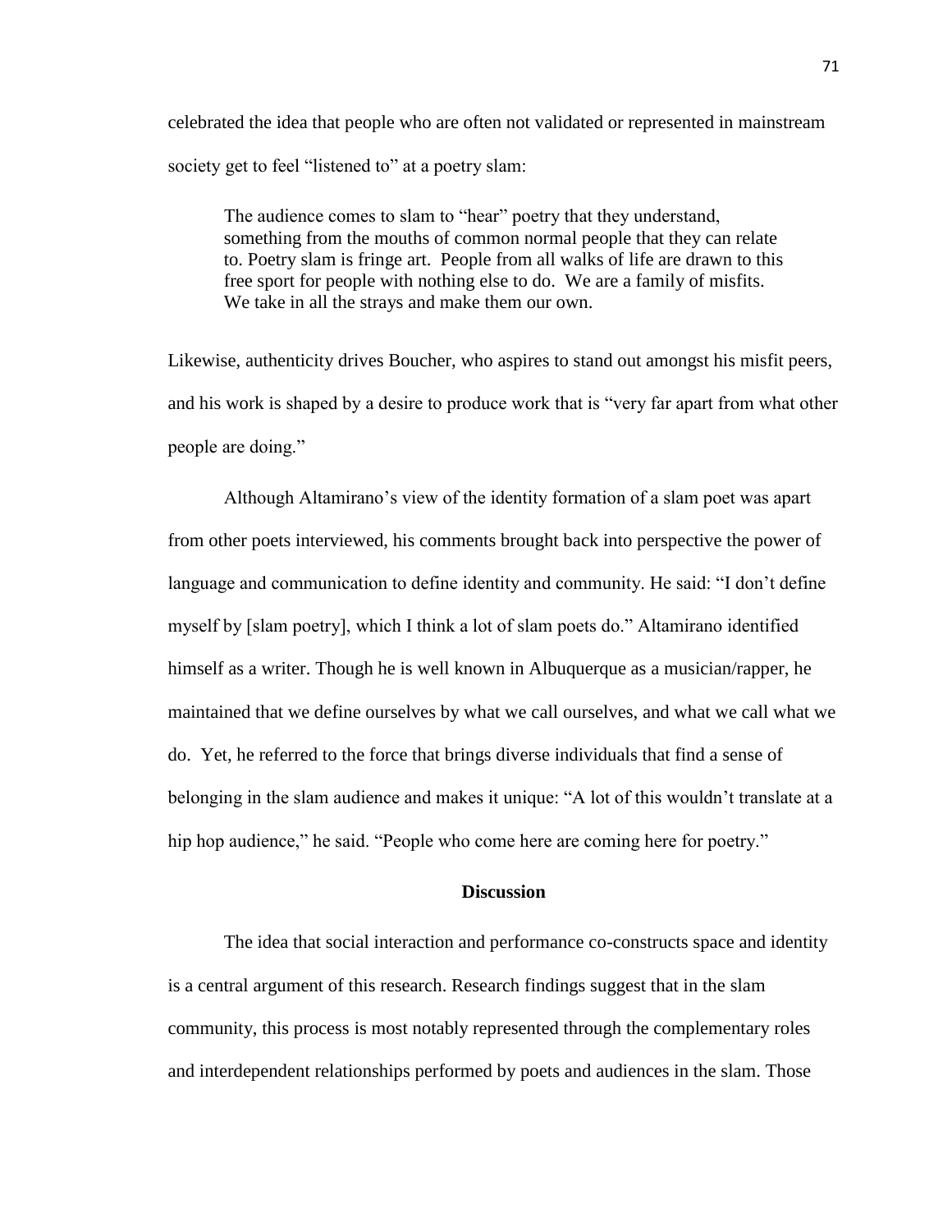celebrated the idea that people who are often not validated or represented in mainstream society get to feel "listened to" at a poetry slam:

> The audience comes to slam to "hear" poetry that they understand, something from the mouths of common normal people that they can relate to. Poetry slam is fringe art. People from all walks of life are drawn to this free sport for people with nothing else to do. We are a family of misfits. We take in all the strays and make them our own.

Likewise, authenticity drives Boucher, who aspires to stand out amongst his misfit peers, and his work is shaped by a desire to produce work that is "very far apart from what other people are doing."

Although Altamirano's view of the identity formation of a slam poet was apart from other poets interviewed, his comments brought back into perspective the power of language and communication to define identity and community. He said: "I don't define myself by [slam poetry], which I think a lot of slam poets do." Altamirano identified himself as a writer. Though he is well known in Albuquerque as a musician/rapper, he maintained that we define ourselves by what we call ourselves, and what we call what we do. Yet, he referred to the force that brings diverse individuals that find a sense of belonging in the slam audience and makes it unique: "A lot of this wouldn't translate at a hip hop audience," he said. "People who come here are coming here for poetry."

## Discussion

The idea that social interaction and performance co-constructs space and identity is a central argument of this research. Research findings suggest that in the slam community, this process is most notably represented through the complementary roles and interdependent relationships performed by poets and audiences in the slam. Those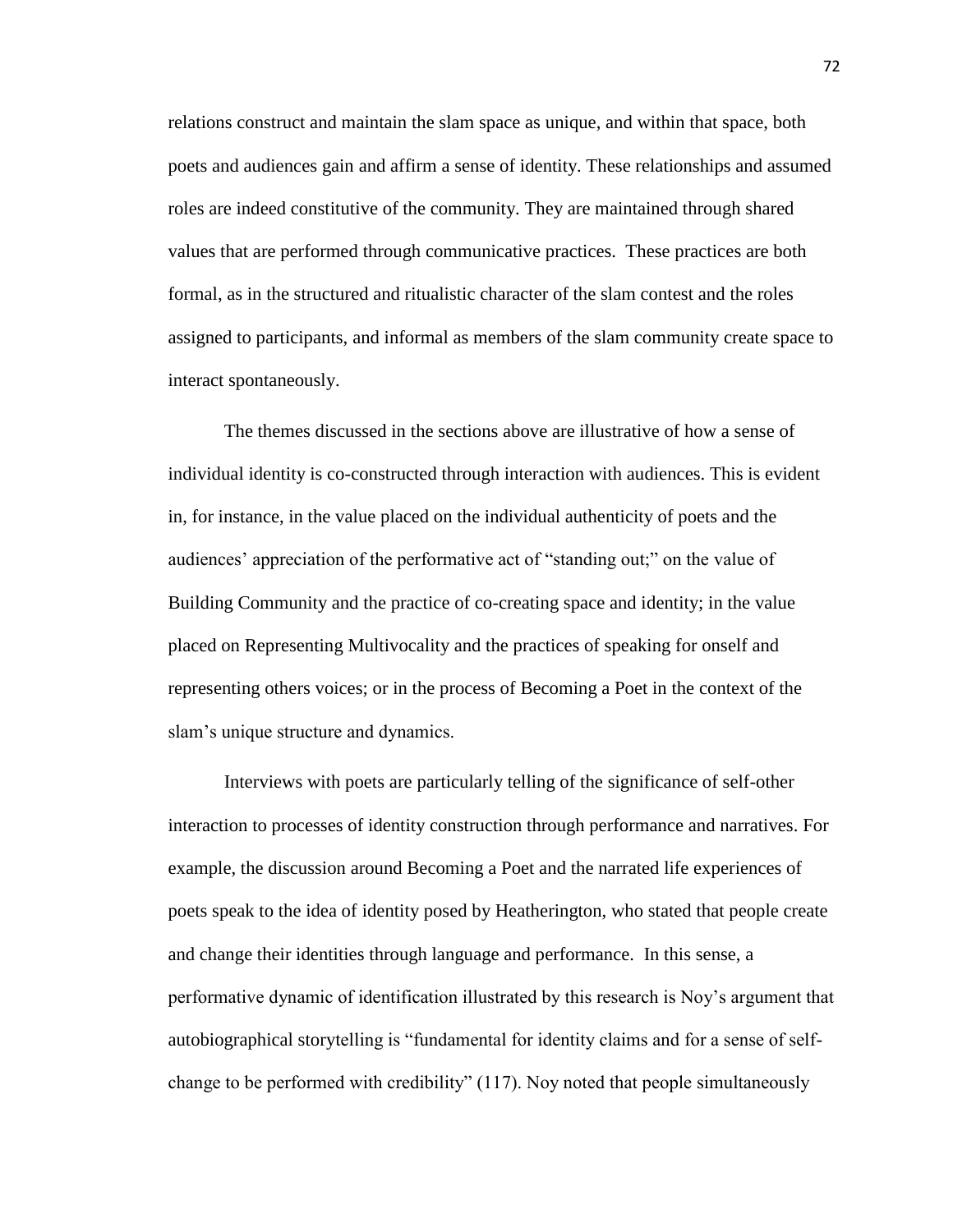relations construct and maintain the slam space as unique, and within that space, both poets and audiences gain and affirm a sense of identity. These relationships and assumed roles are indeed constitutive of the community. They are maintained through shared values that are performed through communicative practices. These practices are both formal, as in the structured and ritualistic character of the slam contest and the roles assigned to participants, and informal as members of the slam community create space to interact spontaneously.

The themes discussed in the sections above are illustrative of how a sense of individual identity is co-constructed through interaction with audiences. This is evident in, for instance, in the value placed on the individual authenticity of poets and the audiences' appreciation of the performative act of "standing out;" on the value of Building Community and the practice of co-creating space and identity; in the value placed on Representing Multivocality and the practices of speaking for onself and representing others voices; or in the process of Becoming a Poet in the context of the slam's unique structure and dynamics.

Interviews with poets are particularly telling of the significance of self-other interaction to processes of identity construction through performance and narratives. For example, the discussion around Becoming a Poet and the narrated life experiences of poets speak to the idea of identity posed by Heatherington, who stated that people create and change their identities through language and performance. In this sense, a performative dynamic of identification illustrated by this research is Noy's argument that autobiographical storytelling is "fundamental for identity claims and for a sense of self-change to be performed with credibility" (117). Noy noted that people simultaneously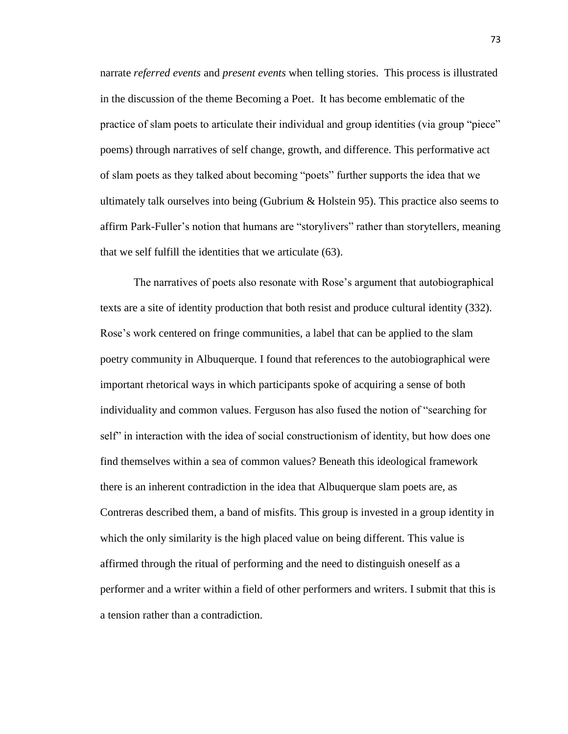narrate *referred events* and *present events* when telling stories. This process is illustrated in the discussion of the theme Becoming a Poet. It has become emblematic of the practice of slam poets to articulate their individual and group identities (via group "piece" poems) through narratives of self change, growth, and difference. This performative act of slam poets as they talked about becoming "poets" further supports the idea that we ultimately talk ourselves into being (Gubrium & Holstein 95). This practice also seems to affirm Park-Fuller's notion that humans are "storylivers" rather than storytellers, meaning that we self fulfill the identities that we articulate (63).

The narratives of poets also resonate with Rose's argument that autobiographical texts are a site of identity production that both resist and produce cultural identity (332). Rose's work centered on fringe communities, a label that can be applied to the slam poetry community in Albuquerque. I found that references to the autobiographical were important rhetorical ways in which participants spoke of acquiring a sense of both individuality and common values. Ferguson has also fused the notion of "searching for self" in interaction with the idea of social constructionism of identity, but how does one find themselves within a sea of common values? Beneath this ideological framework there is an inherent contradiction in the idea that Albuquerque slam poets are, as Contreras described them, a band of misfits. This group is invested in a group identity in which the only similarity is the high placed value on being different. This value is affirmed through the ritual of performing and the need to distinguish oneself as a performer and a writer within a field of other performers and writers. I submit that this is a tension rather than a contradiction.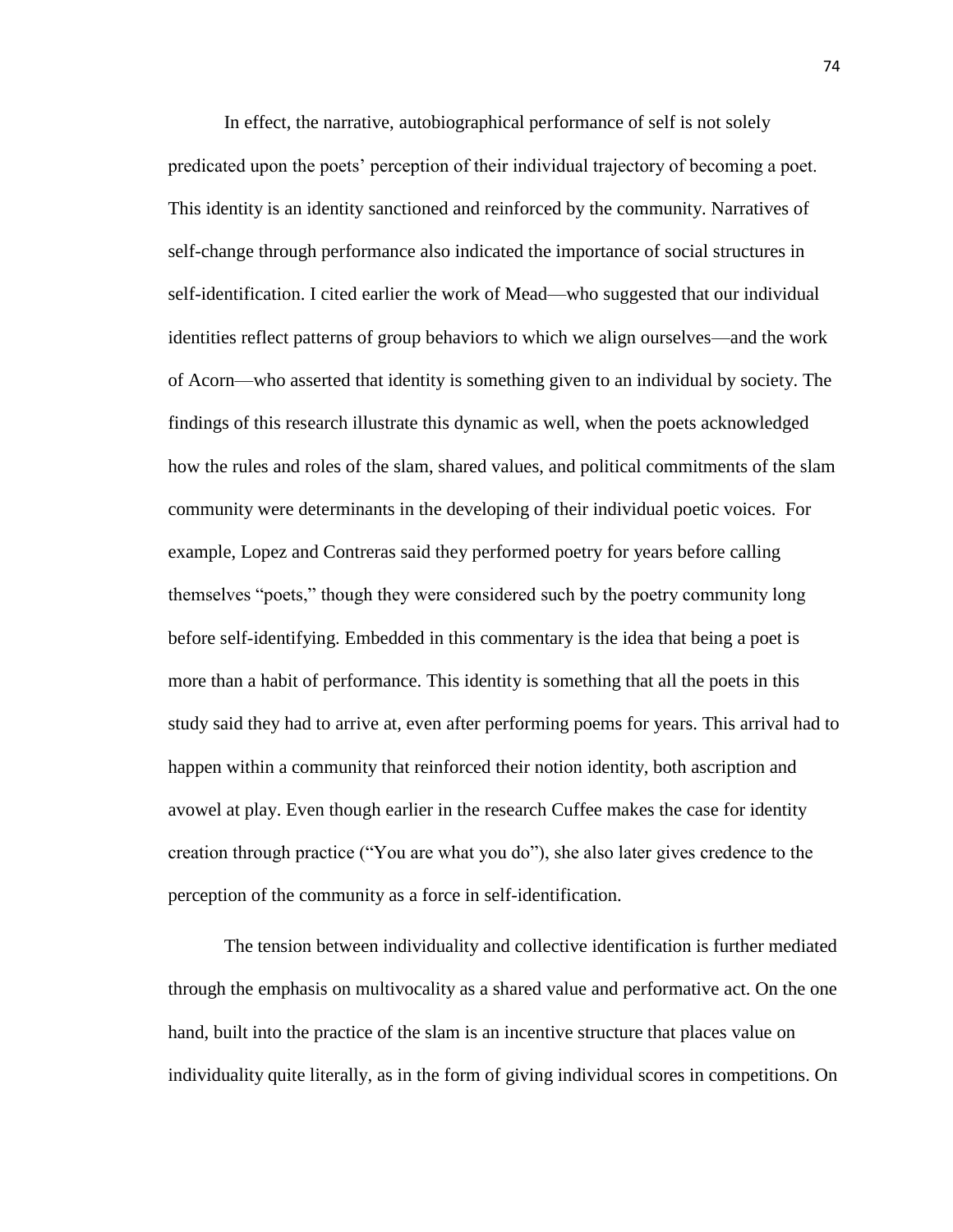In effect, the narrative, autobiographical performance of self is not solely predicated upon the poets' perception of their individual trajectory of becoming a poet. This identity is an identity sanctioned and reinforced by the community. Narratives of self-change through performance also indicated the importance of social structures in self-identification. I cited earlier the work of Mead—who suggested that our individual identities reflect patterns of group behaviors to which we align ourselves—and the work of Acorn—who asserted that identity is something given to an individual by society. The findings of this research illustrate this dynamic as well, when the poets acknowledged how the rules and roles of the slam, shared values, and political commitments of the slam community were determinants in the developing of their individual poetic voices. For example, Lopez and Contreras said they performed poetry for years before calling themselves "poets," though they were considered such by the poetry community long before self-identifying. Embedded in this commentary is the idea that being a poet is more than a habit of performance. This identity is something that all the poets in this study said they had to arrive at, even after performing poems for years. This arrival had to happen within a community that reinforced their notion identity, both ascription and avowel at play. Even though earlier in the research Cuffee makes the case for identity creation through practice ("You are what you do"), she also later gives credence to the perception of the community as a force in self-identification.

The tension between individuality and collective identification is further mediated through the emphasis on multivocality as a shared value and performative act. On the one hand, built into the practice of the slam is an incentive structure that places value on individuality quite literally, as in the form of giving individual scores in competitions. On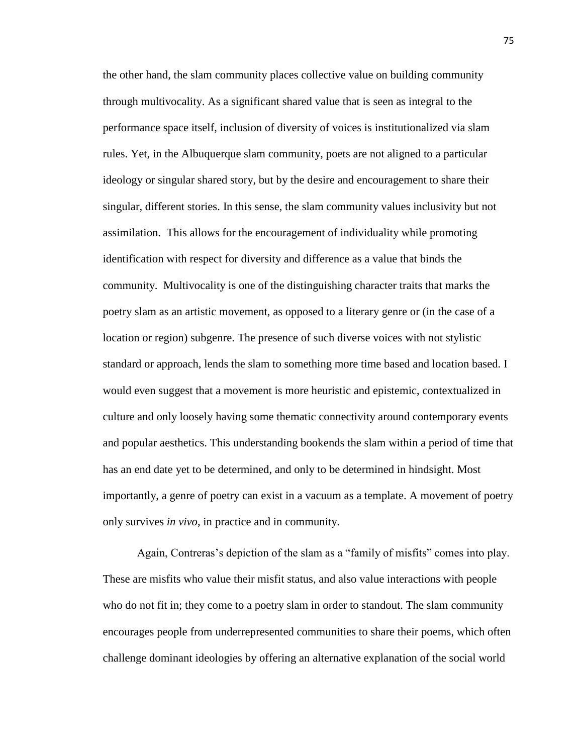the other hand, the slam community places collective value on building community through multivocality. As a significant shared value that is seen as integral to the performance space itself, inclusion of diversity of voices is institutionalized via slam rules. Yet, in the Albuquerque slam community, poets are not aligned to a particular ideology or singular shared story, but by the desire and encouragement to share their singular, different stories. In this sense, the slam community values inclusivity but not assimilation. This allows for the encouragement of individuality while promoting identification with respect for diversity and difference as a value that binds the community. Multivocality is one of the distinguishing character traits that marks the poetry slam as an artistic movement, as opposed to a literary genre or (in the case of a location or region) subgenre. The presence of such diverse voices with not stylistic standard or approach, lends the slam to something more time based and location based. I would even suggest that a movement is more heuristic and epistemic, contextualized in culture and only loosely having some thematic connectivity around contemporary events and popular aesthetics. This understanding bookends the slam within a period of time that has an end date yet to be determined, and only to be determined in hindsight. Most importantly, a genre of poetry can exist in a vacuum as a template. A movement of poetry only survives *in vivo*, in practice and in community.

Again, Contreras's depiction of the slam as a "family of misfits" comes into play. These are misfits who value their misfit status, and also value interactions with people who do not fit in; they come to a poetry slam in order to standout. The slam community encourages people from underrepresented communities to share their poems, which often challenge dominant ideologies by offering an alternative explanation of the social world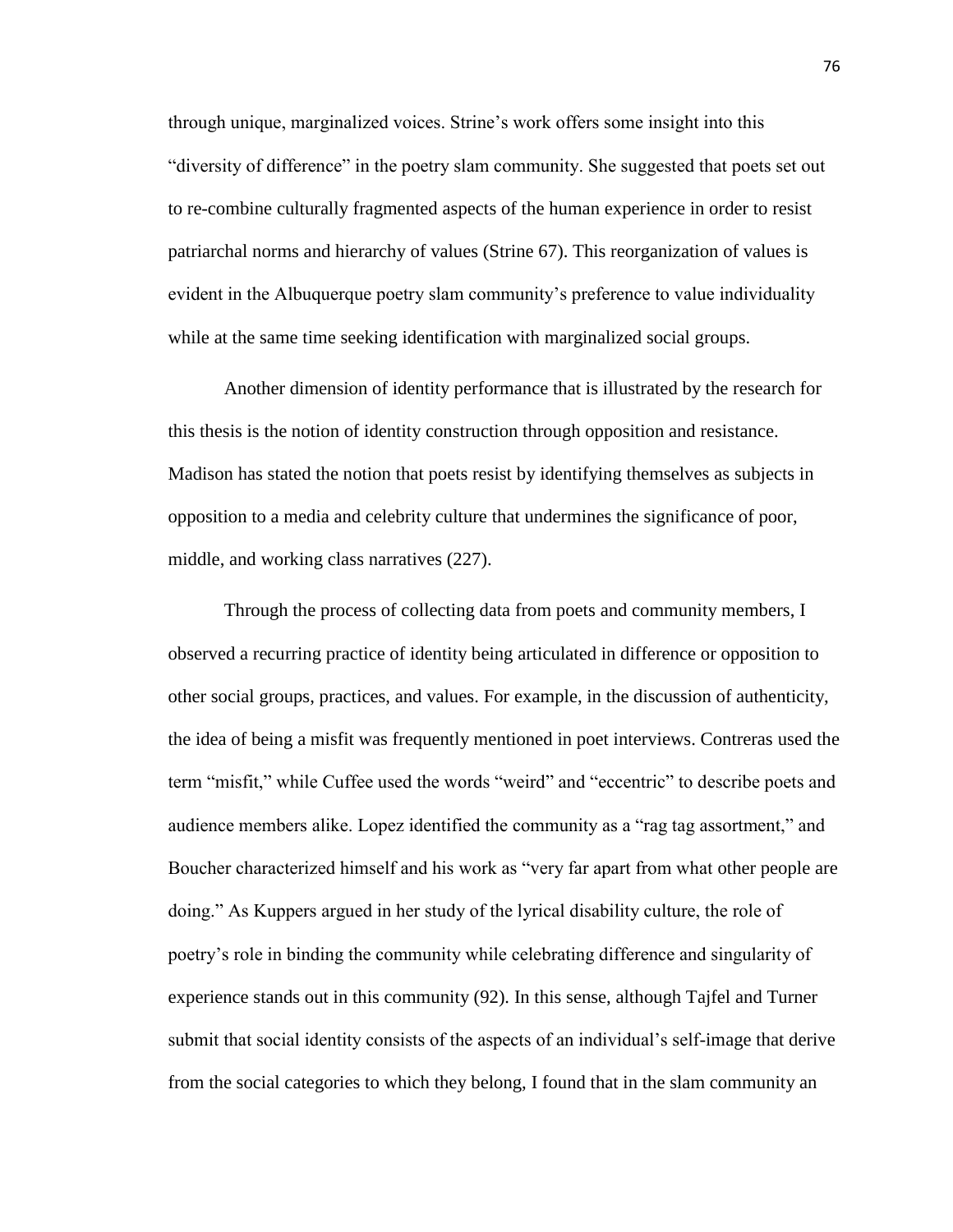through unique, marginalized voices. Strine's work offers some insight into this "diversity of difference" in the poetry slam community. She suggested that poets set out to re-combine culturally fragmented aspects of the human experience in order to resist patriarchal norms and hierarchy of values (Strine 67). This reorganization of values is evident in the Albuquerque poetry slam community's preference to value individuality while at the same time seeking identification with marginalized social groups.

Another dimension of identity performance that is illustrated by the research for this thesis is the notion of identity construction through opposition and resistance. Madison has stated the notion that poets resist by identifying themselves as subjects in opposition to a media and celebrity culture that undermines the significance of poor, middle, and working class narratives (227).

Through the process of collecting data from poets and community members, I observed a recurring practice of identity being articulated in difference or opposition to other social groups, practices, and values. For example, in the discussion of authenticity, the idea of being a misfit was frequently mentioned in poet interviews. Contreras used the term "misfit," while Cuffee used the words "weird" and "eccentric" to describe poets and audience members alike. Lopez identified the community as a "rag tag assortment," and Boucher characterized himself and his work as "very far apart from what other people are doing." As Kuppers argued in her study of the lyrical disability culture, the role of poetry's role in binding the community while celebrating difference and singularity of experience stands out in this community (92). In this sense, although Tajfel and Turner submit that social identity consists of the aspects of an individual's self-image that derive from the social categories to which they belong, I found that in the slam community an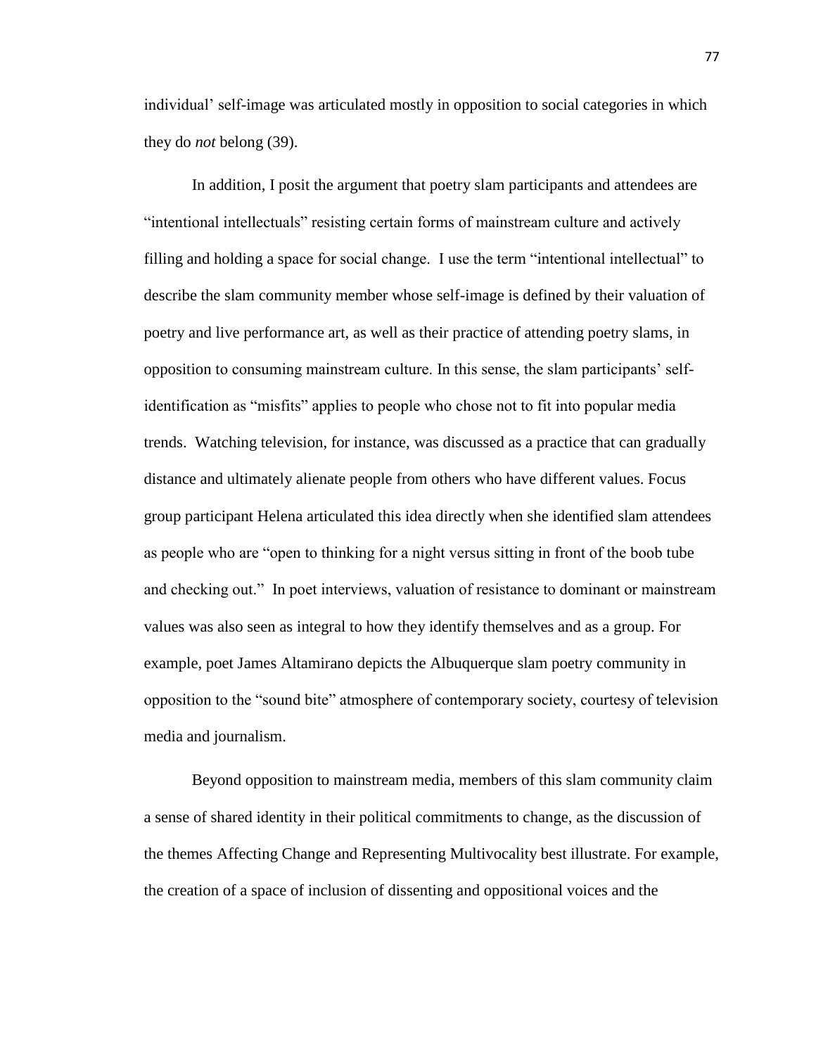individual' self-image was articulated mostly in opposition to social categories in which they do *not* belong (39).

In addition, I posit the argument that poetry slam participants and attendees are "intentional intellectuals" resisting certain forms of mainstream culture and actively filling and holding a space for social change. I use the term "intentional intellectual" to describe the slam community member whose self-image is defined by their valuation of poetry and live performance art, as well as their practice of attending poetry slams, in opposition to consuming mainstream culture. In this sense, the slam participants' self-identification as "misfits" applies to people who chose not to fit into popular media trends. Watching television, for instance, was discussed as a practice that can gradually distance and ultimately alienate people from others who have different values. Focus group participant Helena articulated this idea directly when she identified slam attendees as people who are "open to thinking for a night versus sitting in front of the boob tube and checking out." In poet interviews, valuation of resistance to dominant or mainstream values was also seen as integral to how they identify themselves and as a group. For example, poet James Altamirano depicts the Albuquerque slam poetry community in opposition to the "sound bite" atmosphere of contemporary society, courtesy of television media and journalism.

Beyond opposition to mainstream media, members of this slam community claim a sense of shared identity in their political commitments to change, as the discussion of the themes Affecting Change and Representing Multivocality best illustrate. For example, the creation of a space of inclusion of dissenting and oppositional voices and the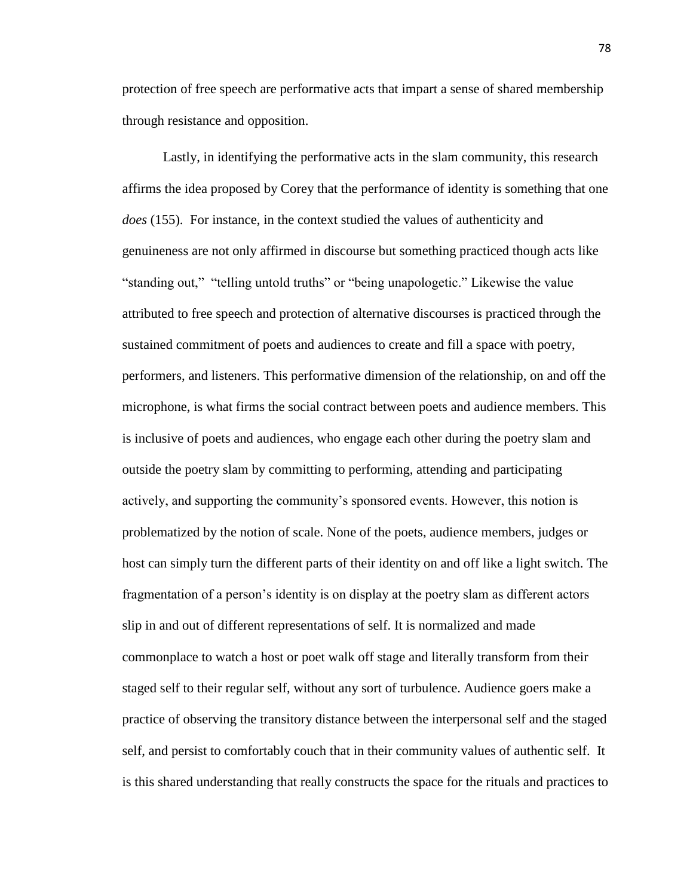protection of free speech are performative acts that impart a sense of shared membership through resistance and opposition.

Lastly, in identifying the performative acts in the slam community, this research affirms the idea proposed by Corey that the performance of identity is something that one *does* (155). For instance, in the context studied the values of authenticity and genuineness are not only affirmed in discourse but something practiced though acts like "standing out," "telling untold truths" or "being unapologetic." Likewise the value attributed to free speech and protection of alternative discourses is practiced through the sustained commitment of poets and audiences to create and fill a space with poetry, performers, and listeners. This performative dimension of the relationship, on and off the microphone, is what firms the social contract between poets and audience members. This is inclusive of poets and audiences, who engage each other during the poetry slam and outside the poetry slam by committing to performing, attending and participating actively, and supporting the community's sponsored events. However, this notion is problematized by the notion of scale. None of the poets, audience members, judges or host can simply turn the different parts of their identity on and off like a light switch. The fragmentation of a person's identity is on display at the poetry slam as different actors slip in and out of different representations of self. It is normalized and made commonplace to watch a host or poet walk off stage and literally transform from their staged self to their regular self, without any sort of turbulence. Audience goers make a practice of observing the transitory distance between the interpersonal self and the staged self, and persist to comfortably couch that in their community values of authentic self. It is this shared understanding that really constructs the space for the rituals and practices to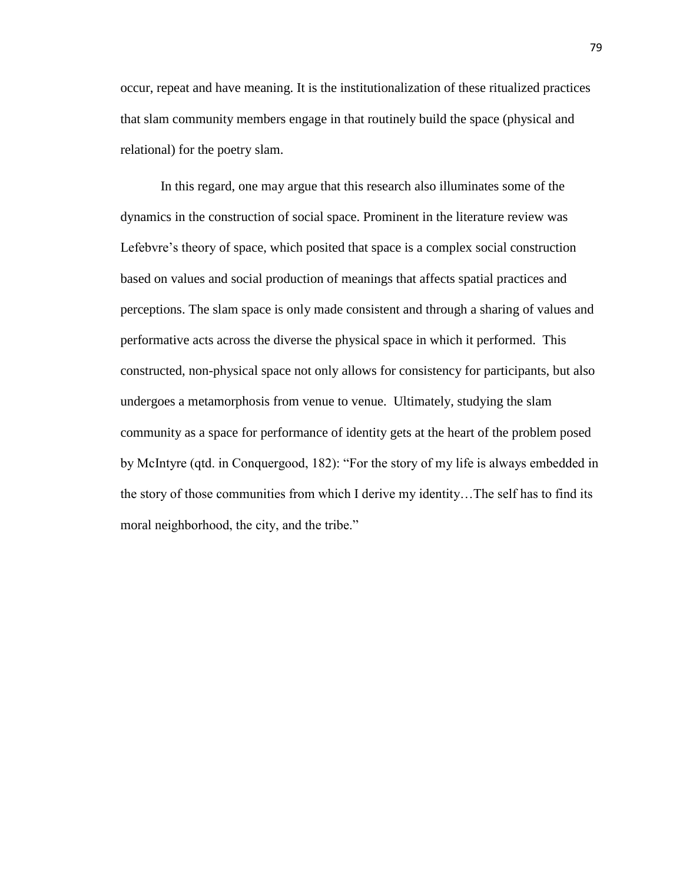occur, repeat and have meaning. It is the institutionalization of these ritualized practices that slam community members engage in that routinely build the space (physical and relational) for the poetry slam.

In this regard, one may argue that this research also illuminates some of the dynamics in the construction of social space. Prominent in the literature review was Lefebvre's theory of space, which posited that space is a complex social construction based on values and social production of meanings that affects spatial practices and perceptions. The slam space is only made consistent and through a sharing of values and performative acts across the diverse the physical space in which it performed. This constructed, non-physical space not only allows for consistency for participants, but also undergoes a metamorphosis from venue to venue. Ultimately, studying the slam community as a space for performance of identity gets at the heart of the problem posed by McIntyre (qtd. in Conquergood, 182): "For the story of my life is always embedded in the story of those communities from which I derive my identity…The self has to find its moral neighborhood, the city, and the tribe."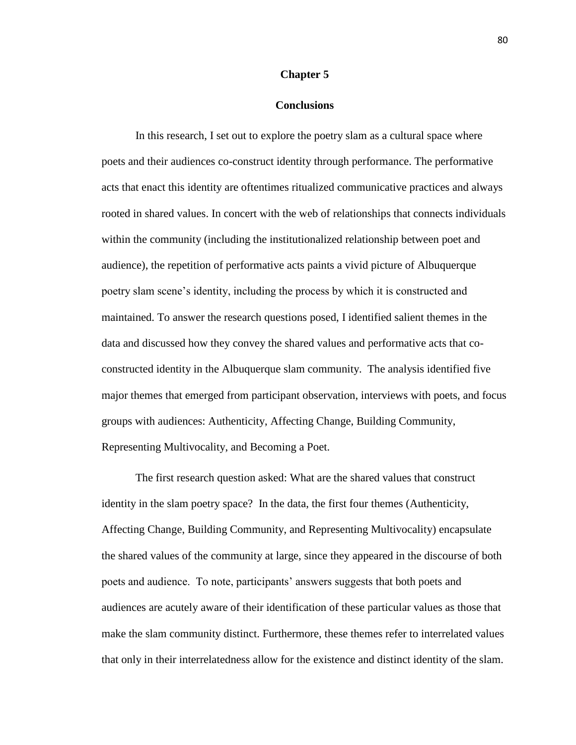# Chapter 5

## Conclusions

In this research, I set out to explore the poetry slam as a cultural space where poets and their audiences co-construct identity through performance. The performative acts that enact this identity are oftentimes ritualized communicative practices and always rooted in shared values. In concert with the web of relationships that connects individuals within the community (including the institutionalized relationship between poet and audience), the repetition of performative acts paints a vivid picture of Albuquerque poetry slam scene's identity, including the process by which it is constructed and maintained. To answer the research questions posed, I identified salient themes in the data and discussed how they convey the shared values and performative acts that co-constructed identity in the Albuquerque slam community. The analysis identified five major themes that emerged from participant observation, interviews with poets, and focus groups with audiences: Authenticity, Affecting Change, Building Community, Representing Multivocality, and Becoming a Poet.

The first research question asked: What are the shared values that construct identity in the slam poetry space? In the data, the first four themes (Authenticity, Affecting Change, Building Community, and Representing Multivocality) encapsulate the shared values of the community at large, since they appeared in the discourse of both poets and audience. To note, participants' answers suggests that both poets and audiences are acutely aware of their identification of these particular values as those that make the slam community distinct. Furthermore, these themes refer to interrelated values that only in their interrelatedness allow for the existence and distinct identity of the slam.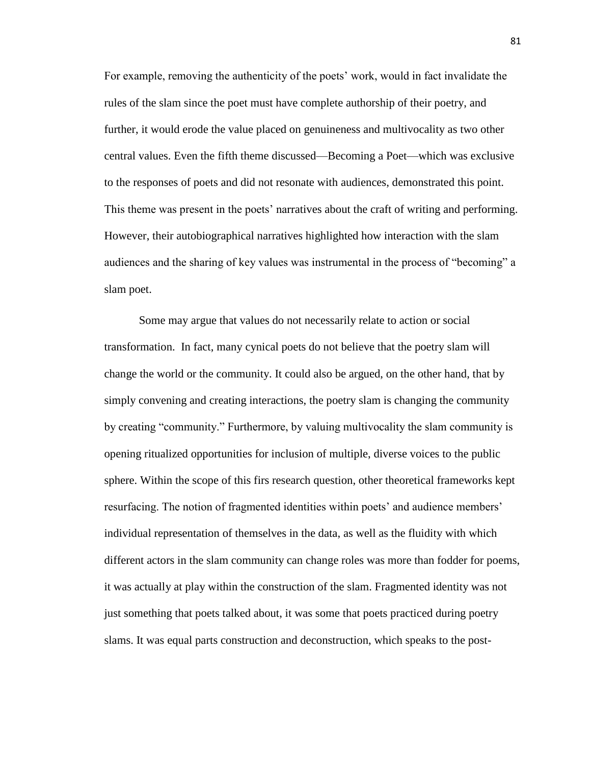For example, removing the authenticity of the poets' work, would in fact invalidate the rules of the slam since the poet must have complete authorship of their poetry, and further, it would erode the value placed on genuineness and multivocality as two other central values. Even the fifth theme discussed—Becoming a Poet—which was exclusive to the responses of poets and did not resonate with audiences, demonstrated this point. This theme was present in the poets' narratives about the craft of writing and performing. However, their autobiographical narratives highlighted how interaction with the slam audiences and the sharing of key values was instrumental in the process of "becoming" a slam poet.

Some may argue that values do not necessarily relate to action or social transformation. In fact, many cynical poets do not believe that the poetry slam will change the world or the community. It could also be argued, on the other hand, that by simply convening and creating interactions, the poetry slam is changing the community by creating "community." Furthermore, by valuing multivocality the slam community is opening ritualized opportunities for inclusion of multiple, diverse voices to the public sphere. Within the scope of this firs research question, other theoretical frameworks kept resurfacing. The notion of fragmented identities within poets' and audience members' individual representation of themselves in the data, as well as the fluidity with which different actors in the slam community can change roles was more than fodder for poems, it was actually at play within the construction of the slam. Fragmented identity was not just something that poets talked about, it was some that poets practiced during poetry slams. It was equal parts construction and deconstruction, which speaks to the post-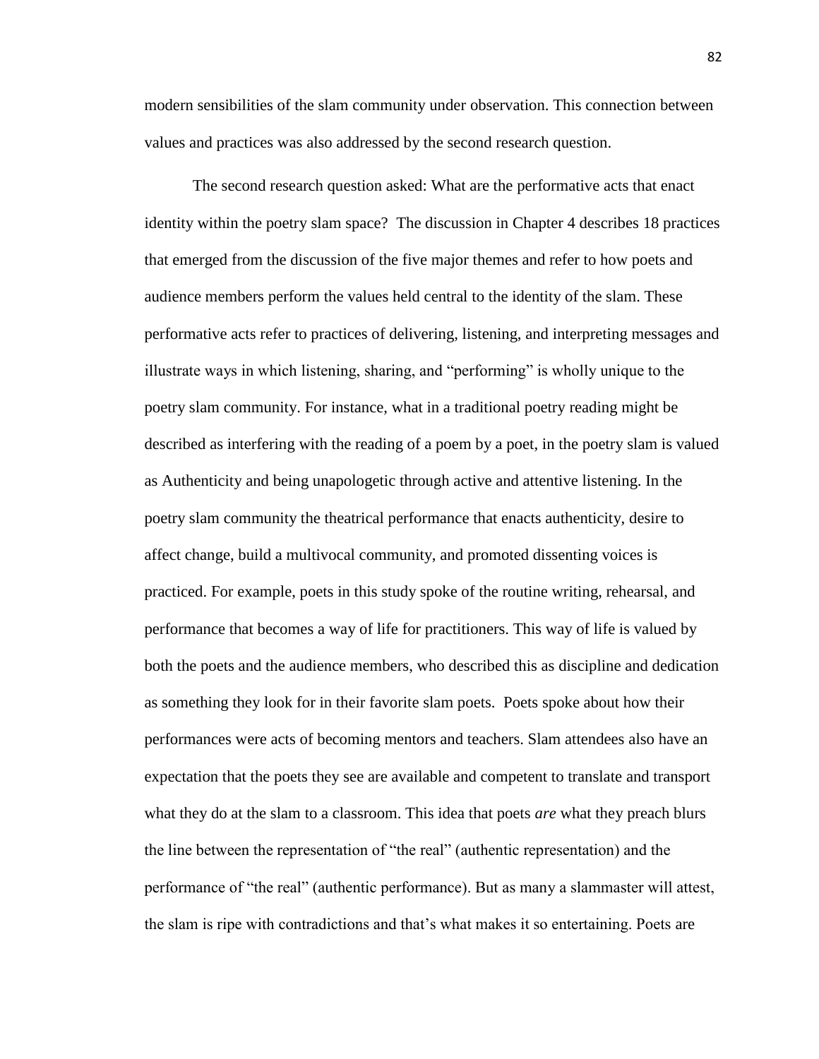modern sensibilities of the slam community under observation. This connection between values and practices was also addressed by the second research question.

The second research question asked: What are the performative acts that enact identity within the poetry slam space? The discussion in Chapter 4 describes 18 practices that emerged from the discussion of the five major themes and refer to how poets and audience members perform the values held central to the identity of the slam. These performative acts refer to practices of delivering, listening, and interpreting messages and illustrate ways in which listening, sharing, and "performing" is wholly unique to the poetry slam community. For instance, what in a traditional poetry reading might be described as interfering with the reading of a poem by a poet, in the poetry slam is valued as Authenticity and being unapologetic through active and attentive listening. In the poetry slam community the theatrical performance that enacts authenticity, desire to affect change, build a multivocal community, and promoted dissenting voices is practiced. For example, poets in this study spoke of the routine writing, rehearsal, and performance that becomes a way of life for practitioners. This way of life is valued by both the poets and the audience members, who described this as discipline and dedication as something they look for in their favorite slam poets. Poets spoke about how their performances were acts of becoming mentors and teachers. Slam attendees also have an expectation that the poets they see are available and competent to translate and transport what they do at the slam to a classroom. This idea that poets *are* what they preach blurs the line between the representation of "the real" (authentic representation) and the performance of "the real" (authentic performance). But as many a slammaster will attest, the slam is ripe with contradictions and that's what makes it so entertaining. Poets are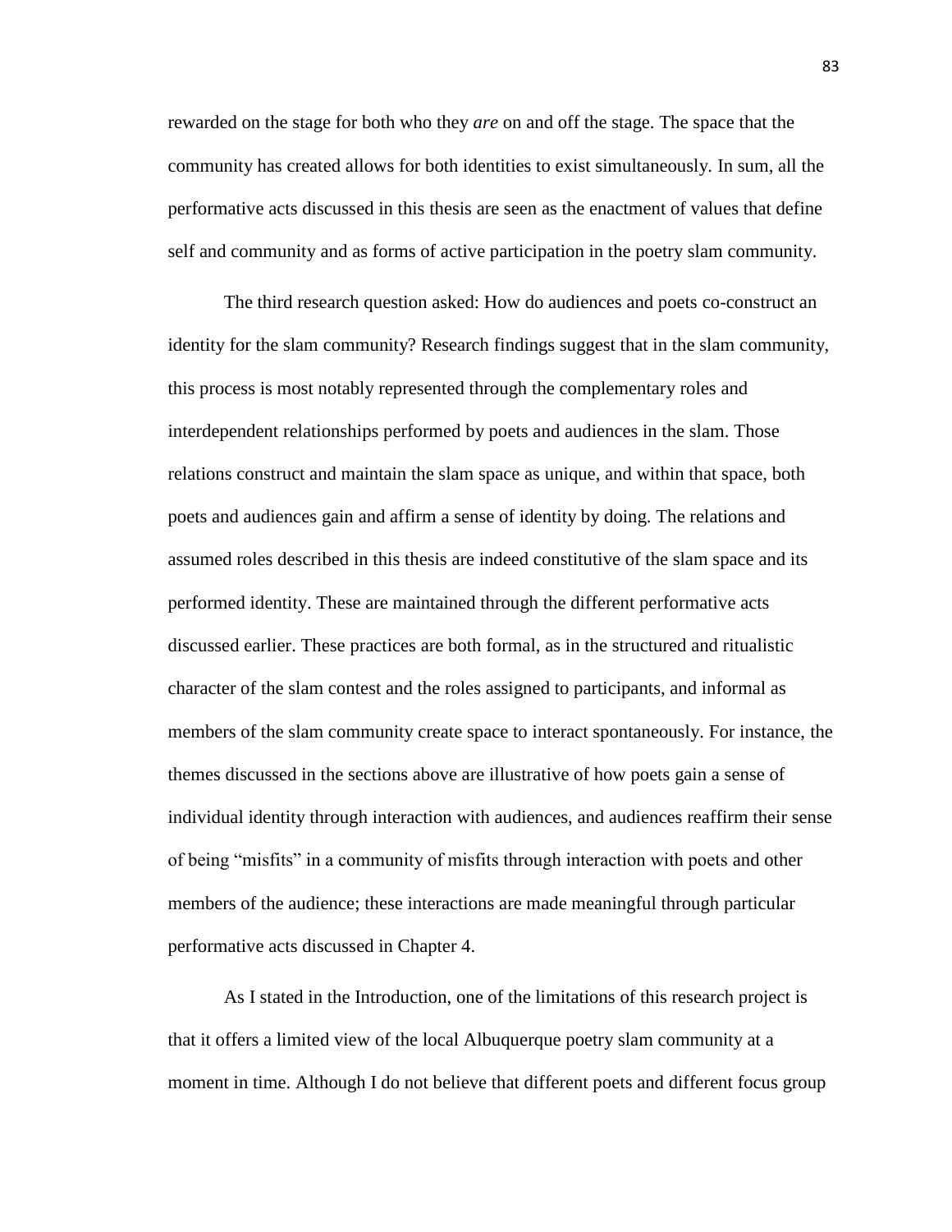rewarded on the stage for both who they *are* on and off the stage. The space that the community has created allows for both identities to exist simultaneously. In sum, all the performative acts discussed in this thesis are seen as the enactment of values that define self and community and as forms of active participation in the poetry slam community.

The third research question asked: How do audiences and poets co-construct an identity for the slam community? Research findings suggest that in the slam community, this process is most notably represented through the complementary roles and interdependent relationships performed by poets and audiences in the slam. Those relations construct and maintain the slam space as unique, and within that space, both poets and audiences gain and affirm a sense of identity by doing. The relations and assumed roles described in this thesis are indeed constitutive of the slam space and its performed identity. These are maintained through the different performative acts discussed earlier. These practices are both formal, as in the structured and ritualistic character of the slam contest and the roles assigned to participants, and informal as members of the slam community create space to interact spontaneously. For instance, the themes discussed in the sections above are illustrative of how poets gain a sense of individual identity through interaction with audiences, and audiences reaffirm their sense of being "misfits" in a community of misfits through interaction with poets and other members of the audience; these interactions are made meaningful through particular performative acts discussed in Chapter 4.

As I stated in the Introduction, one of the limitations of this research project is that it offers a limited view of the local Albuquerque poetry slam community at a moment in time. Although I do not believe that different poets and different focus group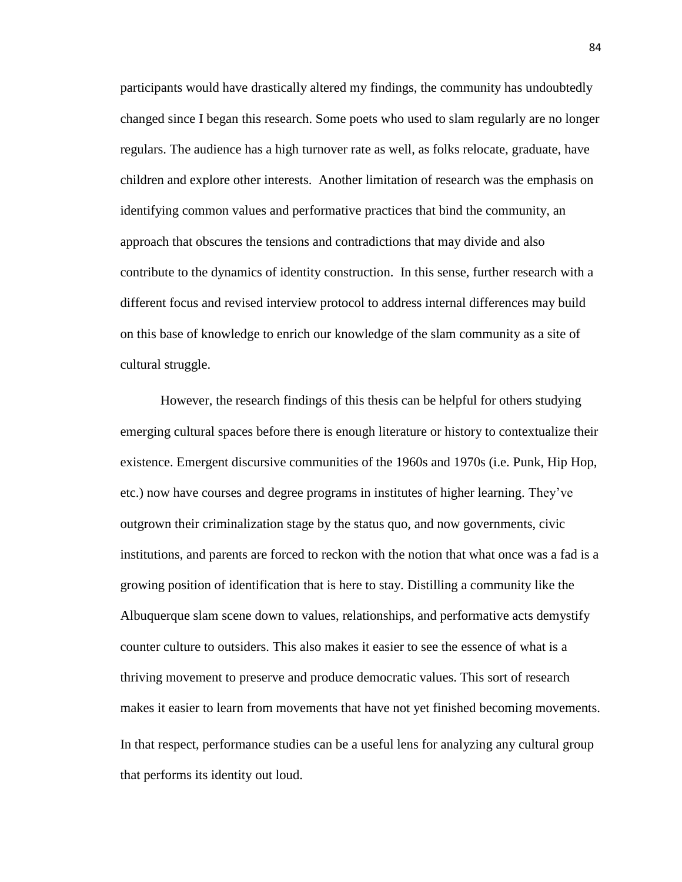participants would have drastically altered my findings, the community has undoubtedly changed since I began this research. Some poets who used to slam regularly are no longer regulars. The audience has a high turnover rate as well, as folks relocate, graduate, have children and explore other interests. Another limitation of research was the emphasis on identifying common values and performative practices that bind the community, an approach that obscures the tensions and contradictions that may divide and also contribute to the dynamics of identity construction. In this sense, further research with a different focus and revised interview protocol to address internal differences may build on this base of knowledge to enrich our knowledge of the slam community as a site of cultural struggle.

However, the research findings of this thesis can be helpful for others studying emerging cultural spaces before there is enough literature or history to contextualize their existence. Emergent discursive communities of the 1960s and 1970s (i.e. Punk, Hip Hop, etc.) now have courses and degree programs in institutes of higher learning. They've outgrown their criminalization stage by the status quo, and now governments, civic institutions, and parents are forced to reckon with the notion that what once was a fad is a growing position of identification that is here to stay. Distilling a community like the Albuquerque slam scene down to values, relationships, and performative acts demystify counter culture to outsiders. This also makes it easier to see the essence of what is a thriving movement to preserve and produce democratic values. This sort of research makes it easier to learn from movements that have not yet finished becoming movements. In that respect, performance studies can be a useful lens for analyzing any cultural group that performs its identity out loud.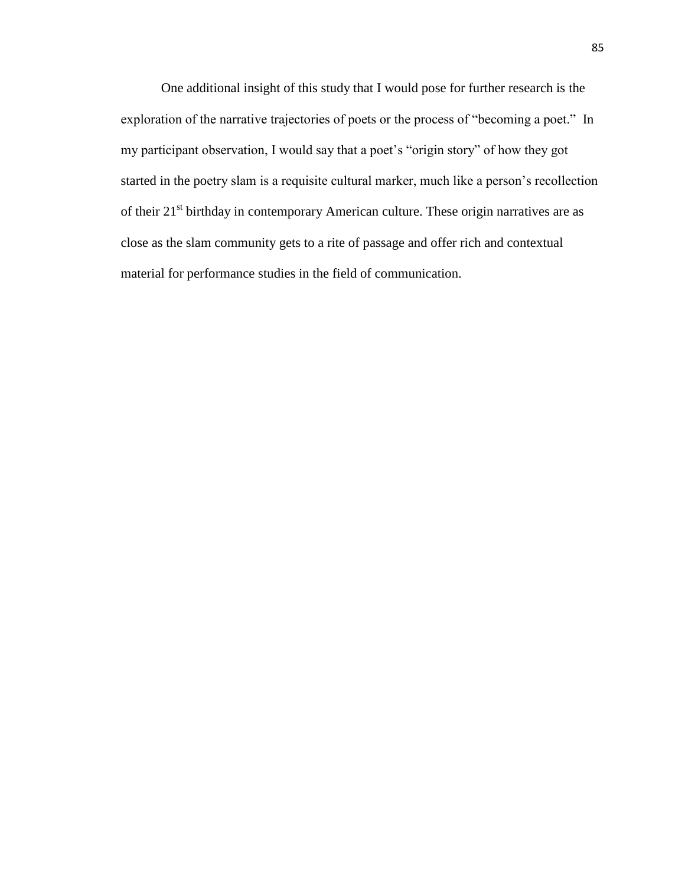One additional insight of this study that I would pose for further research is the exploration of the narrative trajectories of poets or the process of "becoming a poet." In my participant observation, I would say that a poet's "origin story" of how they got started in the poetry slam is a requisite cultural marker, much like a person's recollection of their 21st birthday in contemporary American culture. These origin narratives are as close as the slam community gets to a rite of passage and offer rich and contextual material for performance studies in the field of communication.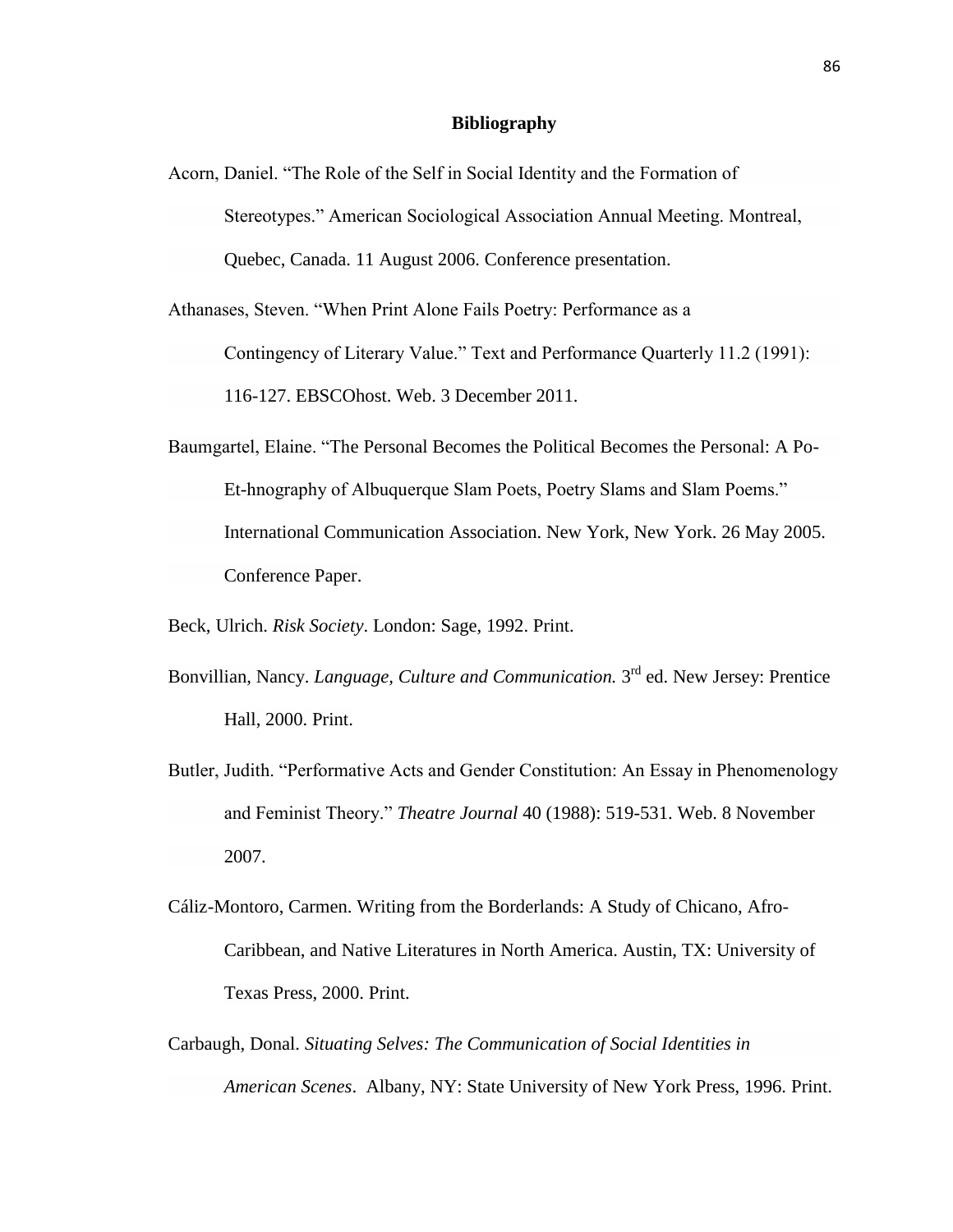## Bibliography

Acorn, Daniel. "The Role of the Self in Social Identity and the Formation of Stereotypes." American Sociological Association Annual Meeting. Montreal, Quebec, Canada. 11 August 2006. Conference presentation.

Athanases, Steven. "When Print Alone Fails Poetry: Performance as a Contingency of Literary Value." Text and Performance Quarterly 11.2 (1991): 116-127. EBSCOhost. Web. 3 December 2011.

Baumgartel, Elaine. "The Personal Becomes the Political Becomes the Personal: A Po-Et-hnography of Albuquerque Slam Poets, Poetry Slams and Slam Poems." International Communication Association. New York, New York. 26 May 2005. Conference Paper.

Beck, Ulrich. *Risk Society*. London: Sage, 1992. Print.

Bonvillian, Nancy. *Language, Culture and Communication.* 3rd ed. New Jersey: Prentice Hall, 2000. Print.

Butler, Judith. "Performative Acts and Gender Constitution: An Essay in Phenomenology and Feminist Theory." *Theatre Journal* 40 (1988): 519-531. Web. 8 November 2007.

Cáliz-Montoro, Carmen. Writing from the Borderlands: A Study of Chicano, Afro-Caribbean, and Native Literatures in North America. Austin, TX: University of Texas Press, 2000. Print.

Carbaugh, Donal. *Situating Selves: The Communication of Social Identities in American Scenes*. Albany, NY: State University of New York Press, 1996. Print.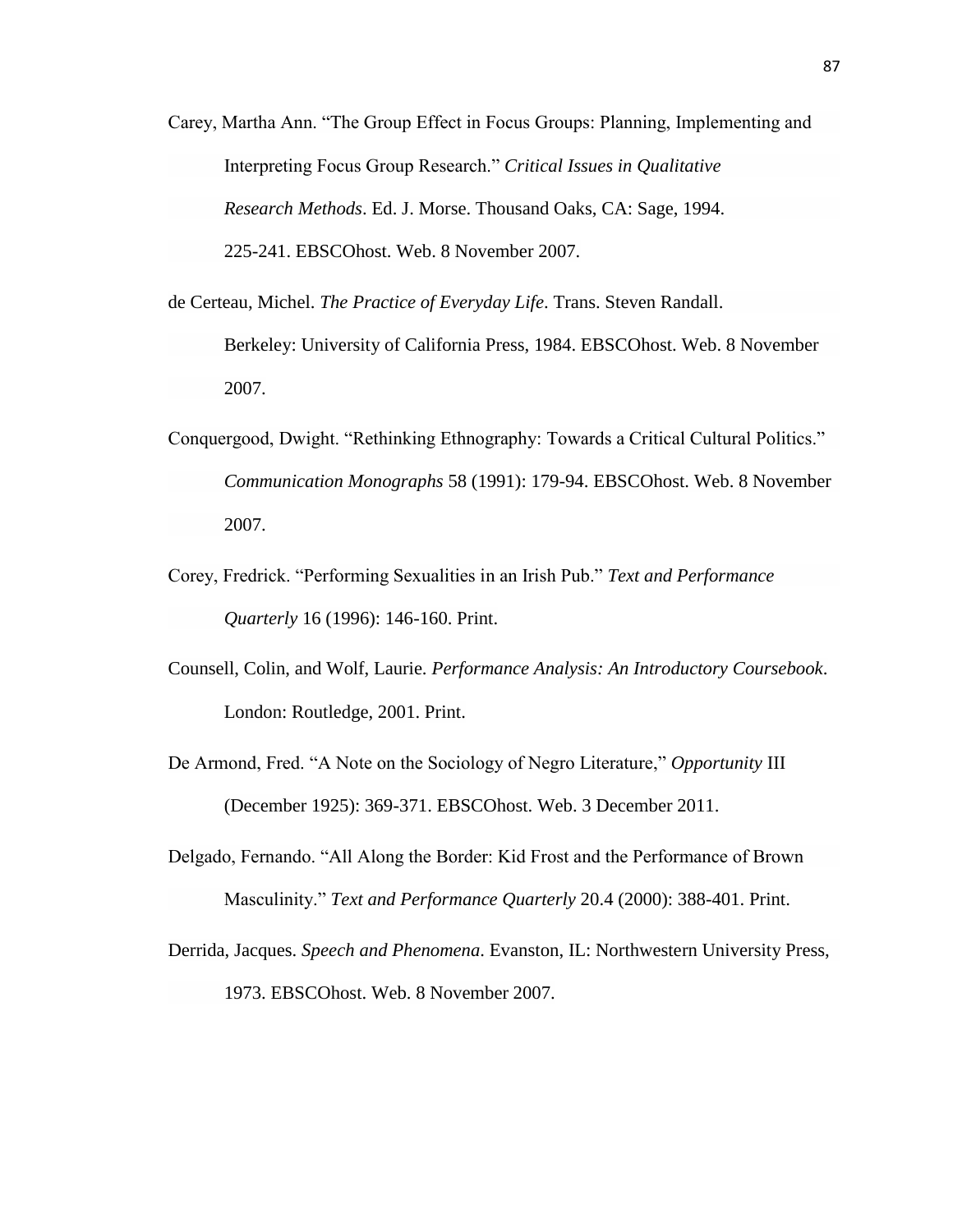Carey, Martha Ann. "The Group Effect in Focus Groups: Planning, Implementing and Interpreting Focus Group Research." *Critical Issues in Qualitative Research Methods*. Ed. J. Morse. Thousand Oaks, CA: Sage, 1994. 225-241. EBSCOhost. Web. 8 November 2007.

de Certeau, Michel. *The Practice of Everyday Life*. Trans. Steven Randall. Berkeley: University of California Press, 1984. EBSCOhost. Web. 8 November 2007.

Conquergood, Dwight. "Rethinking Ethnography: Towards a Critical Cultural Politics." *Communication Monographs* 58 (1991): 179-94. EBSCOhost. Web. 8 November 2007.

Corey, Fredrick. "Performing Sexualities in an Irish Pub." *Text and Performance Quarterly* 16 (1996): 146-160. Print.

Counsell, Colin, and Wolf, Laurie. *Performance Analysis: An Introductory Coursebook*. London: Routledge, 2001. Print.

De Armond, Fred. "A Note on the Sociology of Negro Literature," *Opportunity* III (December 1925): 369-371. EBSCOhost. Web. 3 December 2011.

Delgado, Fernando. "All Along the Border: Kid Frost and the Performance of Brown Masculinity." *Text and Performance Quarterly* 20.4 (2000): 388-401. Print.

Derrida, Jacques. *Speech and Phenomena*. Evanston, IL: Northwestern University Press, 1973. EBSCOhost. Web. 8 November 2007.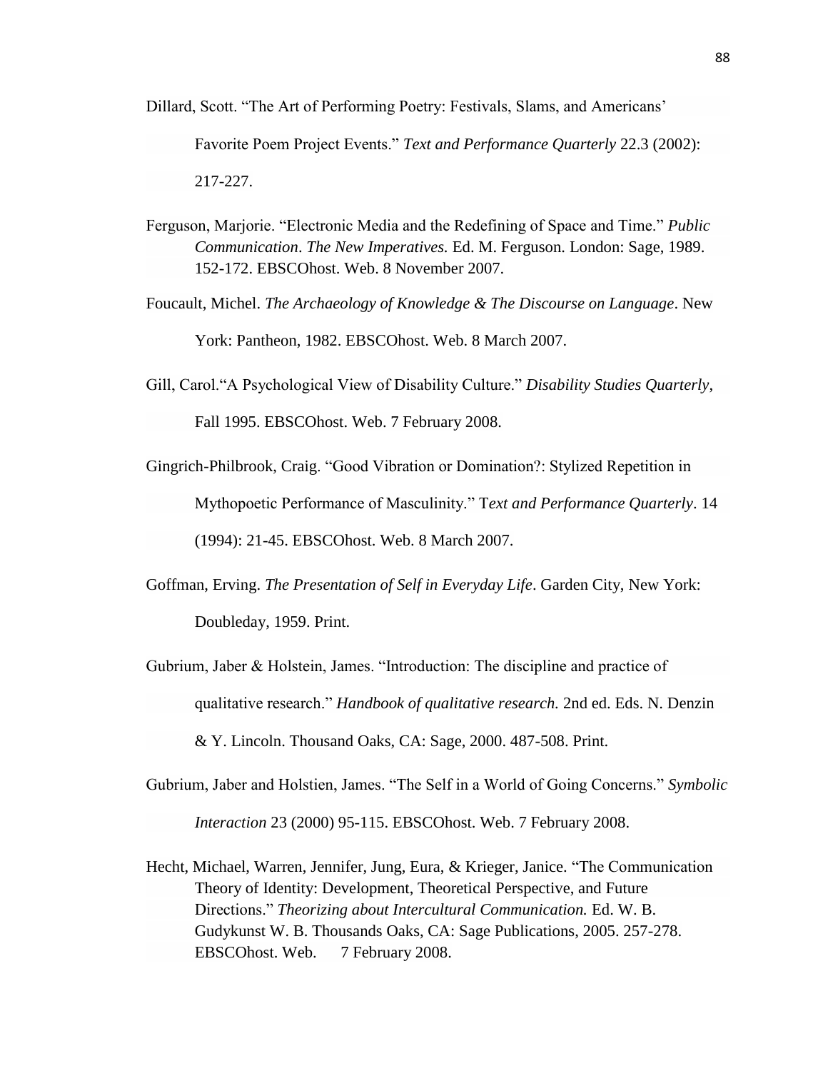Dillard, Scott. "The Art of Performing Poetry: Festivals, Slams, and Americans' Favorite Poem Project Events." *Text and Performance Quarterly* 22.3 (2002): 217-227.

Ferguson, Marjorie. "Electronic Media and the Redefining of Space and Time." *Public Communication*. *The New Imperatives.* Ed. M. Ferguson. London: Sage, 1989. 152-172. EBSCOhost. Web. 8 November 2007.

Foucault, Michel. *The Archaeology of Knowledge & The Discourse on Language*. New York: Pantheon, 1982. EBSCOhost. Web. 8 March 2007.

Gill, Carol."A Psychological View of Disability Culture." *Disability Studies Quarterly*, Fall 1995. EBSCOhost. Web. 7 February 2008.

Gingrich-Philbrook, Craig. "Good Vibration or Domination?: Stylized Repetition in Mythopoetic Performance of Masculinity." T*ext and Performance Quarterly*. 14 (1994): 21-45. EBSCOhost. Web. 8 March 2007.

Goffman, Erving. *The Presentation of Self in Everyday Life*. Garden City, New York: Doubleday, 1959. Print.

Gubrium, Jaber & Holstein, James. "Introduction: The discipline and practice of qualitative research." *Handbook of qualitative research.* 2nd ed. Eds. N. Denzin & Y. Lincoln. Thousand Oaks, CA: Sage, 2000. 487-508. Print.

Gubrium, Jaber and Holstien, James. "The Self in a World of Going Concerns." *Symbolic Interaction* 23 (2000) 95-115. EBSCOhost. Web. 7 February 2008.

Hecht, Michael, Warren, Jennifer, Jung, Eura, & Krieger, Janice. "The Communication Theory of Identity: Development, Theoretical Perspective, and Future Directions." *Theorizing about Intercultural Communication.* Ed. W. B. Gudykunst W. B. Thousands Oaks, CA: Sage Publications, 2005. 257-278. EBSCOhost. Web. 7 February 2008.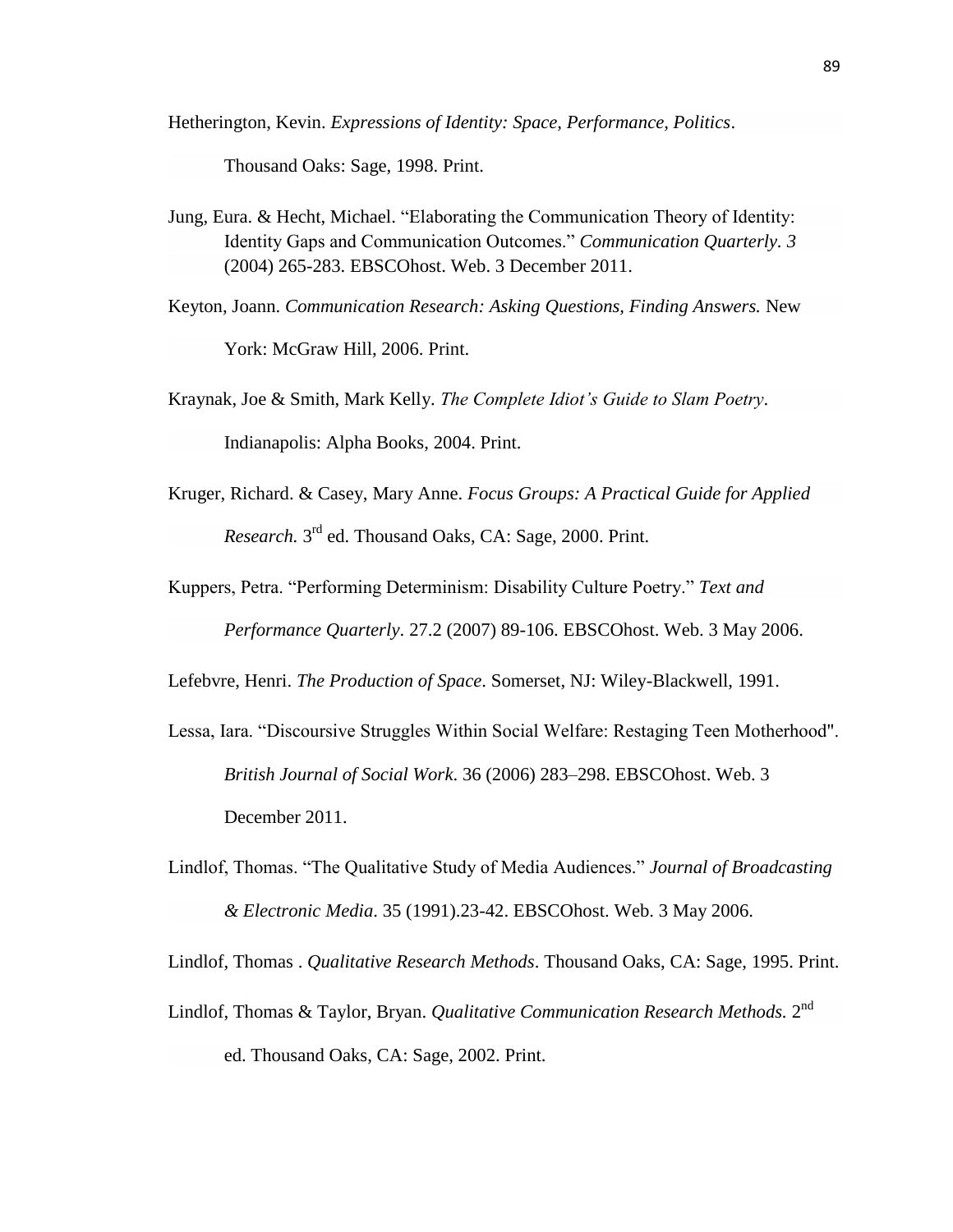Hetherington, Kevin. *Expressions of Identity: Space, Performance, Politics*. Thousand Oaks: Sage, 1998. Print.

Jung, Eura. & Hecht, Michael. "Elaborating the Communication Theory of Identity: Identity Gaps and Communication Outcomes." *Communication Quarterly. 3* (2004) 265-283. EBSCOhost. Web. 3 December 2011.

Keyton, Joann. *Communication Research: Asking Questions, Finding Answers.* New York: McGraw Hill, 2006. Print.

Kraynak, Joe & Smith, Mark Kelly. *The Complete Idiot's Guide to Slam Poetry*. Indianapolis: Alpha Books, 2004. Print.

Kruger, Richard. & Casey, Mary Anne. *Focus Groups: A Practical Guide for Applied Research.* 3rd ed. Thousand Oaks, CA: Sage, 2000. Print.

Kuppers, Petra. "Performing Determinism: Disability Culture Poetry." *Text and Performance Quarterly*. 27.2 (2007) 89-106. EBSCOhost. Web. 3 May 2006.

Lefebvre, Henri. *The Production of Space*. Somerset, NJ: Wiley-Blackwell, 1991.

Lessa, Iara. "Discoursive Struggles Within Social Welfare: Restaging Teen Motherhood". *British Journal of Social Work*. 36 (2006) 283–298. EBSCOhost. Web. 3 December 2011.

Lindlof, Thomas. "The Qualitative Study of Media Audiences." *Journal of Broadcasting & Electronic Media*. 35 (1991).23-42. EBSCOhost. Web. 3 May 2006.

Lindlof, Thomas . *Qualitative Research Methods*. Thousand Oaks, CA: Sage, 1995. Print.

Lindlof, Thomas & Taylor, Bryan. *Qualitative Communication Research Methods.* 2nd ed. Thousand Oaks, CA: Sage, 2002. Print.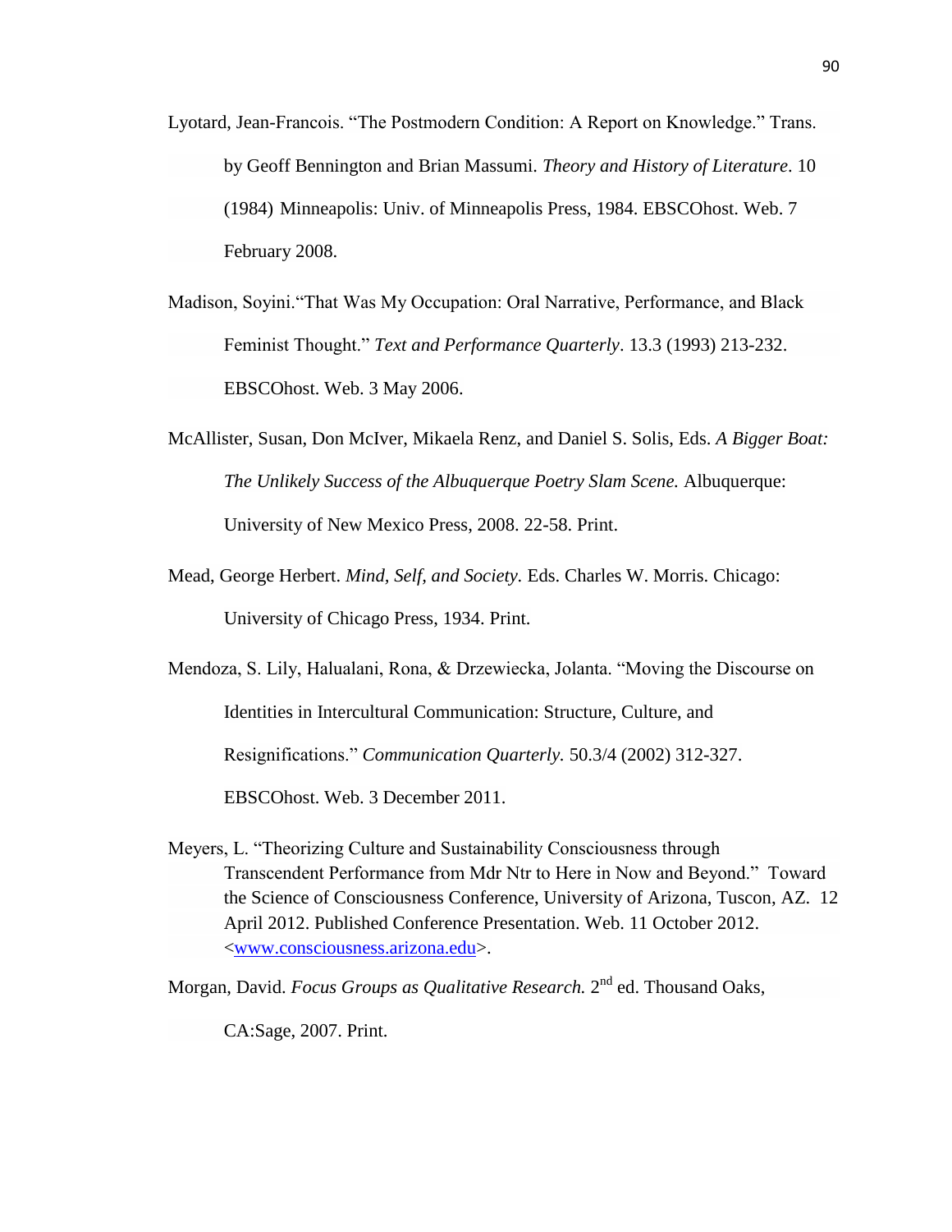Lyotard, Jean-Francois. "The Postmodern Condition: A Report on Knowledge." Trans. by Geoff Bennington and Brian Massumi. *Theory and History of Literature*. 10 (1984) Minneapolis: Univ. of Minneapolis Press, 1984. EBSCOhost. Web. 7 February 2008.

Madison, Soyini."That Was My Occupation: Oral Narrative, Performance, and Black Feminist Thought." *Text and Performance Quarterly*. 13.3 (1993) 213-232. EBSCOhost. Web. 3 May 2006.

McAllister, Susan, Don McIver, Mikaela Renz, and Daniel S. Solis, Eds. *A Bigger Boat: The Unlikely Success of the Albuquerque Poetry Slam Scene.* Albuquerque: University of New Mexico Press, 2008. 22-58. Print.

Mead, George Herbert. *Mind, Self, and Society.* Eds. Charles W. Morris. Chicago: University of Chicago Press, 1934. Print.

Mendoza, S. Lily, Halualani, Rona, & Drzewiecka, Jolanta. "Moving the Discourse on Identities in Intercultural Communication: Structure, Culture, and Resignifications." *Communication Quarterly.* 50.3/4 (2002) 312-327. EBSCOhost. Web. 3 December 2011.

Meyers, L. "Theorizing Culture and Sustainability Consciousness through Transcendent Performance from Mdr Ntr to Here in Now and Beyond." Toward the Science of Consciousness Conference, University of Arizona, Tuscon, AZ. 12 April 2012. Published Conference Presentation. Web. 11 October 2012. <www.consciousness.arizona.edu>.

Morgan, David. *Focus Groups as Qualitative Research.* 2nd ed. Thousand Oaks, CA:Sage, 2007. Print.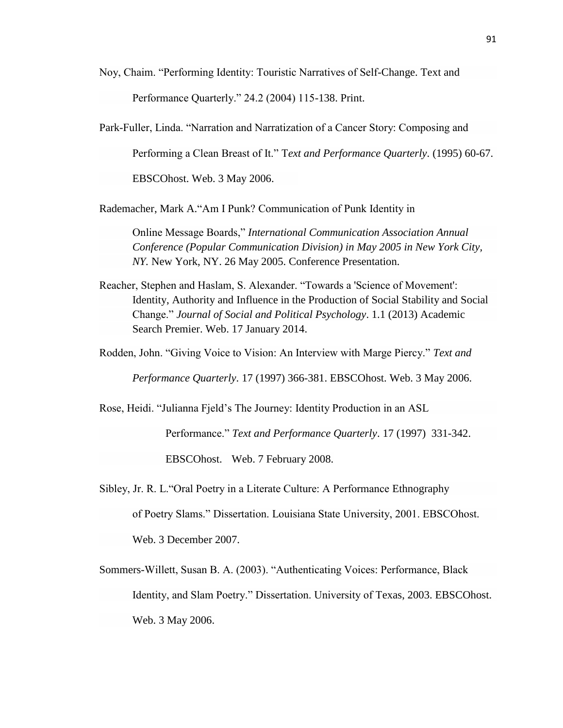Noy, Chaim. "Performing Identity: Touristic Narratives of Self-Change. Text and Performance Quarterly." 24.2 (2004) 115-138. Print.

Park-Fuller, Linda. "Narration and Narratization of a Cancer Story: Composing and Performing a Clean Breast of It." T*ext and Performance Quarterly*. (1995) 60-67. EBSCOhost. Web. 3 May 2006.

Rademacher, Mark A."Am I Punk? Communication of Punk Identity in Online Message Boards," *International Communication Association Annual Conference (Popular Communication Division) in May 2005 in New York City, NY.* New York, NY. 26 May 2005. Conference Presentation.

Reacher, Stephen and Haslam, S. Alexander. "Towards a 'Science of Movement': Identity, Authority and Influence in the Production of Social Stability and Social Change." *Journal of Social and Political Psychology*. 1.1 (2013) Academic Search Premier. Web. 17 January 2014.

Rodden, John. "Giving Voice to Vision: An Interview with Marge Piercy." *Text and Performance Quarterly*. 17 (1997) 366-381. EBSCOhost. Web. 3 May 2006.

Rose, Heidi. "Julianna Fjeld's The Journey: Identity Production in an ASL Performance." *Text and Performance Quarterly*. 17 (1997) 331-342. EBSCOhost. Web. 7 February 2008.

Sibley, Jr. R. L."Oral Poetry in a Literate Culture: A Performance Ethnography of Poetry Slams." Dissertation. Louisiana State University, 2001. EBSCOhost. Web. 3 December 2007.

Sommers-Willett, Susan B. A. (2003). "Authenticating Voices: Performance, Black Identity, and Slam Poetry." Dissertation. University of Texas, 2003. EBSCOhost. Web. 3 May 2006.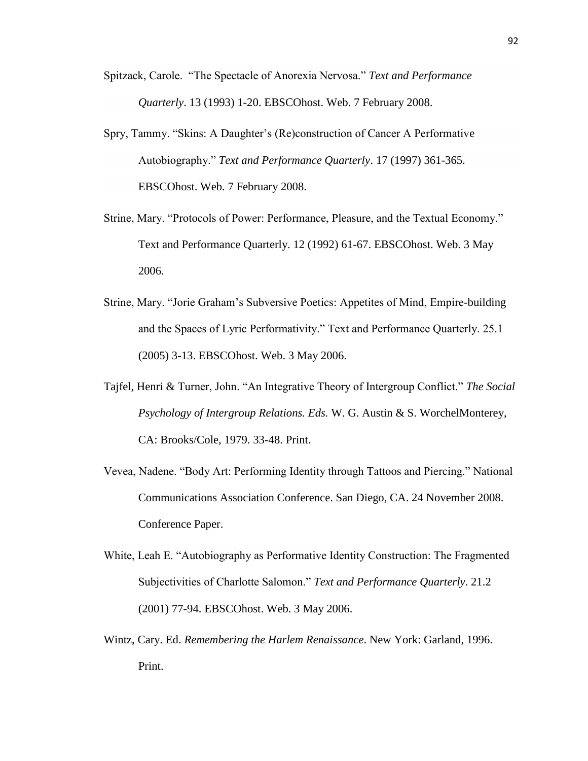Spitzack, Carole. "The Spectacle of Anorexia Nervosa." *Text and Performance Quarterly*. 13 (1993) 1-20. EBSCOhost. Web. 7 February 2008.

Spry, Tammy. "Skins: A Daughter's (Re)construction of Cancer A Performative Autobiography." *Text and Performance Quarterly*. 17 (1997) 361-365. EBSCOhost. Web. 7 February 2008.

Strine, Mary. "Protocols of Power: Performance, Pleasure, and the Textual Economy." Text and Performance Quarterly. 12 (1992) 61-67. EBSCOhost. Web. 3 May 2006.

Strine, Mary. "Jorie Graham's Subversive Poetics: Appetites of Mind, Empire-building and the Spaces of Lyric Performativity." Text and Performance Quarterly. 25.1 (2005) 3-13. EBSCOhost. Web. 3 May 2006.

Tajfel, Henri & Turner, John. "An Integrative Theory of Intergroup Conflict." *The Social Psychology of Intergroup Relations. Eds.* W. G. Austin & S. WorchelMonterey, CA: Brooks/Cole, 1979. 33-48. Print.

Vevea, Nadene. "Body Art: Performing Identity through Tattoos and Piercing." National Communications Association Conference. San Diego, CA. 24 November 2008. Conference Paper.

White, Leah E. "Autobiography as Performative Identity Construction: The Fragmented Subjectivities of Charlotte Salomon." *Text and Performance Quarterly*. 21.2 (2001) 77-94. EBSCOhost. Web. 3 May 2006.

Wintz, Cary. Ed. *Remembering the Harlem Renaissance*. New York: Garland, 1996. Print.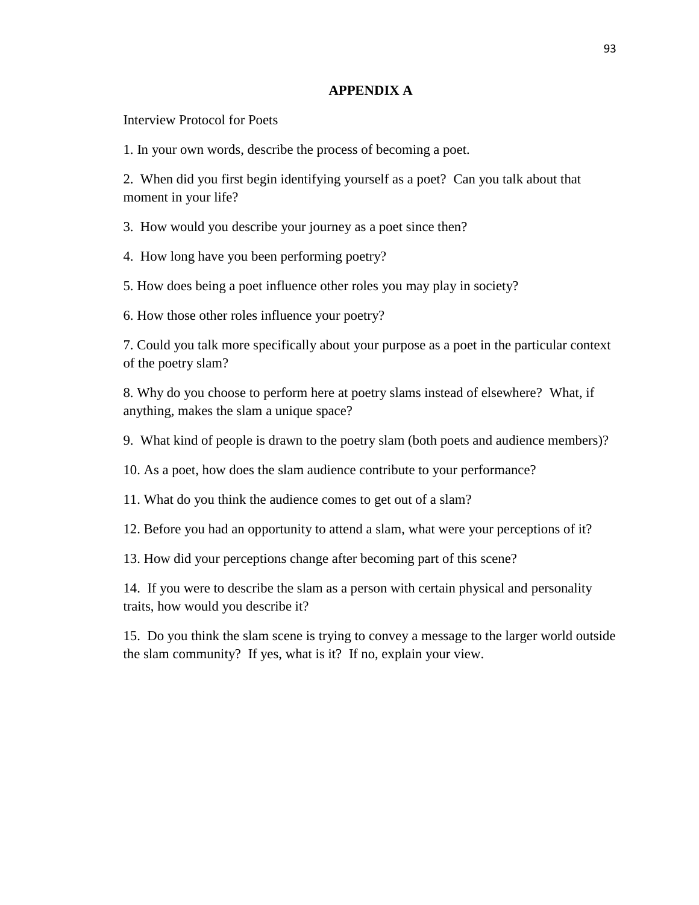# APPENDIX A

Interview Protocol for Poets

1. In your own words, describe the process of becoming a poet.

2. When did you first begin identifying yourself as a poet? Can you talk about that moment in your life?

3. How would you describe your journey as a poet since then?

4. How long have you been performing poetry?

5. How does being a poet influence other roles you may play in society?

6. How those other roles influence your poetry?

7. Could you talk more specifically about your purpose as a poet in the particular context of the poetry slam?

8. Why do you choose to perform here at poetry slams instead of elsewhere? What, if anything, makes the slam a unique space?

9. What kind of people is drawn to the poetry slam (both poets and audience members)?

10. As a poet, how does the slam audience contribute to your performance?

11. What do you think the audience comes to get out of a slam?

12. Before you had an opportunity to attend a slam, what were your perceptions of it?

13. How did your perceptions change after becoming part of this scene?

14. If you were to describe the slam as a person with certain physical and personality traits, how would you describe it?

15. Do you think the slam scene is trying to convey a message to the larger world outside the slam community? If yes, what is it? If no, explain your view.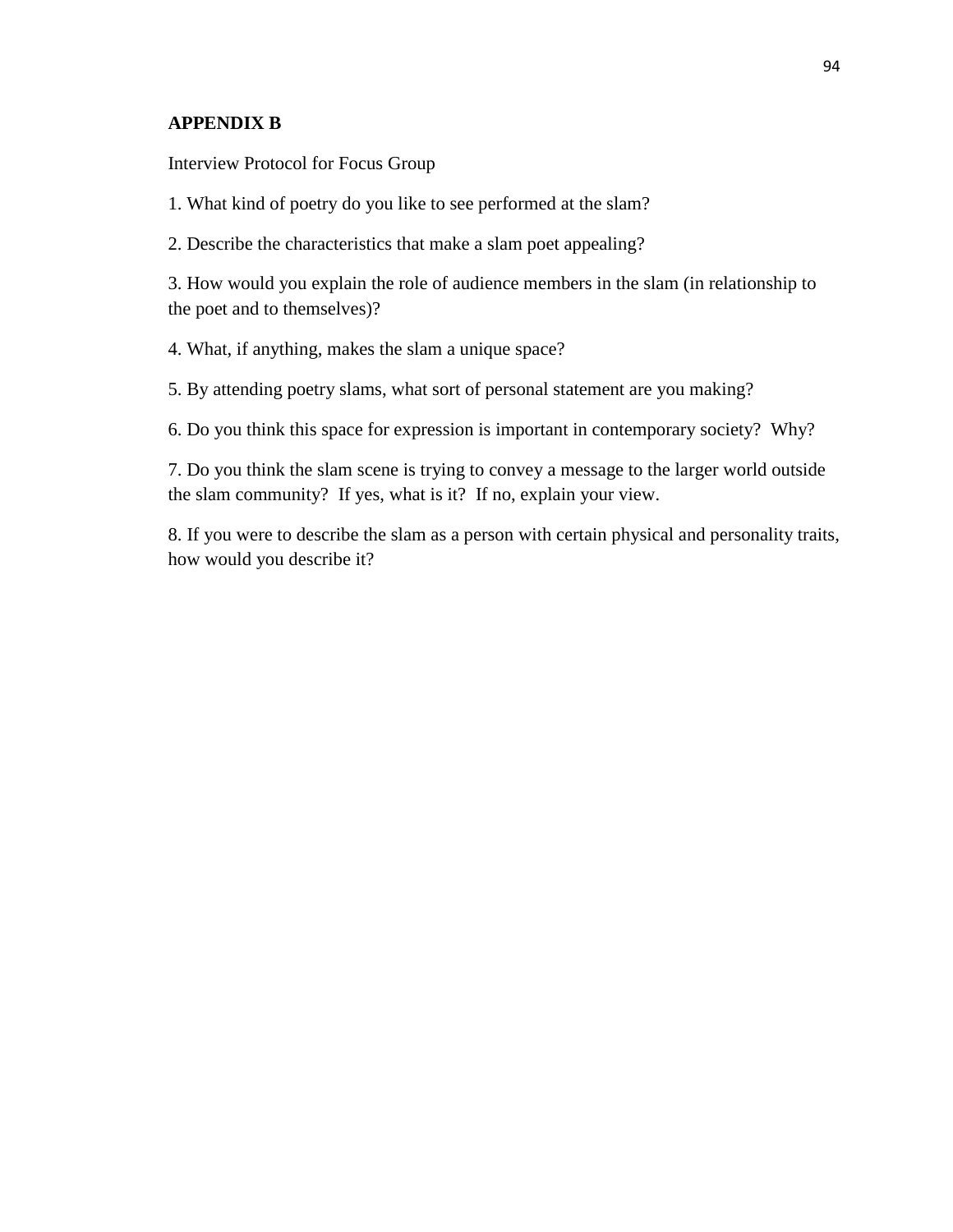## APPENDIX B

Interview Protocol for Focus Group

1. What kind of poetry do you like to see performed at the slam?

2. Describe the characteristics that make a slam poet appealing?

3. How would you explain the role of audience members in the slam (in relationship to the poet and to themselves)?

4. What, if anything, makes the slam a unique space?

5. By attending poetry slams, what sort of personal statement are you making?

6. Do you think this space for expression is important in contemporary society? Why?

7. Do you think the slam scene is trying to convey a message to the larger world outside the slam community? If yes, what is it? If no, explain your view.

8. If you were to describe the slam as a person with certain physical and personality traits, how would you describe it?